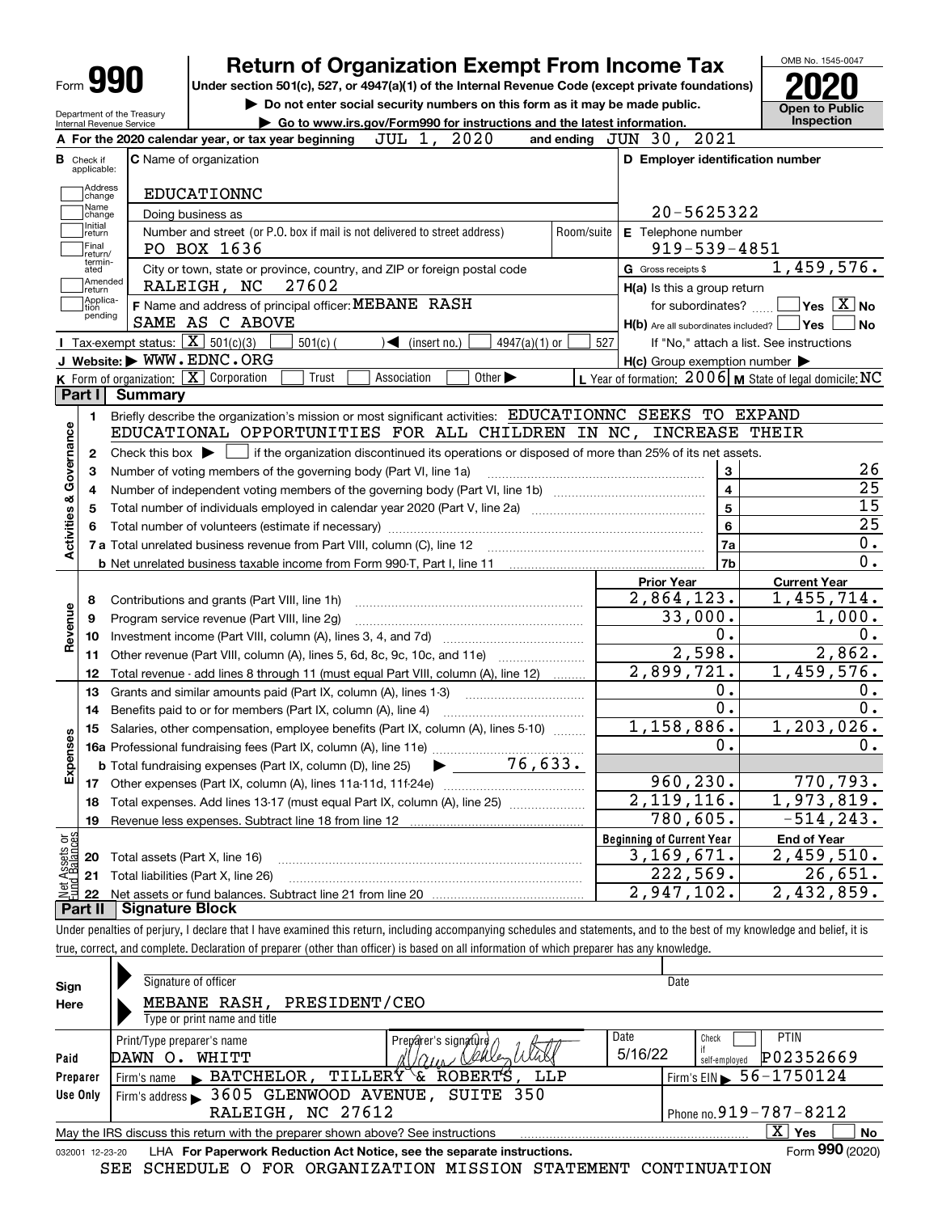Form **990**

# Return of Organization Exempt From Income Tax

**Under section 501(c), 527, or 4947(a)(1) of the Internal Revenue Code (except private foundations)**

▶ Do not enter social security numbers on this form as it may be made public.

▶ Go to www.irs.gov/Form990 for instructions and the latest information.

Department of the Treasury
Internal Revenue Service

OMB No. 1545-0047

**2020**

**Open to Public Inspection**

**A** For the 2020 calendar year, or tax year beginning JUL 1, 2020 and ending JUN 30, 2021

**B** Check if applicable: Address change, Name change, Initial return, Final return/terminated, Amended return, Application pending

**C** Name of organization: EDUCATIONNC

Doing business as

Number and street (or P.O. box if mail is not delivered to street address): PO BOX 1636 Room/suite

City or town, state or province, country, and ZIP or foreign postal code: RALEIGH, NC 27602

**D** Employer identification number: 20-5625322

**E** Telephone number: 919-539-4851

**G** Gross receipts $ 1,459,576.

**F** Name and address of principal officer: MEBANE RASH
SAME AS C ABOVE

**H(a)** Is this a group return for subordinates? ☐ Yes ☒ No

**H(b)** Are all subordinates included? ☐ Yes ☐ No
If "No," attach a list. See instructions

**H(c)** Group exemption number ▶

**I** Tax-exempt status: ☒ 501(c)(3) ☐ 501(c) ( ) ◀ (insert no.) ☐ 4947(a)(1) or ☐ 527

**J** Website: ▶ WWW.EDNC.ORG

**K** Form of organization: ☒ Corporation ☐ Trust ☐ Association ☐ Other ▶

**L** Year of formation: 2006 **M** State of legal domicile: NC

## Part I Summary

**Activities & Governance**

1 Briefly describe the organization's mission or most significant activities: EDUCATIONNC SEEKS TO EXPAND EDUCATIONAL OPPORTUNITIES FOR ALL CHILDREN IN NC, INCREASE THEIR

2 Check this box ▶ ☐ if the organization discontinued its operations or disposed of more than 25% of its net assets.

| | | | |
|---|---|---|---|
| 3 | Number of voting members of the governing body (Part VI, line 1a) | 3 | 26 |
| 4 | Number of independent voting members of the governing body (Part VI, line 1b) | 4 | 25 |
| 5 | Total number of individuals employed in calendar year 2020 (Part V, line 2a) | 5 | 15 |
| 6 | Total number of volunteers (estimate if necessary) | 6 | 25 |
| 7a | Total unrelated business revenue from Part VIII, column (C), line 12 | 7a | 0. |
| b | Net unrelated business taxable income from Form 990-T, Part I, line 11 | 7b | 0. |

| | | Prior Year | Current Year |
|---|---|---|---|
| **Revenue** | | | |
| 8 | Contributions and grants (Part VIII, line 1h) | 2,864,123. | 1,455,714. |
| 9 | Program service revenue (Part VIII, line 2g) | 33,000. | 1,000. |
| 10 | Investment income (Part VIII, column (A), lines 3, 4, and 7d) | 0. | 0. |
| 11 | Other revenue (Part VIII, column (A), lines 5, 6d, 8c, 9c, 10c, and 11e) | 2,598. | 2,862. |
| 12 | Total revenue - add lines 8 through 11 (must equal Part VIII, column (A), line 12) | 2,899,721. | 1,459,576. |
| **Expenses** | | | |
| 13 | Grants and similar amounts paid (Part IX, column (A), lines 1-3) | 0. | 0. |
| 14 | Benefits paid to or for members (Part IX, column (A), line 4) | 0. | 0. |
| 15 | Salaries, other compensation, employee benefits (Part IX, column (A), lines 5-10) | 1,158,886. | 1,203,026. |
| 16a | Professional fundraising fees (Part IX, column (A), line 11e) | 0. | 0. |
| b | Total fundraising expenses (Part IX, column (D), line 25) ▶ 76,633. | | |
| 17 | Other expenses (Part IX, column (A), lines 11a-11d, 11f-24e) | 960,230. | 770,793. |
| 18 | Total expenses. Add lines 13-17 (must equal Part IX, column (A), line 25) | 2,119,116. | 1,973,819. |
| 19 | Revenue less expenses. Subtract line 18 from line 12 | 780,605. | -514,243. |

| | | Beginning of Current Year | End of Year |
|---|---|---|---|
| **Net Assets or Fund Balances** | | | |
| 20 | Total assets (Part X, line 16) | 3,169,671. | 2,459,510. |
| 21 | Total liabilities (Part X, line 26) | 222,569. | 26,651. |
| 22 | Net assets or fund balances. Subtract line 21 from line 20 | 2,947,102. | 2,432,859. |

## Part II Signature Block

Under penalties of perjury, I declare that I have examined this return, including accompanying schedules and statements, and to the best of my knowledge and belief, it is true, correct, and complete. Declaration of preparer (other than officer) is based on all information of which preparer has any knowledge.

**Sign Here**

Signature of officer / Date

MEBANE RASH, PRESIDENT/CEO
Type or print name and title

**Paid Preparer Use Only**

| Print/Type preparer's name | Preparer's signature | Date | Check if self-employed | PTIN |
|---|---|---|---|---|
| DAWN O. WHITT | Dawn Oakley Whitt | 5/16/22 | ☐ | P02352669 |

Firm's name ▶ BATCHELOR, TILLERY & ROBERTS, LLP — Firm's EIN ▶ 56-1750124

Firm's address ▶ 3605 GLENWOOD AVENUE, SUITE 350, RALEIGH, NC 27612 — Phone no. 919-787-8212

May the IRS discuss this return with the preparer shown above? See instructions ☒ Yes ☐ No

032001 12-23-20 LHA For Paperwork Reduction Act Notice, see the separate instructions. Form **990** (2020)

SEE SCHEDULE O FOR ORGANIZATION MISSION STATEMENT CONTINUATION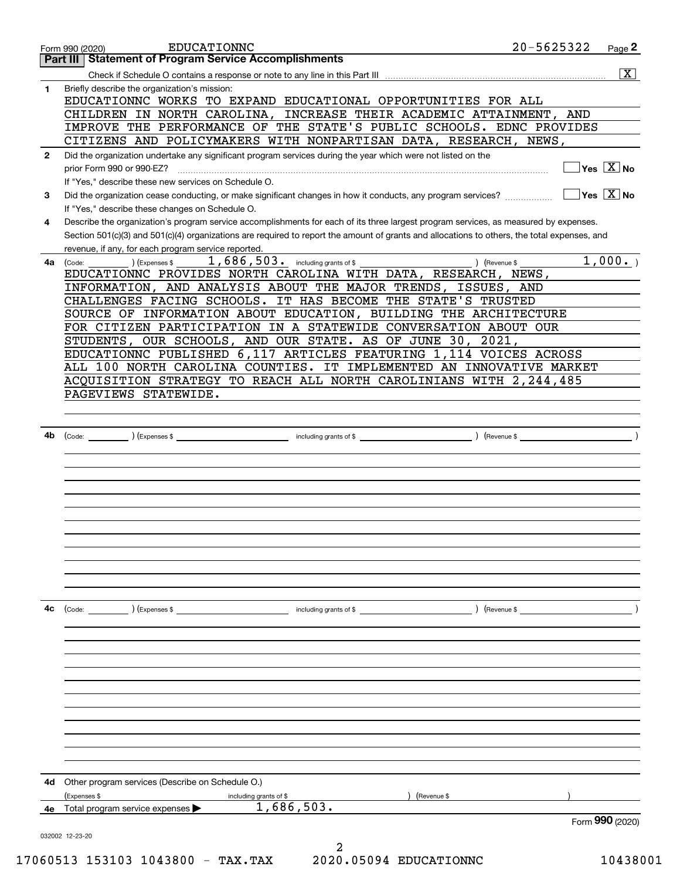Form 990 (2020) EDUCATIONNC 20-5625322 Page **2**

## Part III Statement of Program Service Accomplishments

Check if Schedule O contains a response or note to any line in this Part III ..... [X]

**1** Briefly describe the organization's mission:

EDUCATIONNC WORKS TO EXPAND EDUCATIONAL OPPORTUNITIES FOR ALL CHILDREN IN NORTH CAROLINA, INCREASE THEIR ACADEMIC ATTAINMENT, AND IMPROVE THE PERFORMANCE OF THE STATE'S PUBLIC SCHOOLS. EDNC PROVIDES CITIZENS AND POLICYMAKERS WITH NONPARTISAN DATA, RESEARCH, NEWS,

**2** Did the organization undertake any significant program services during the year which were not listed on the prior Form 990 or 990-EZ? ..... [ ] Yes [X] No

If "Yes," describe these new services on Schedule O.

**3** Did the organization cease conducting, or make significant changes in how it conducts, any program services? ..... [ ] Yes [X] No

If "Yes," describe these changes on Schedule O.

**4** Describe the organization's program service accomplishments for each of its three largest program services, as measured by expenses. Section 501(c)(3) and 501(c)(4) organizations are required to report the amount of grants and allocations to others, the total expenses, and revenue, if any, for each program service reported.

**4a** (Code: ) (Expenses $ 1,686,503. including grants of $ ) (Revenue $ 1,000. )

EDUCATIONNC PROVIDES NORTH CAROLINA WITH DATA, RESEARCH, NEWS, INFORMATION, AND ANALYSIS ABOUT THE MAJOR TRENDS, ISSUES, AND CHALLENGES FACING SCHOOLS. IT HAS BECOME THE STATE'S TRUSTED SOURCE OF INFORMATION ABOUT EDUCATION, BUILDING THE ARCHITECTURE FOR CITIZEN PARTICIPATION IN A STATEWIDE CONVERSATION ABOUT OUR STUDENTS, OUR SCHOOLS, AND OUR STATE. AS OF JUNE 30, 2021, EDUCATIONNC PUBLISHED 6,117 ARTICLES FEATURING 1,114 VOICES ACROSS ALL 100 NORTH CAROLINA COUNTIES. IT IMPLEMENTED AN INNOVATIVE MARKET ACQUISITION STRATEGY TO REACH ALL NORTH CAROLINIANS WITH 2,244,485 PAGEVIEWS STATEWIDE.

**4b** (Code: ) (Expenses $ including grants of $ ) (Revenue $ )

**4c** (Code: ) (Expenses $ including grants of $ ) (Revenue $ )

**4d** Other program services (Describe on Schedule O.)

(Expenses $ including grants of $ ) (Revenue $ )

**4e** Total program service expenses ▶ 1,686,503.

Form **990** (2020)

032002 12-23-20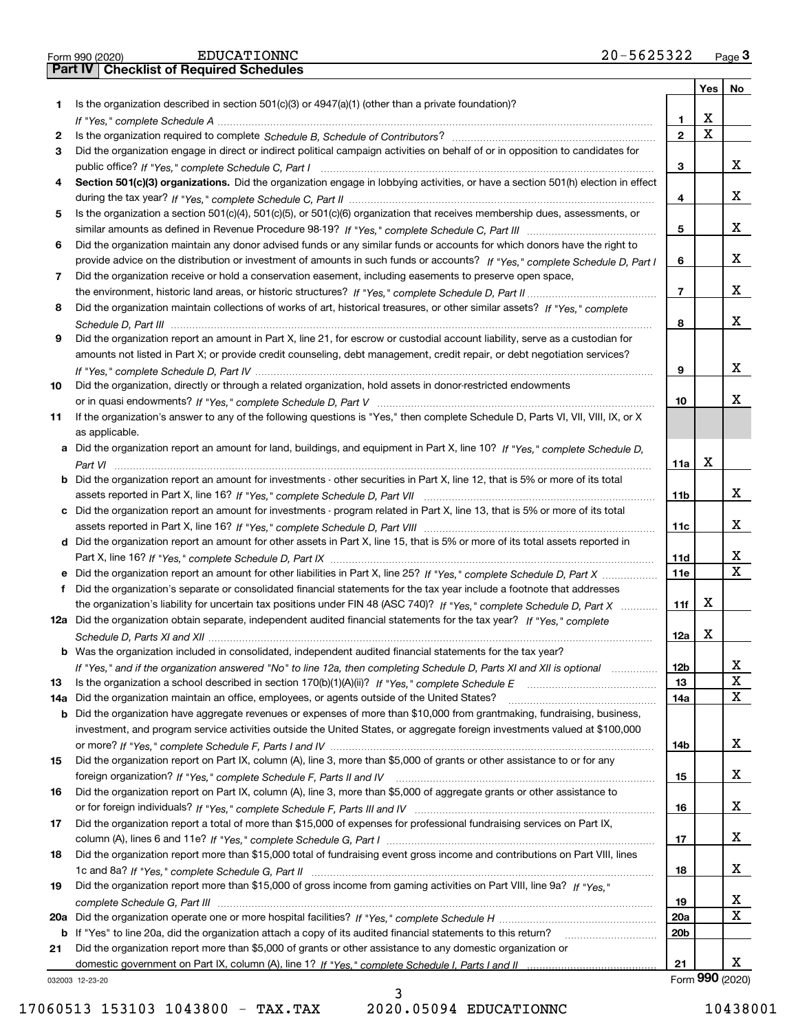Form 990 (2020) EDUCATIONNC 20-5625322 Page **3**

## Part IV Checklist of Required Schedules

| | | | Yes | No |
|---|---|---|---|---|
| **1** | Is the organization described in section 501(c)(3) or 4947(a)(1) (other than a private foundation)? *If "Yes," complete Schedule A* | **1** | X | |
| **2** | Is the organization required to complete *Schedule B, Schedule of Contributors*? | **2** | X | |
| **3** | Did the organization engage in direct or indirect political campaign activities on behalf of or in opposition to candidates for public office? *If "Yes," complete Schedule C, Part I* | **3** | | X |
| **4** | **Section 501(c)(3) organizations.** Did the organization engage in lobbying activities, or have a section 501(h) election in effect during the tax year? *If "Yes," complete Schedule C, Part II* | **4** | | X |
| **5** | Is the organization a section 501(c)(4), 501(c)(5), or 501(c)(6) organization that receives membership dues, assessments, or similar amounts as defined in Revenue Procedure 98-19? *If "Yes," complete Schedule C, Part III* | **5** | | X |
| **6** | Did the organization maintain any donor advised funds or any similar funds or accounts for which donors have the right to provide advice on the distribution or investment of amounts in such funds or accounts? *If "Yes," complete Schedule D, Part I* | **6** | | X |
| **7** | Did the organization receive or hold a conservation easement, including easements to preserve open space, the environment, historic land areas, or historic structures? *If "Yes," complete Schedule D, Part II* | **7** | | X |
| **8** | Did the organization maintain collections of works of art, historical treasures, or other similar assets? *If "Yes," complete Schedule D, Part III* | **8** | | X |
| **9** | Did the organization report an amount in Part X, line 21, for escrow or custodial account liability, serve as a custodian for amounts not listed in Part X; or provide credit counseling, debt management, credit repair, or debt negotiation services? *If "Yes," complete Schedule D, Part IV* | **9** | | X |
| **10** | Did the organization, directly or through a related organization, hold assets in donor-restricted endowments or in quasi endowments? *If "Yes," complete Schedule D, Part V* | **10** | | X |
| **11** | If the organization's answer to any of the following questions is "Yes," then complete Schedule D, Parts VI, VII, VIII, IX, or X as applicable. | | | |
| **a** | Did the organization report an amount for land, buildings, and equipment in Part X, line 10? *If "Yes," complete Schedule D, Part VI* | **11a** | X | |
| **b** | Did the organization report an amount for investments - other securities in Part X, line 12, that is 5% or more of its total assets reported in Part X, line 16? *If "Yes," complete Schedule D, Part VII* | **11b** | | X |
| **c** | Did the organization report an amount for investments - program related in Part X, line 13, that is 5% or more of its total assets reported in Part X, line 16? *If "Yes," complete Schedule D, Part VIII* | **11c** | | X |
| **d** | Did the organization report an amount for other assets in Part X, line 15, that is 5% or more of its total assets reported in Part X, line 16? *If "Yes," complete Schedule D, Part IX* | **11d** | | X |
| **e** | Did the organization report an amount for other liabilities in Part X, line 25? *If "Yes," complete Schedule D, Part X* | **11e** | | X |
| **f** | Did the organization's separate or consolidated financial statements for the tax year include a footnote that addresses the organization's liability for uncertain tax positions under FIN 48 (ASC 740)? *If "Yes," complete Schedule D, Part X* | **11f** | X | |
| **12a** | Did the organization obtain separate, independent audited financial statements for the tax year? *If "Yes," complete Schedule D, Parts XI and XII* | **12a** | X | |
| **b** | Was the organization included in consolidated, independent audited financial statements for the tax year? *If "Yes," and if the organization answered "No" to line 12a, then completing Schedule D, Parts XI and XII is optional* | **12b** | | X |
| **13** | Is the organization a school described in section 170(b)(1)(A)(ii)? *If "Yes," complete Schedule E* | **13** | | X |
| **14a** | Did the organization maintain an office, employees, or agents outside of the United States? | **14a** | | X |
| **b** | Did the organization have aggregate revenues or expenses of more than $10,000 from grantmaking, fundraising, business, investment, and program service activities outside the United States, or aggregate foreign investments valued at $100,000 or more? *If "Yes," complete Schedule F, Parts I and IV* | **14b** | | X |
| **15** | Did the organization report on Part IX, column (A), line 3, more than $5,000 of grants or other assistance to or for any foreign organization? *If "Yes," complete Schedule F, Parts II and IV* | **15** | | X |
| **16** | Did the organization report on Part IX, column (A), line 3, more than $5,000 of aggregate grants or other assistance to or for foreign individuals? *If "Yes," complete Schedule F, Parts III and IV* | **16** | | X |
| **17** | Did the organization report a total of more than $15,000 of expenses for professional fundraising services on Part IX, column (A), lines 6 and 11e? *If "Yes," complete Schedule G, Part I* | **17** | | X |
| **18** | Did the organization report more than $15,000 total of fundraising event gross income and contributions on Part VIII, lines 1c and 8a? *If "Yes," complete Schedule G, Part II* | **18** | | X |
| **19** | Did the organization report more than $15,000 of gross income from gaming activities on Part VIII, line 9a? *If "Yes," complete Schedule G, Part III* | **19** | | X |
| **20a** | Did the organization operate one or more hospital facilities? *If "Yes," complete Schedule H* | **20a** | | X |
| **b** | If "Yes" to line 20a, did the organization attach a copy of its audited financial statements to this return? | **20b** | | |
| **21** | Did the organization report more than $5,000 of grants or other assistance to any domestic organization or domestic government on Part IX, column (A), line 1? *If "Yes," complete Schedule I, Parts I and II* | **21** | | X |

032003 12-23-20 Form **990** (2020)

17060513 153103 1043800 - TAX.TAX 2020.05094 EDUCATIONNC 10438001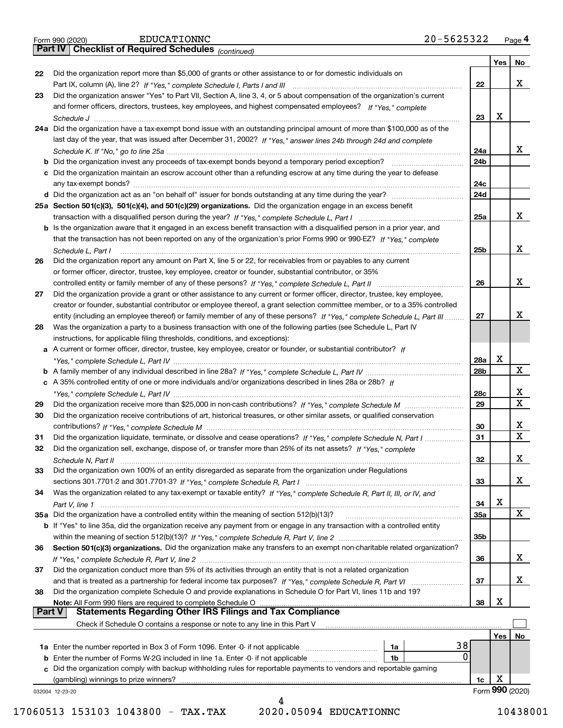Form 990 (2020) EDUCATIONNC 20-5625322 Page 4

**Part IV Checklist of Required Schedules** *(continued)*

| | | | Yes | No |
|---|---|---|---|---|
| 22 | Did the organization report more than $5,000 of grants or other assistance to or for domestic individuals on Part IX, column (A), line 2? *If "Yes," complete Schedule I, Parts I and III* | 22 | | X |
| 23 | Did the organization answer "Yes" to Part VII, Section A, line 3, 4, or 5 about compensation of the organization's current and former officers, directors, trustees, key employees, and highest compensated employees? *If "Yes," complete Schedule J* | 23 | X | |
| 24a | Did the organization have a tax-exempt bond issue with an outstanding principal amount of more than $100,000 as of the last day of the year, that was issued after December 31, 2002? *If "Yes," answer lines 24b through 24d and complete Schedule K. If "No," go to line 25a* | 24a | | X |
| b | Did the organization invest any proceeds of tax-exempt bonds beyond a temporary period exception? | 24b | | |
| c | Did the organization maintain an escrow account other than a refunding escrow at any time during the year to defease any tax-exempt bonds? | 24c | | |
| d | Did the organization act as an "on behalf of" issuer for bonds outstanding at any time during the year? | 24d | | |
| 25a | **Section 501(c)(3), 501(c)(4), and 501(c)(29) organizations.** Did the organization engage in an excess benefit transaction with a disqualified person during the year? *If "Yes," complete Schedule L, Part I* | 25a | | X |
| b | Is the organization aware that it engaged in an excess benefit transaction with a disqualified person in a prior year, and that the transaction has not been reported on any of the organization's prior Forms 990 or 990-EZ? *If "Yes," complete Schedule L, Part I* | 25b | | X |
| 26 | Did the organization report any amount on Part X, line 5 or 22, for receivables from or payables to any current or former officer, director, trustee, key employee, creator or founder, substantial contributor, or 35% controlled entity or family member of any of these persons? *If "Yes," complete Schedule L, Part II* | 26 | | X |
| 27 | Did the organization provide a grant or other assistance to any current or former officer, director, trustee, key employee, creator or founder, substantial contributor or employee thereof, a grant selection committee member, or to a 35% controlled entity (including an employee thereof) or family member of any of these persons? *If "Yes," complete Schedule L, Part III* | 27 | | X |
| 28 | Was the organization a party to a business transaction with one of the following parties (see Schedule L, Part IV instructions, for applicable filing thresholds, conditions, and exceptions): | | | |
| a | A current or former officer, director, trustee, key employee, creator or founder, or substantial contributor? *If "Yes," complete Schedule L, Part IV* | 28a | X | |
| b | A family member of any individual described in line 28a? *If "Yes," complete Schedule L, Part IV* | 28b | | X |
| c | A 35% controlled entity of one or more individuals and/or organizations described in lines 28a or 28b? *If "Yes," complete Schedule L, Part IV* | 28c | | X |
| 29 | Did the organization receive more than $25,000 in non-cash contributions? *If "Yes," complete Schedule M* | 29 | | X |
| 30 | Did the organization receive contributions of art, historical treasures, or other similar assets, or qualified conservation contributions? *If "Yes," complete Schedule M* | 30 | | X |
| 31 | Did the organization liquidate, terminate, or dissolve and cease operations? *If "Yes," complete Schedule N, Part I* | 31 | | X |
| 32 | Did the organization sell, exchange, dispose of, or transfer more than 25% of its net assets? *If "Yes," complete Schedule N, Part II* | 32 | | X |
| 33 | Did the organization own 100% of an entity disregarded as separate from the organization under Regulations sections 301.7701-2 and 301.7701-3? *If "Yes," complete Schedule R, Part I* | 33 | | X |
| 34 | Was the organization related to any tax-exempt or taxable entity? *If "Yes," complete Schedule R, Part II, III, or IV, and Part V, line 1* | 34 | X | |
| 35a | Did the organization have a controlled entity within the meaning of section 512(b)(13)? | 35a | | X |
| b | If "Yes" to line 35a, did the organization receive any payment from or engage in any transaction with a controlled entity within the meaning of section 512(b)(13)? *If "Yes," complete Schedule R, Part V, line 2* | 35b | | |
| 36 | **Section 501(c)(3) organizations.** Did the organization make any transfers to an exempt non-charitable related organization? *If "Yes," complete Schedule R, Part V, line 2* | 36 | | X |
| 37 | Did the organization conduct more than 5% of its activities through an entity that is not a related organization and that is treated as a partnership for federal income tax purposes? *If "Yes," complete Schedule R, Part VI* | 37 | | X |
| 38 | Did the organization complete Schedule O and provide explanations in Schedule O for Part VI, lines 11b and 19? **Note:** All Form 990 filers are required to complete Schedule O | 38 | X | |

**Part V Statements Regarding Other IRS Filings and Tax Compliance**

Check if Schedule O contains a response or note to any line in this Part V ☐

| | | | | | Yes | No |
|---|---|---|---|---|---|---|
| 1a | Enter the number reported in Box 3 of Form 1096. Enter -0- if not applicable | 1a | 38 | | | |
| b | Enter the number of Forms W-2G included in line 1a. Enter -0- if not applicable | 1b | 0 | | | |
| c | Did the organization comply with backup withholding rules for reportable payments to vendors and reportable gaming (gambling) winnings to prize winners? | | | 1c | X | |

032004 12-23-20 Form **990** (2020)

17060513 153103 1043800 - TAX.TAX 2020.05094 EDUCATIONNC 10438001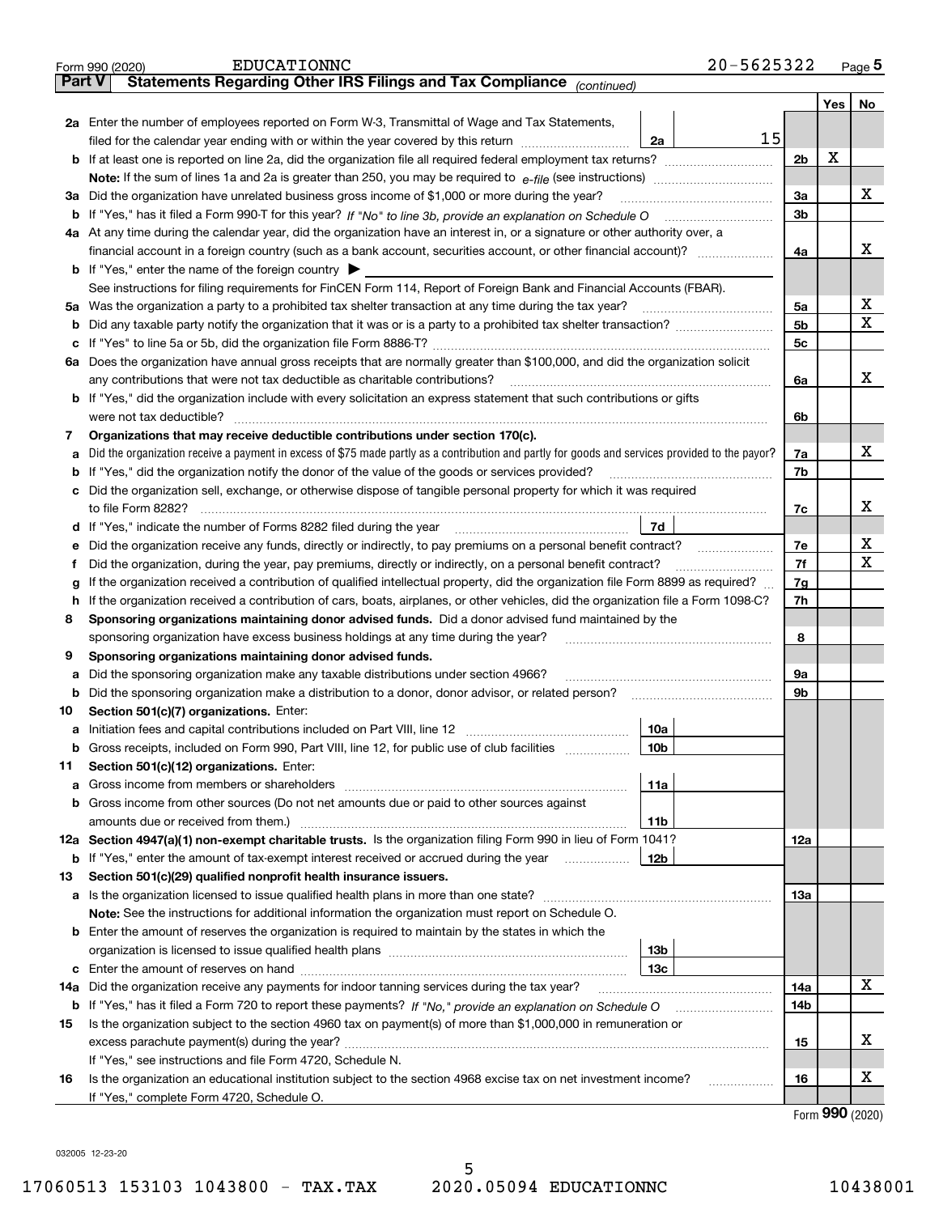Form 990 (2020) EDUCATIONNC 20-5625322 Page **5**

## Part V Statements Regarding Other IRS Filings and Tax Compliance *(continued)*

| | | | | Yes | No |
|---|---|---|---|---|---|
| **2a** | Enter the number of employees reported on Form W-3, Transmittal of Wage and Tax Statements, filed for the calendar year ending with or within the year covered by this return | 2a | 15 | | |
| **b** | If at least one is reported on line 2a, did the organization file all required federal employment tax returns? | | 2b | X | |
| | **Note:** If the sum of lines 1a and 2a is greater than 250, you may be required to *e-file* (see instructions) | | | | |
| **3a** | Did the organization have unrelated business gross income of $1,000 or more during the year? | | 3a | | X |
| **b** | If "Yes," has it filed a Form 990-T for this year? *If "No" to line 3b, provide an explanation on Schedule O* | | 3b | | |
| **4a** | At any time during the calendar year, did the organization have an interest in, or a signature or other authority over, a financial account in a foreign country (such as a bank account, securities account, or other financial account)? | | 4a | | X |
| **b** | If "Yes," enter the name of the foreign country ▶ | | | | |
| | See instructions for filing requirements for FinCEN Form 114, Report of Foreign Bank and Financial Accounts (FBAR). | | | | |
| **5a** | Was the organization a party to a prohibited tax shelter transaction at any time during the tax year? | | 5a | | X |
| **b** | Did any taxable party notify the organization that it was or is a party to a prohibited tax shelter transaction? | | 5b | | X |
| **c** | If "Yes" to line 5a or 5b, did the organization file Form 8886-T? | | 5c | | |
| **6a** | Does the organization have annual gross receipts that are normally greater than $100,000, and did the organization solicit any contributions that were not tax deductible as charitable contributions? | | 6a | | X |
| **b** | If "Yes," did the organization include with every solicitation an express statement that such contributions or gifts were not tax deductible? | | 6b | | |
| **7** | **Organizations that may receive deductible contributions under section 170(c).** | | | | |
| **a** | Did the organization receive a payment in excess of $75 made partly as a contribution and partly for goods and services provided to the payor? | | 7a | | X |
| **b** | If "Yes," did the organization notify the donor of the value of the goods or services provided? | | 7b | | |
| **c** | Did the organization sell, exchange, or otherwise dispose of tangible personal property for which it was required to file Form 8282? | | 7c | | X |
| **d** | If "Yes," indicate the number of Forms 8282 filed during the year | 7d | | | |
| **e** | Did the organization receive any funds, directly or indirectly, to pay premiums on a personal benefit contract? | | 7e | | X |
| **f** | Did the organization, during the year, pay premiums, directly or indirectly, on a personal benefit contract? | | 7f | | X |
| **g** | If the organization received a contribution of qualified intellectual property, did the organization file Form 8899 as required? | | 7g | | |
| **h** | If the organization received a contribution of cars, boats, airplanes, or other vehicles, did the organization file a Form 1098-C? | | 7h | | |
| **8** | **Sponsoring organizations maintaining donor advised funds.** Did a donor advised fund maintained by the sponsoring organization have excess business holdings at any time during the year? | | 8 | | |
| **9** | **Sponsoring organizations maintaining donor advised funds.** | | | | |
| **a** | Did the sponsoring organization make any taxable distributions under section 4966? | | 9a | | |
| **b** | Did the sponsoring organization make a distribution to a donor, donor advisor, or related person? | | 9b | | |
| **10** | **Section 501(c)(7) organizations.** Enter: | | | | |
| **a** | Initiation fees and capital contributions included on Part VIII, line 12 | 10a | | | |
| **b** | Gross receipts, included on Form 990, Part VIII, line 12, for public use of club facilities | 10b | | | |
| **11** | **Section 501(c)(12) organizations.** Enter: | | | | |
| **a** | Gross income from members or shareholders | 11a | | | |
| **b** | Gross income from other sources (Do not net amounts due or paid to other sources against amounts due or received from them.) | 11b | | | |
| **12a** | **Section 4947(a)(1) non-exempt charitable trusts.** Is the organization filing Form 990 in lieu of Form 1041? | | 12a | | |
| **b** | If "Yes," enter the amount of tax-exempt interest received or accrued during the year | 12b | | | |
| **13** | **Section 501(c)(29) qualified nonprofit health insurance issuers.** | | | | |
| **a** | Is the organization licensed to issue qualified health plans in more than one state? | | 13a | | |
| | **Note:** See the instructions for additional information the organization must report on Schedule O. | | | | |
| **b** | Enter the amount of reserves the organization is required to maintain by the states in which the organization is licensed to issue qualified health plans | 13b | | | |
| **c** | Enter the amount of reserves on hand | 13c | | | |
| **14a** | Did the organization receive any payments for indoor tanning services during the tax year? | | 14a | | X |
| **b** | If "Yes," has it filed a Form 720 to report these payments? *If "No," provide an explanation on Schedule O* | | 14b | | |
| **15** | Is the organization subject to the section 4960 tax on payment(s) of more than $1,000,000 in remuneration or excess parachute payment(s) during the year? | | 15 | | X |
| | If "Yes," see instructions and file Form 4720, Schedule N. | | | | |
| **16** | Is the organization an educational institution subject to the section 4968 excise tax on net investment income? | | 16 | | X |
| | If "Yes," complete Form 4720, Schedule O. | | | | |

Form **990** (2020)

032005 12-23-20

17060513 153103 1043800 - TAX.TAX 2020.05094 EDUCATIONNC 10438001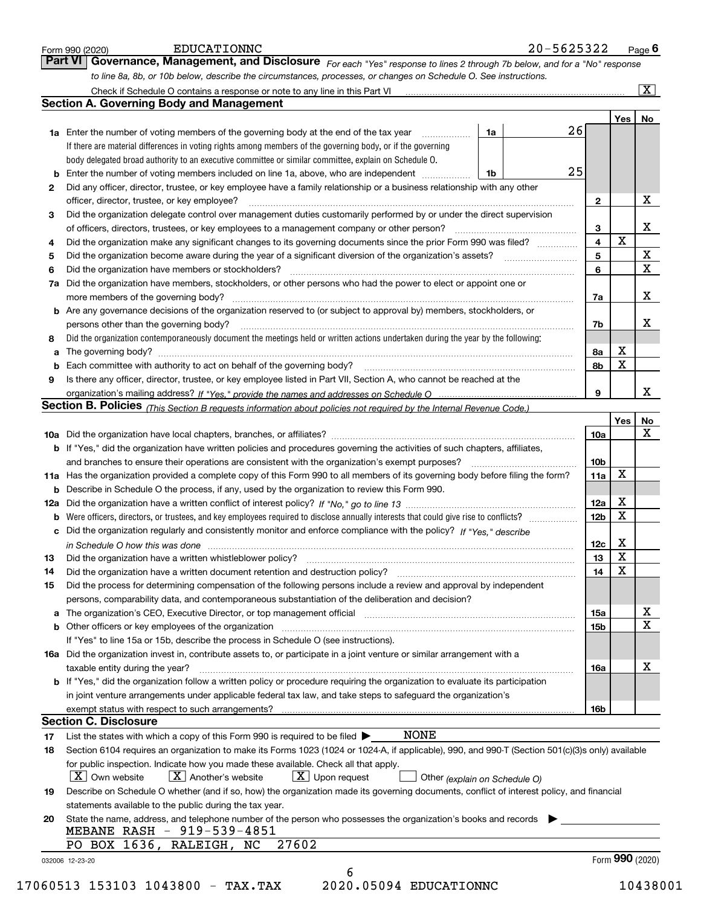Form 990 (2020) EDUCATIONNC 20-5625322 Page **6**

## Part VI Governance, Management, and Disclosure

*For each "Yes" response to lines 2 through 7b below, and for a "No" response to line 8a, 8b, or 10b below, describe the circumstances, processes, or changes on Schedule O. See instructions.*

Check if Schedule O contains a response or note to any line in this Part VI [X]

### Section A. Governing Body and Management

| | | | | Yes | No |
|---|---|---|---|---|---|
| **1a** | Enter the number of voting members of the governing body at the end of the tax year. If there are material differences in voting rights among members of the governing body, or if the governing body delegated broad authority to an executive committee or similar committee, explain on Schedule O. | 1a | 26 | | |
| **b** | Enter the number of voting members included on line 1a, above, who are independent | 1b | 25 | | |
| **2** | Did any officer, director, trustee, or key employee have a family relationship or a business relationship with any other officer, director, trustee, or key employee? | | 2 | | X |
| **3** | Did the organization delegate control over management duties customarily performed by or under the direct supervision of officers, directors, trustees, or key employees to a management company or other person? | | 3 | | X |
| **4** | Did the organization make any significant changes to its governing documents since the prior Form 990 was filed? | | 4 | X | |
| **5** | Did the organization become aware during the year of a significant diversion of the organization's assets? | | 5 | | X |
| **6** | Did the organization have members or stockholders? | | 6 | | X |
| **7a** | Did the organization have members, stockholders, or other persons who had the power to elect or appoint one or more members of the governing body? | | 7a | | X |
| **b** | Are any governance decisions of the organization reserved to (or subject to approval by) members, stockholders, or persons other than the governing body? | | 7b | | X |
| **8** | Did the organization contemporaneously document the meetings held or written actions undertaken during the year by the following: | | | | |
| **a** | The governing body? | | 8a | X | |
| **b** | Each committee with authority to act on behalf of the governing body? | | 8b | X | |
| **9** | Is there any officer, director, trustee, or key employee listed in Part VII, Section A, who cannot be reached at the organization's mailing address? *If "Yes," provide the names and addresses on Schedule O* | | 9 | | X |

### Section B. Policies *(This Section B requests information about policies not required by the Internal Revenue Code.)*

| | | | Yes | No |
|---|---|---|---|---|
| **10a** | Did the organization have local chapters, branches, or affiliates? | 10a | | X |
| **b** | If "Yes," did the organization have written policies and procedures governing the activities of such chapters, affiliates, and branches to ensure their operations are consistent with the organization's exempt purposes? | 10b | | |
| **11a** | Has the organization provided a complete copy of this Form 990 to all members of its governing body before filing the form? | 11a | X | |
| **b** | Describe in Schedule O the process, if any, used by the organization to review this Form 990. | | | |
| **12a** | Did the organization have a written conflict of interest policy? *If "No," go to line 13* | 12a | X | |
| **b** | Were officers, directors, or trustees, and key employees required to disclose annually interests that could give rise to conflicts? | 12b | X | |
| **c** | Did the organization regularly and consistently monitor and enforce compliance with the policy? *If "Yes," describe in Schedule O how this was done* | 12c | X | |
| **13** | Did the organization have a written whistleblower policy? | 13 | X | |
| **14** | Did the organization have a written document retention and destruction policy? | 14 | X | |
| **15** | Did the process for determining compensation of the following persons include a review and approval by independent persons, comparability data, and contemporaneous substantiation of the deliberation and decision? | | | |
| **a** | The organization's CEO, Executive Director, or top management official | 15a | | X |
| **b** | Other officers or key employees of the organization | 15b | | X |
| | If "Yes" to line 15a or 15b, describe the process in Schedule O (see instructions). | | | |
| **16a** | Did the organization invest in, contribute assets to, or participate in a joint venture or similar arrangement with a taxable entity during the year? | 16a | | X |
| **b** | If "Yes," did the organization follow a written policy or procedure requiring the organization to evaluate its participation in joint venture arrangements under applicable federal tax law, and take steps to safeguard the organization's exempt status with respect to such arrangements? | 16b | | |

### Section C. Disclosure

**17** List the states with which a copy of this Form 990 is required to be filed ▶ NONE

**18** Section 6104 requires an organization to make its Forms 1023 (1024 or 1024-A, if applicable), 990, and 990-T (Section 501(c)(3)s only) available for public inspection. Indicate how you made these available. Check all that apply.

[X] Own website [X] Another's website [X] Upon request [ ] Other *(explain on Schedule O)*

**19** Describe on Schedule O whether (and if so, how) the organization made its governing documents, conflict of interest policy, and financial statements available to the public during the tax year.

**20** State the name, address, and telephone number of the person who possesses the organization's books and records ▶

MEBANE RASH - 919-539-4851
PO BOX 1636, RALEIGH, NC 27602

032006 12-23-20 Form **990** (2020)

17060513 153103 1043800 - TAX.TAX 2020.05094 EDUCATIONNC 10438001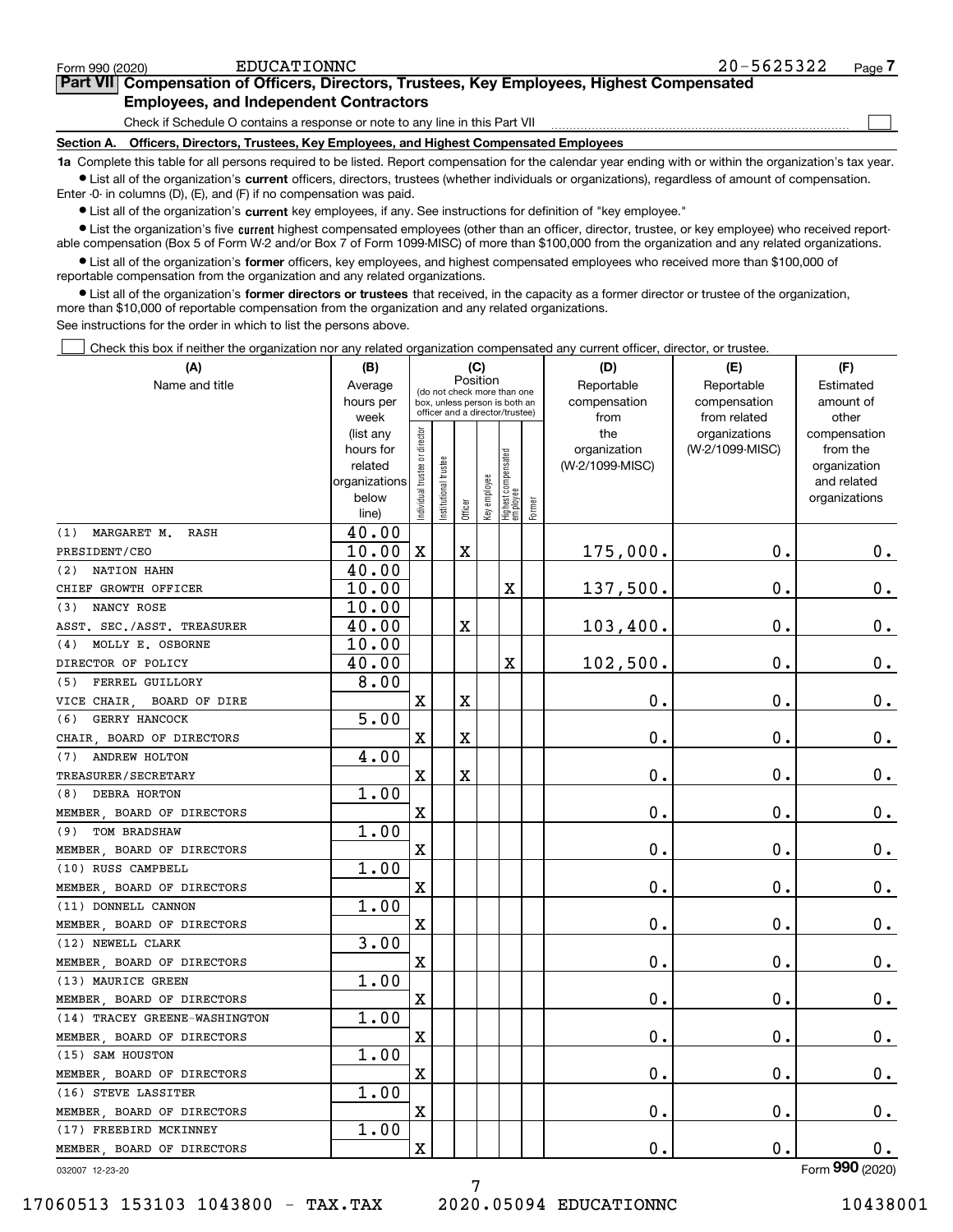Form 990 (2020) EDUCATIONNC 20-5625322

## Part VII Compensation of Officers, Directors, Trustees, Key Employees, Highest Compensated Employees, and Independent Contractors

Check if Schedule O contains a response or note to any line in this Part VII

### Section A. Officers, Directors, Trustees, Key Employees, and Highest Compensated Employees

**1a** Complete this table for all persons required to be listed. Report compensation for the calendar year ending with or within the organization's tax year.

- List all of the organization's **current** officers, directors, trustees (whether individuals or organizations), regardless of amount of compensation. Enter -0- in columns (D), (E), and (F) if no compensation was paid.
- List all of the organization's **current** key employees, if any. See instructions for definition of "key employee."
- List the organization's five **current** highest compensated employees (other than an officer, director, trustee, or key employee) who received reportable compensation (Box 5 of Form W-2 and/or Box 7 of Form 1099-MISC) of more than $100,000 from the organization and any related organizations.
- List all of the organization's **former** officers, key employees, and highest compensated employees who received more than $100,000 of reportable compensation from the organization and any related organizations.
- List all of the organization's **former directors or trustees** that received, in the capacity as a former director or trustee of the organization, more than $10,000 of reportable compensation from the organization and any related organizations.

See instructions for the order in which to list the persons above.

Check this box if neither the organization nor any related organization compensated any current officer, director, or trustee.

| (A) Name and title | (B) Average hours per week (list any hours for related organizations below line) | (C) Individual trustee or director | Institutional trustee | Officer | Key employee | Highest compensated employee | Former | (D) Reportable compensation from the organization (W-2/1099-MISC) | (E) Reportable compensation from related organizations (W-2/1099-MISC) | (F) Estimated amount of other compensation from the organization and related organizations |
|---|---|---|---|---|---|---|---|---|---|---|
| (1) MARGARET M. RASH<br>PRESIDENT/CEO | 40.00<br>10.00 | X | | X | | | | 175,000. | 0. | 0. |
| (2) NATION HAHN<br>CHIEF GROWTH OFFICER | 40.00<br>10.00 | | | | | X | | 137,500. | 0. | 0. |
| (3) NANCY ROSE<br>ASST. SEC./ASST. TREASURER | 10.00<br>40.00 | | | X | | | | 103,400. | 0. | 0. |
| (4) MOLLY E. OSBORNE<br>DIRECTOR OF POLICY | 10.00<br>40.00 | | | | | X | | 102,500. | 0. | 0. |
| (5) FERREL GUILLORY<br>VICE CHAIR, BOARD OF DIRE | 8.00 | X | | X | | | | 0. | 0. | 0. |
| (6) GERRY HANCOCK<br>CHAIR, BOARD OF DIRECTORS | 5.00 | X | | X | | | | 0. | 0. | 0. |
| (7) ANDREW HOLTON<br>TREASURER/SECRETARY | 4.00 | X | | X | | | | 0. | 0. | 0. |
| (8) DEBRA HORTON<br>MEMBER, BOARD OF DIRECTORS | 1.00 | X | | | | | | 0. | 0. | 0. |
| (9) TOM BRADSHAW<br>MEMBER, BOARD OF DIRECTORS | 1.00 | X | | | | | | 0. | 0. | 0. |
| (10) RUSS CAMPBELL<br>MEMBER, BOARD OF DIRECTORS | 1.00 | X | | | | | | 0. | 0. | 0. |
| (11) DONNELL CANNON<br>MEMBER, BOARD OF DIRECTORS | 1.00 | X | | | | | | 0. | 0. | 0. |
| (12) NEWELL CLARK<br>MEMBER, BOARD OF DIRECTORS | 3.00 | X | | | | | | 0. | 0. | 0. |
| (13) MAURICE GREEN<br>MEMBER, BOARD OF DIRECTORS | 1.00 | X | | | | | | 0. | 0. | 0. |
| (14) TRACEY GREENE-WASHINGTON<br>MEMBER, BOARD OF DIRECTORS | 1.00 | X | | | | | | 0. | 0. | 0. |
| (15) SAM HOUSTON<br>MEMBER, BOARD OF DIRECTORS | 1.00 | X | | | | | | 0. | 0. | 0. |
| (16) STEVE LASSITER<br>MEMBER, BOARD OF DIRECTORS | 1.00 | X | | | | | | 0. | 0. | 0. |
| (17) FREEBIRD MCKINNEY<br>MEMBER, BOARD OF DIRECTORS | 1.00 | X | | | | | | 0. | 0. | 0. |

032007 12-23-20

Form 990 (2020)

17060513 153103 1043800 - TAX.TAX 2020.05094 EDUCATIONNC 10438001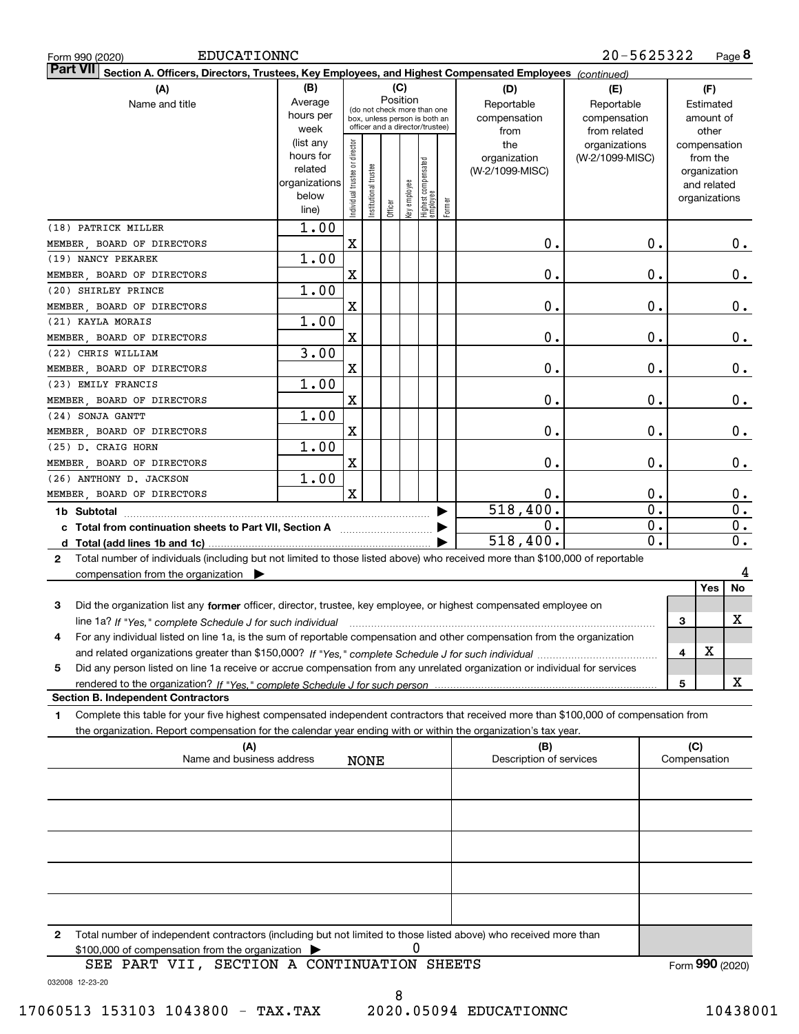Form 990 (2020) EDUCATIONNC 20-5625322 Page **8**

**Part VII** **Section A. Officers, Directors, Trustees, Key Employees, and Highest Compensated Employees** *(continued)*

| (A) Name and title | (B) Average hours per week (list any hours for related organizations below line) | (C) Position: Individual trustee or director | Institutional trustee | Officer | Key employee | Highest compensated employee | Former | (D) Reportable compensation from the organization (W-2/1099-MISC) | (E) Reportable compensation from related organizations (W-2/1099-MISC) | (F) Estimated amount of other compensation from the organization and related organizations |
|---|---|---|---|---|---|---|---|---|---|---|
| (18) PATRICK MILLER<br>MEMBER, BOARD OF DIRECTORS | 1.00 | X | | | | | | 0. | 0. | 0. |
| (19) NANCY PEKAREK<br>MEMBER, BOARD OF DIRECTORS | 1.00 | X | | | | | | 0. | 0. | 0. |
| (20) SHIRLEY PRINCE<br>MEMBER, BOARD OF DIRECTORS | 1.00 | X | | | | | | 0. | 0. | 0. |
| (21) KAYLA MORAIS<br>MEMBER, BOARD OF DIRECTORS | 1.00 | X | | | | | | 0. | 0. | 0. |
| (22) CHRIS WILLIAM<br>MEMBER, BOARD OF DIRECTORS | 3.00 | X | | | | | | 0. | 0. | 0. |
| (23) EMILY FRANCIS<br>MEMBER, BOARD OF DIRECTORS | 1.00 | X | | | | | | 0. | 0. | 0. |
| (24) SONJA GANTT<br>MEMBER, BOARD OF DIRECTORS | 1.00 | X | | | | | | 0. | 0. | 0. |
| (25) D. CRAIG HORN<br>MEMBER, BOARD OF DIRECTORS | 1.00 | X | | | | | | 0. | 0. | 0. |
| (26) ANTHONY D. JACKSON<br>MEMBER, BOARD OF DIRECTORS | 1.00 | X | | | | | | 0. | 0. | 0. |
| **1b Subtotal** | | | | | | | | 518,400. | 0. | 0. |
| **c Total from continuation sheets to Part VII, Section A** | | | | | | | | 0. | 0. | 0. |
| **d Total (add lines 1b and 1c)** | | | | | | | | 518,400. | 0. | 0. |

**2** Total number of individuals (including but not limited to those listed above) who received more than $100,000 of reportable compensation from the organization ▶ 4

| | | Yes | No |
|---|---|---|---|
| **3** Did the organization list any **former** officer, director, trustee, key employee, or highest compensated employee on line 1a? *If "Yes," complete Schedule J for such individual* | 3 | | X |
| **4** For any individual listed on line 1a, is the sum of reportable compensation and other compensation from the organization and related organizations greater than $150,000? *If "Yes," complete Schedule J for such individual* | 4 | X | |
| **5** Did any person listed on line 1a receive or accrue compensation from any unrelated organization or individual for services rendered to the organization? *If "Yes," complete Schedule J for such person* | 5 | | X |

**Section B. Independent Contractors**

**1** Complete this table for your five highest compensated independent contractors that received more than $100,000 of compensation from the organization. Report compensation for the calendar year ending with or within the organization's tax year.

| (A) Name and business address | (B) Description of services | (C) Compensation |
|---|---|---|
| NONE | | |
| | | |
| | | |
| | | |
| | | |

**2** Total number of independent contractors (including but not limited to those listed above) who received more than $100,000 of compensation from the organization ▶ 0

SEE PART VII, SECTION A CONTINUATION SHEETS

Form **990** (2020)

032008 12-23-20

17060513 153103 1043800 - TAX.TAX 2020.05094 EDUCATIONNC 10438001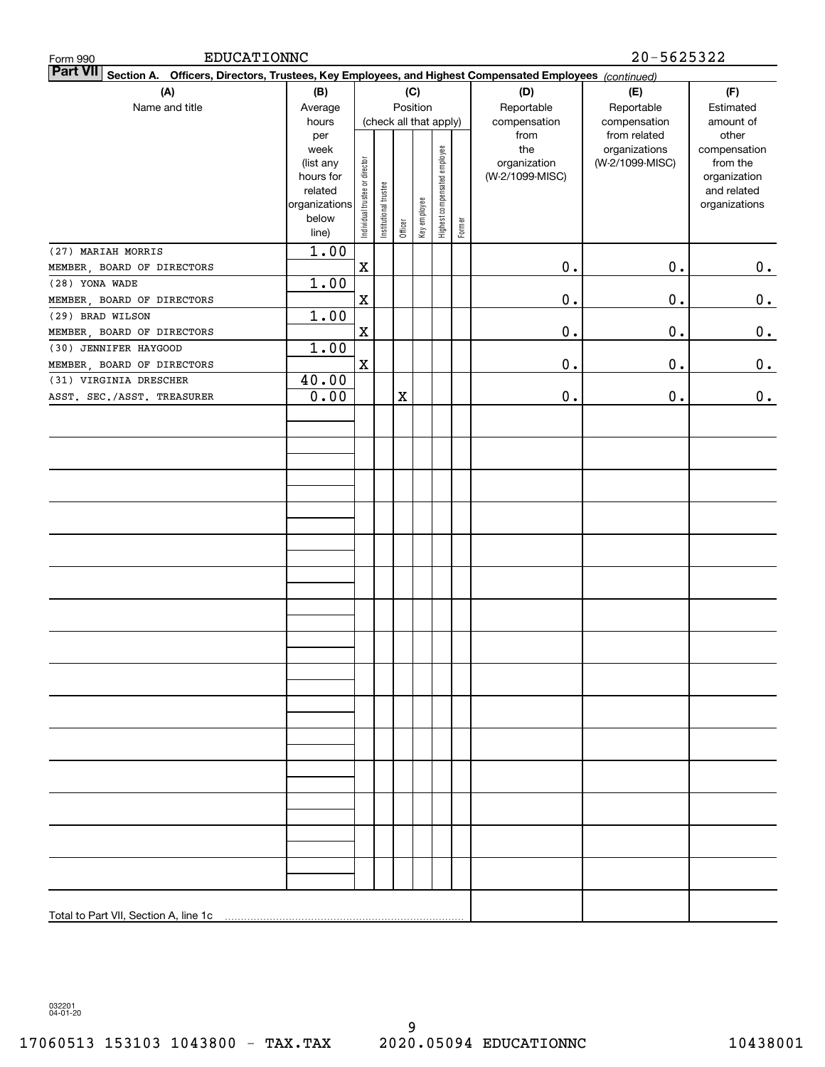Form 990 EDUCATIONNC 20-5625322

**Part VII Section A. Officers, Directors, Trustees, Key Employees, and Highest Compensated Employees** *(continued)*

| (A) Name and title | (B) Average hours per week (list any hours for related organizations below line) | (C) Position: Individual trustee or director | Institutional trustee | Officer | Key employee | Highest compensated employee | Former | (D) Reportable compensation from the organization (W-2/1099-MISC) | (E) Reportable compensation from related organizations (W-2/1099-MISC) | (F) Estimated amount of other compensation from the organization and related organizations |
|---|---|---|---|---|---|---|---|---|---|---|
| (27) MARIAH MORRIS<br>MEMBER, BOARD OF DIRECTORS | 1.00 | X | | | | | | 0. | 0. | 0. |
| (28) YONA WADE<br>MEMBER, BOARD OF DIRECTORS | 1.00 | X | | | | | | 0. | 0. | 0. |
| (29) BRAD WILSON<br>MEMBER, BOARD OF DIRECTORS | 1.00 | X | | | | | | 0. | 0. | 0. |
| (30) JENNIFER HAYGOOD<br>MEMBER, BOARD OF DIRECTORS | 1.00 | X | | | | | | 0. | 0. | 0. |
| (31) VIRGINIA DRESCHER<br>ASST. SEC./ASST. TREASURER | 40.00<br>0.00 | | | X | | | | 0. | 0. | 0. |
| Total to Part VII, Section A, line 1c | | | | | | | | | | |

032201 04-01-20

17060513 153103 1043800 - TAX.TAX 2020.05094 EDUCATIONNC 10438001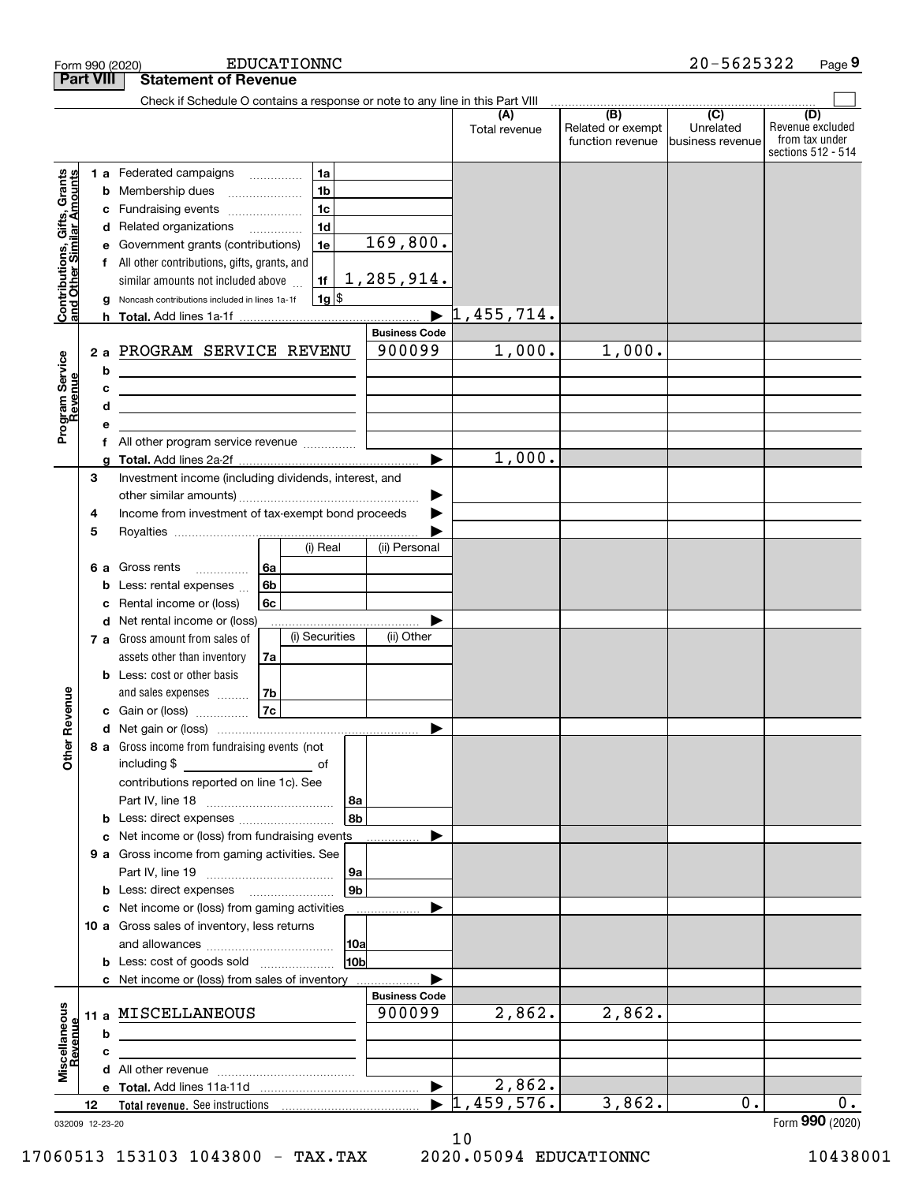Form 990 (2020) EDUCATIONNC 20-5625322 Page 9

## Part VIII Statement of Revenue

Check if Schedule O contains a response or note to any line in this Part VIII ☐

| | | | (A) Total revenue | (B) Related or exempt function revenue | (C) Unrelated business revenue | (D) Revenue excluded from tax under sections 512 - 514 |
|---|---|---|---|---|---|---|
| **Contributions, Gifts, Grants and Other Similar Amounts** | 1 a Federated campaigns | 1a | | | | |
| | b Membership dues | 1b | | | | |
| | c Fundraising events | 1c | | | | |
| | d Related organizations | 1d | | | | |
| | e Government grants (contributions) | 1e 169,800. | | | | |
| | f All other contributions, gifts, grants, and similar amounts not included above | 1f 1,285,914. | | | | |
| | g Noncash contributions included in lines 1a-1f | 1g $ | | | | |
| | h **Total.** Add lines 1a-1f | ▶ | 1,455,714. | | | |
| **Program Service Revenue** | | **Business Code** | | | | |
| | 2 a PROGRAM SERVICE REVENU | 900099 | 1,000. | 1,000. | | |
| | b | | | | | |
| | c | | | | | |
| | d | | | | | |
| | e | | | | | |
| | f All other program service revenue | | | | | |
| | g **Total.** Add lines 2a-2f | ▶ | 1,000. | | | |
| **Other Revenue** | 3 Investment income (including dividends, interest, and other similar amounts) | ▶ | | | | |
| | 4 Income from investment of tax-exempt bond proceeds | ▶ | | | | |
| | 5 Royalties | ▶ | | | | |
| | | (i) Real / (ii) Personal | | | | |
| | 6 a Gross rents | 6a | | | | |
| | b Less: rental expenses | 6b | | | | |
| | c Rental income or (loss) | 6c | | | | |
| | d Net rental income or (loss) | ▶ | | | | |
| | | (i) Securities / (ii) Other | | | | |
| | 7 a Gross amount from sales of assets other than inventory | 7a | | | | |
| | b Less: cost or other basis and sales expenses | 7b | | | | |
| | c Gain or (loss) | 7c | | | | |
| | d Net gain or (loss) | ▶ | | | | |
| | 8 a Gross income from fundraising events (not including $ ______ of contributions reported on line 1c). See Part IV, line 18 | 8a | | | | |
| | b Less: direct expenses | 8b | | | | |
| | c Net income or (loss) from fundraising events | ▶ | | | | |
| | 9 a Gross income from gaming activities. See Part IV, line 19 | 9a | | | | |
| | b Less: direct expenses | 9b | | | | |
| | c Net income or (loss) from gaming activities | ▶ | | | | |
| | 10 a Gross sales of inventory, less returns and allowances | 10a | | | | |
| | b Less: cost of goods sold | 10b | | | | |
| | c Net income or (loss) from sales of inventory | ▶ | | | | |
| **Miscellaneous Revenue** | | **Business Code** | | | | |
| | 11 a MISCELLANEOUS | 900099 | 2,862. | 2,862. | | |
| | b | | | | | |
| | c | | | | | |
| | d All other revenue | | | | | |
| | e **Total.** Add lines 11a-11d | ▶ | 2,862. | | | |
| | 12 **Total revenue.** See instructions | ▶ | 1,459,576. | 3,862. | 0. | 0. |

032009 12-23-20 Form **990** (2020)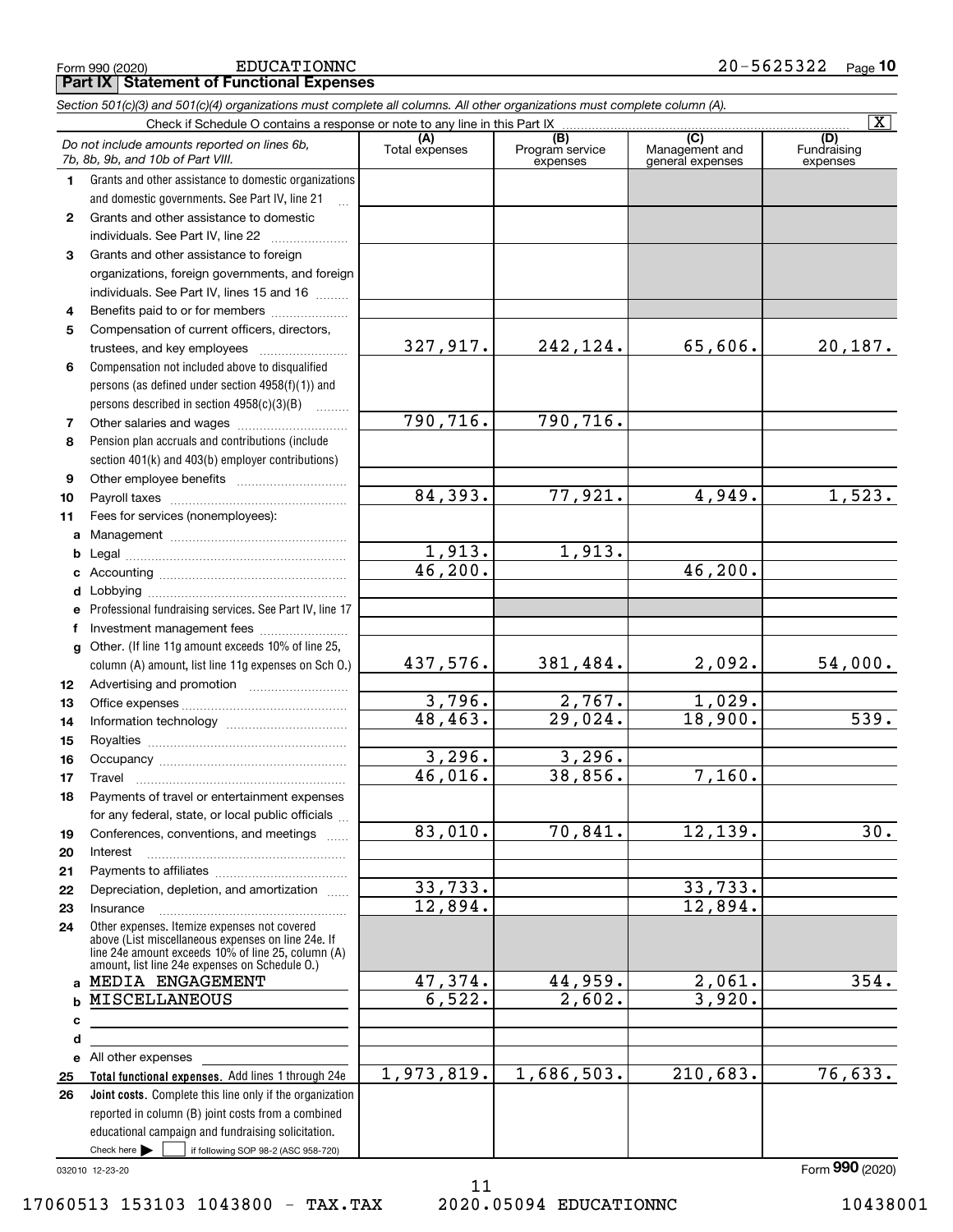Form 990 (2020) EDUCATIONNC 20-5625322 Page **10**

## Part IX Statement of Functional Expenses

*Section 501(c)(3) and 501(c)(4) organizations must complete all columns. All other organizations must complete column (A).*

Check if Schedule O contains a response or note to any line in this Part IX [X]

| *Do not include amounts reported on lines 6b, 7b, 8b, 9b, and 10b of Part VIII.* | (A) Total expenses | (B) Program service expenses | (C) Management and general expenses | (D) Fundraising expenses |
|---|---|---|---|---|
| **1** Grants and other assistance to domestic organizations and domestic governments. See Part IV, line 21 | | | | |
| **2** Grants and other assistance to domestic individuals. See Part IV, line 22 | | | | |
| **3** Grants and other assistance to foreign organizations, foreign governments, and foreign individuals. See Part IV, lines 15 and 16 | | | | |
| **4** Benefits paid to or for members | | | | |
| **5** Compensation of current officers, directors, trustees, and key employees | 327,917. | 242,124. | 65,606. | 20,187. |
| **6** Compensation not included above to disqualified persons (as defined under section 4958(f)(1)) and persons described in section 4958(c)(3)(B) | | | | |
| **7** Other salaries and wages | 790,716. | 790,716. | | |
| **8** Pension plan accruals and contributions (include section 401(k) and 403(b) employer contributions) | | | | |
| **9** Other employee benefits | | | | |
| **10** Payroll taxes | 84,393. | 77,921. | 4,949. | 1,523. |
| **11** Fees for services (nonemployees): | | | | |
| **a** Management | | | | |
| **b** Legal | 1,913. | 1,913. | | |
| **c** Accounting | 46,200. | | 46,200. | |
| **d** Lobbying | | | | |
| **e** Professional fundraising services. See Part IV, line 17 | | | | |
| **f** Investment management fees | | | | |
| **g** Other. (If line 11g amount exceeds 10% of line 25, column (A) amount, list line 11g expenses on Sch O.) | 437,576. | 381,484. | 2,092. | 54,000. |
| **12** Advertising and promotion | | | | |
| **13** Office expenses | 3,796. | 2,767. | 1,029. | |
| **14** Information technology | 48,463. | 29,024. | 18,900. | 539. |
| **15** Royalties | | | | |
| **16** Occupancy | 3,296. | 3,296. | | |
| **17** Travel | 46,016. | 38,856. | 7,160. | |
| **18** Payments of travel or entertainment expenses for any federal, state, or local public officials | | | | |
| **19** Conferences, conventions, and meetings | 83,010. | 70,841. | 12,139. | 30. |
| **20** Interest | | | | |
| **21** Payments to affiliates | | | | |
| **22** Depreciation, depletion, and amortization | 33,733. | | 33,733. | |
| **23** Insurance | 12,894. | | 12,894. | |
| **24** Other expenses. Itemize expenses not covered above (List miscellaneous expenses on line 24e. If line 24e amount exceeds 10% of line 25, column (A) amount, list line 24e expenses on Schedule O.) | | | | |
| **a** MEDIA ENGAGEMENT | 47,374. | 44,959. | 2,061. | 354. |
| **b** MISCELLANEOUS | 6,522. | 2,602. | 3,920. | |
| **c** | | | | |
| **d** | | | | |
| **e** All other expenses | | | | |
| **25** **Total functional expenses.** Add lines 1 through 24e | 1,973,819. | 1,686,503. | 210,683. | 76,633. |
| **26** **Joint costs.** Complete this line only if the organization reported in column (B) joint costs from a combined educational campaign and fundraising solicitation. Check here [ ] if following SOP 98-2 (ASC 958-720) | | | | |

032010 12-23-20

Form **990** (2020)

17060513 153103 1043800 - TAX.TAX 2020.05094 EDUCATIONNC 10438001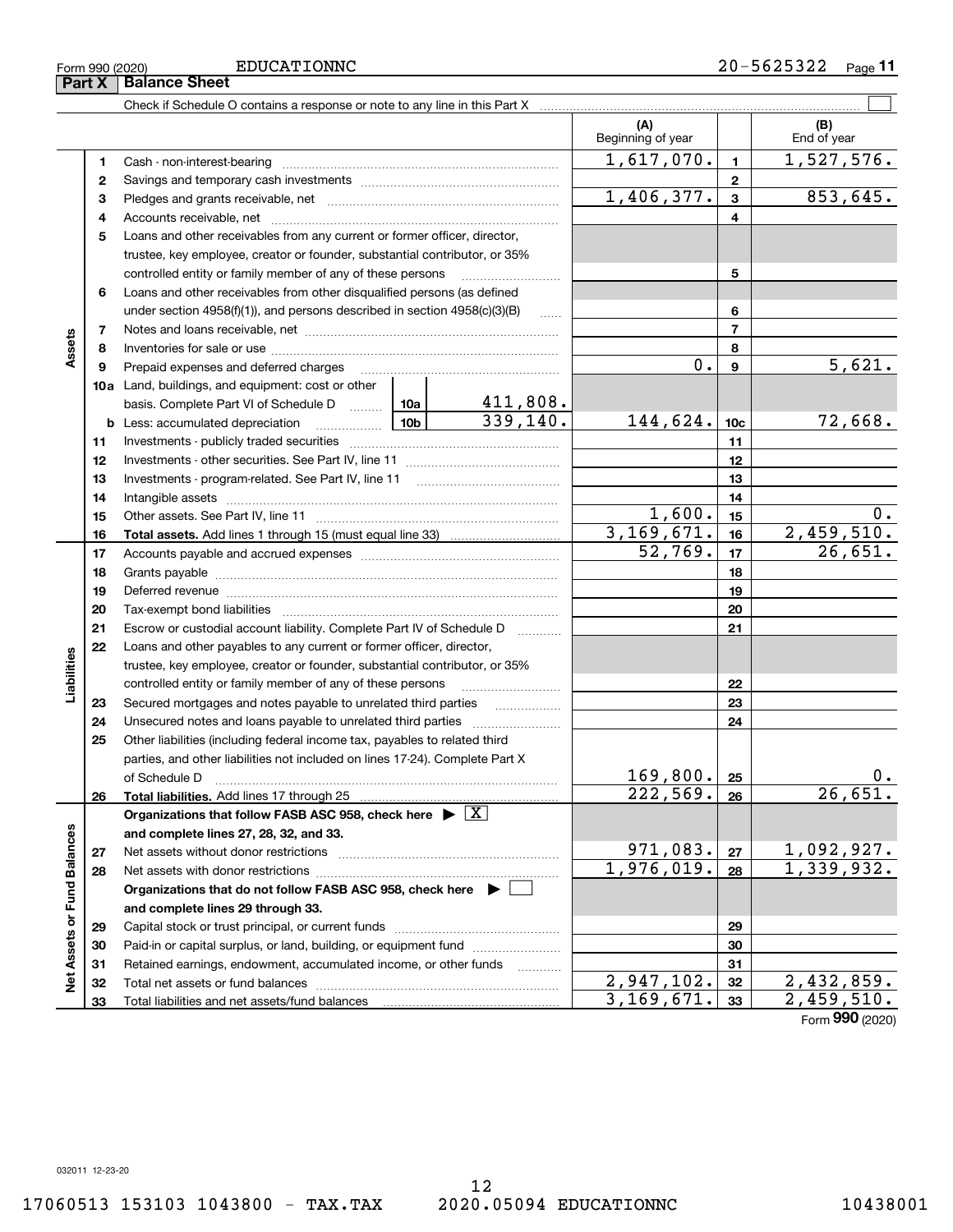Form 990 (2020) EDUCATIONNC 20-5625322 Page 11

## Part X Balance Sheet

Check if Schedule O contains a response or note to any line in this Part X ☐

| Section | Line | Description | | | (A) Beginning of year | Line | (B) End of year |
|---|---|---|---|---|---|---|---|
| Assets | 1 | Cash - non-interest-bearing | | | 1,617,070. | 1 | 1,527,576. |
| | 2 | Savings and temporary cash investments | | | | 2 | |
| | 3 | Pledges and grants receivable, net | | | 1,406,377. | 3 | 853,645. |
| | 4 | Accounts receivable, net | | | | 4 | |
| | 5 | Loans and other receivables from any current or former officer, director, trustee, key employee, creator or founder, substantial contributor, or 35% controlled entity or family member of any of these persons | | | | 5 | |
| | 6 | Loans and other receivables from other disqualified persons (as defined under section 4958(f)(1)), and persons described in section 4958(c)(3)(B) | | | | 6 | |
| | 7 | Notes and loans receivable, net | | | | 7 | |
| | 8 | Inventories for sale or use | | | | 8 | |
| | 9 | Prepaid expenses and deferred charges | | | 0. | 9 | 5,621. |
| | 10a | Land, buildings, and equipment: cost or other basis. Complete Part VI of Schedule D | 10a | 411,808. | | | |
| | b | Less: accumulated depreciation | 10b | 339,140. | 144,624. | 10c | 72,668. |
| | 11 | Investments - publicly traded securities | | | | 11 | |
| | 12 | Investments - other securities. See Part IV, line 11 | | | | 12 | |
| | 13 | Investments - program-related. See Part IV, line 11 | | | | 13 | |
| | 14 | Intangible assets | | | | 14 | |
| | 15 | Other assets. See Part IV, line 11 | | | 1,600. | 15 | 0. |
| | 16 | **Total assets.** Add lines 1 through 15 (must equal line 33) | | | 3,169,671. | 16 | 2,459,510. |
| Liabilities | 17 | Accounts payable and accrued expenses | | | 52,769. | 17 | 26,651. |
| | 18 | Grants payable | | | | 18 | |
| | 19 | Deferred revenue | | | | 19 | |
| | 20 | Tax-exempt bond liabilities | | | | 20 | |
| | 21 | Escrow or custodial account liability. Complete Part IV of Schedule D | | | | 21 | |
| | 22 | Loans and other payables to any current or former officer, director, trustee, key employee, creator or founder, substantial contributor, or 35% controlled entity or family member of any of these persons | | | | 22 | |
| | 23 | Secured mortgages and notes payable to unrelated third parties | | | | 23 | |
| | 24 | Unsecured notes and loans payable to unrelated third parties | | | | 24 | |
| | 25 | Other liabilities (including federal income tax, payables to related third parties, and other liabilities not included on lines 17-24). Complete Part X of Schedule D | | | 169,800. | 25 | 0. |
| | 26 | **Total liabilities.** Add lines 17 through 25 | | | 222,569. | 26 | 26,651. |
| Net Assets or Fund Balances | | **Organizations that follow FASB ASC 958, check here ▶ ☒ and complete lines 27, 28, 32, and 33.** | | | | | |
| | 27 | Net assets without donor restrictions | | | 971,083. | 27 | 1,092,927. |
| | 28 | Net assets with donor restrictions | | | 1,976,019. | 28 | 1,339,932. |
| | | **Organizations that do not follow FASB ASC 958, check here ▶ ☐ and complete lines 29 through 33.** | | | | | |
| | 29 | Capital stock or trust principal, or current funds | | | | 29 | |
| | 30 | Paid-in or capital surplus, or land, building, or equipment fund | | | | 30 | |
| | 31 | Retained earnings, endowment, accumulated income, or other funds | | | | 31 | |
| | 32 | Total net assets or fund balances | | | 2,947,102. | 32 | 2,432,859. |
| | 33 | Total liabilities and net assets/fund balances | | | 3,169,671. | 33 | 2,459,510. |

Form **990** (2020)

032011 12-23-20

17060513 153103 1043800 - TAX.TAX 2020.05094 EDUCATIONNC 10438001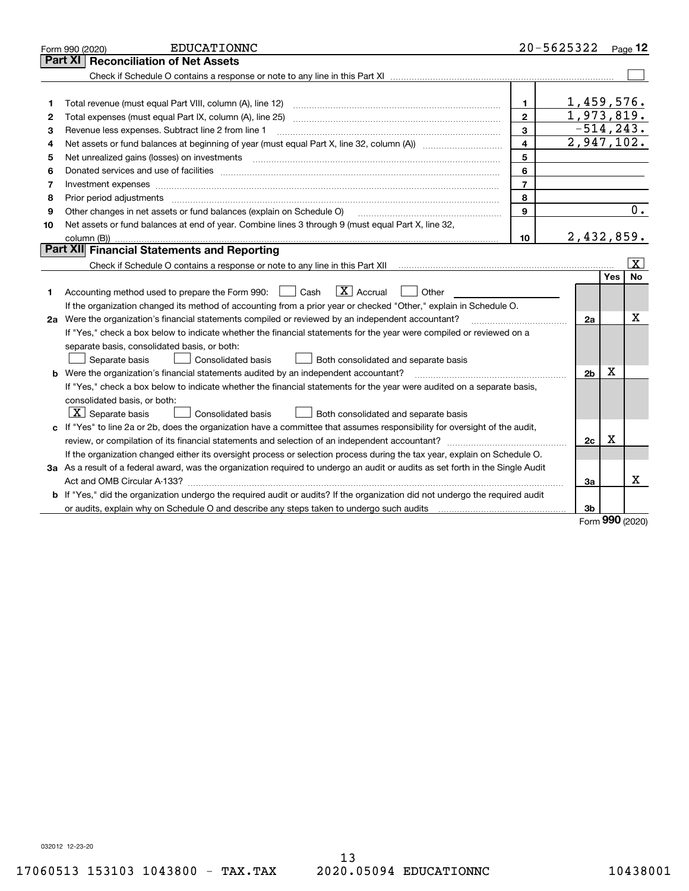Form 990 (2020) EDUCATIONNC 20-5625322 Page 12

## Part XI Reconciliation of Net Assets

Check if Schedule O contains a response or note to any line in this Part XI ☐

| | | | |
|---|---|---|---|
| 1 | Total revenue (must equal Part VIII, column (A), line 12) | 1 | 1,459,576. |
| 2 | Total expenses (must equal Part IX, column (A), line 25) | 2 | 1,973,819. |
| 3 | Revenue less expenses. Subtract line 2 from line 1 | 3 | -514,243. |
| 4 | Net assets or fund balances at beginning of year (must equal Part X, line 32, column (A)) | 4 | 2,947,102. |
| 5 | Net unrealized gains (losses) on investments | 5 | |
| 6 | Donated services and use of facilities | 6 | |
| 7 | Investment expenses | 7 | |
| 8 | Prior period adjustments | 8 | |
| 9 | Other changes in net assets or fund balances (explain on Schedule O) | 9 | 0. |
| 10 | Net assets or fund balances at end of year. Combine lines 3 through 9 (must equal Part X, line 32, column (B)) | 10 | 2,432,859. |

## Part XII Financial Statements and Reporting

Check if Schedule O contains a response or note to any line in this Part XII ☒

| | | | Yes | No |
|---|---|---|---|---|
| 1 | Accounting method used to prepare the Form 990: ☐ Cash ☒ Accrual ☐ Other<br>If the organization changed its method of accounting from a prior year or checked "Other," explain in Schedule O. | | | |
| 2a | Were the organization's financial statements compiled or reviewed by an independent accountant?<br>If "Yes," check a box below to indicate whether the financial statements for the year were compiled or reviewed on a separate basis, consolidated basis, or both:<br>☐ Separate basis ☐ Consolidated basis ☐ Both consolidated and separate basis | 2a | | X |
| b | Were the organization's financial statements audited by an independent accountant?<br>If "Yes," check a box below to indicate whether the financial statements for the year were audited on a separate basis, consolidated basis, or both:<br>☒ Separate basis ☐ Consolidated basis ☐ Both consolidated and separate basis | 2b | X | |
| c | If "Yes" to line 2a or 2b, does the organization have a committee that assumes responsibility for oversight of the audit, review, or compilation of its financial statements and selection of an independent accountant?<br>If the organization changed either its oversight process or selection process during the tax year, explain on Schedule O. | 2c | X | |
| 3a | As a result of a federal award, was the organization required to undergo an audit or audits as set forth in the Single Audit Act and OMB Circular A-133? | 3a | | X |
| b | If "Yes," did the organization undergo the required audit or audits? If the organization did not undergo the required audit or audits, explain why on Schedule O and describe any steps taken to undergo such audits | 3b | | |

Form **990** (2020)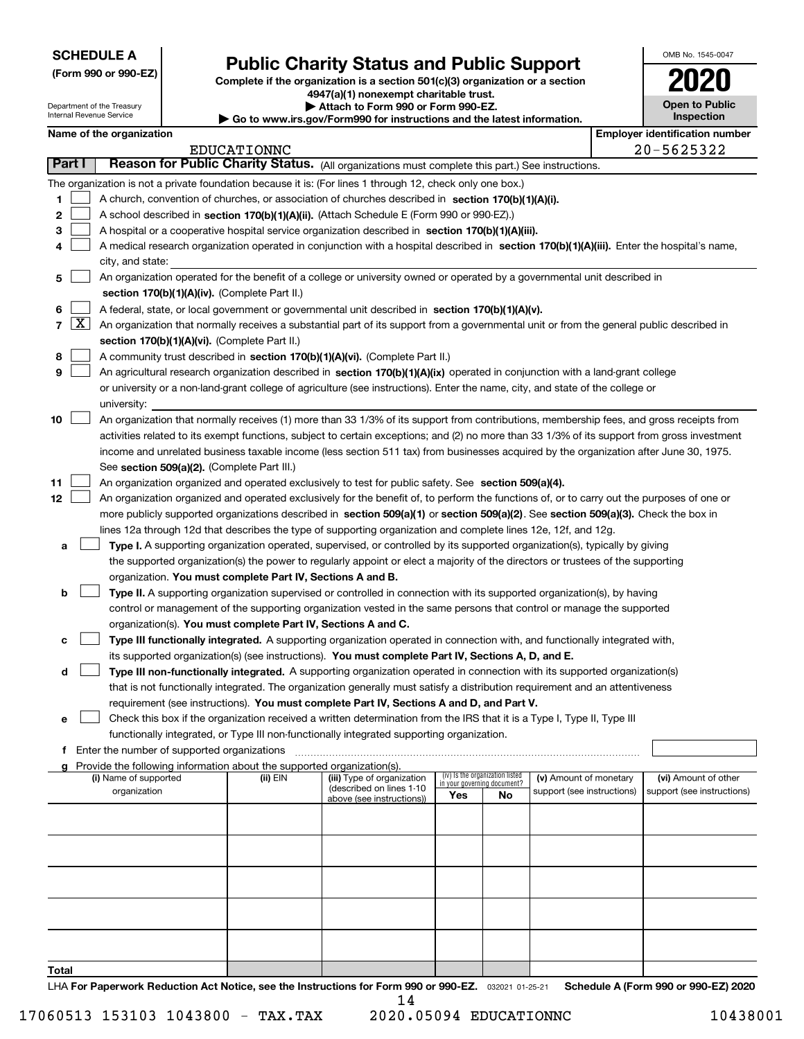**SCHEDULE A**
**(Form 990 or 990-EZ)**

Department of the Treasury
Internal Revenue Service

# Public Charity Status and Public Support

**Complete if the organization is a section 501(c)(3) organization or a section 4947(a)(1) nonexempt charitable trust.**
**▶ Attach to Form 990 or Form 990-EZ.**
**▶ Go to www.irs.gov/Form990 for instructions and the latest information.**

OMB No. 1545-0047
**2020**
**Open to Public Inspection**

**Name of the organization:** EDUCATIONNC
**Employer identification number:** 20-5625322

## Part I — Reason for Public Charity Status. (All organizations must complete this part.) See instructions.

The organization is not a private foundation because it is: (For lines 1 through 12, check only one box.)

1. ☐ A church, convention of churches, or association of churches described in **section 170(b)(1)(A)(i).**
2. ☐ A school described in **section 170(b)(1)(A)(ii).** (Attach Schedule E (Form 990 or 990-EZ).)
3. ☐ A hospital or a cooperative hospital service organization described in **section 170(b)(1)(A)(iii).**
4. ☐ A medical research organization operated in conjunction with a hospital described in **section 170(b)(1)(A)(iii).** Enter the hospital's name, city, and state:
5. ☐ An organization operated for the benefit of a college or university owned or operated by a governmental unit described in **section 170(b)(1)(A)(iv).** (Complete Part II.)
6. ☐ A federal, state, or local government or governmental unit described in **section 170(b)(1)(A)(v).**
7. ☒ An organization that normally receives a substantial part of its support from a governmental unit or from the general public described in **section 170(b)(1)(A)(vi).** (Complete Part II.)
8. ☐ A community trust described in **section 170(b)(1)(A)(vi).** (Complete Part II.)
9. ☐ An agricultural research organization described in **section 170(b)(1)(A)(ix)** operated in conjunction with a land-grant college or university or a non-land-grant college of agriculture (see instructions). Enter the name, city, and state of the college or university:
10. ☐ An organization that normally receives (1) more than 33 1/3% of its support from contributions, membership fees, and gross receipts from activities related to its exempt functions, subject to certain exceptions; and (2) no more than 33 1/3% of its support from gross investment income and unrelated business taxable income (less section 511 tax) from businesses acquired by the organization after June 30, 1975. See **section 509(a)(2).** (Complete Part III.)
11. ☐ An organization organized and operated exclusively to test for public safety. See **section 509(a)(4).**
12. ☐ An organization organized and operated exclusively for the benefit of, to perform the functions of, or to carry out the purposes of one or more publicly supported organizations described in **section 509(a)(1)** or **section 509(a)(2)**. See **section 509(a)(3).** Check the box in lines 12a through 12d that describes the type of supporting organization and complete lines 12e, 12f, and 12g.
   - **a** ☐ **Type I.** A supporting organization operated, supervised, or controlled by its supported organization(s), typically by giving the supported organization(s) the power to regularly appoint or elect a majority of the directors or trustees of the supporting organization. **You must complete Part IV, Sections A and B.**
   - **b** ☐ **Type II.** A supporting organization supervised or controlled in connection with its supported organization(s), by having control or management of the supporting organization vested in the same persons that control or manage the supported organization(s). **You must complete Part IV, Sections A and C.**
   - **c** ☐ **Type III functionally integrated.** A supporting organization operated in connection with, and functionally integrated with, its supported organization(s) (see instructions). **You must complete Part IV, Sections A, D, and E.**
   - **d** ☐ **Type III non-functionally integrated.** A supporting organization operated in connection with its supported organization(s) that is not functionally integrated. The organization generally must satisfy a distribution requirement and an attentiveness requirement (see instructions). **You must complete Part IV, Sections A and D, and Part V.**
   - **e** ☐ Check this box if the organization received a written determination from the IRS that it is a Type I, Type II, Type III functionally integrated, or Type III non-functionally integrated supporting organization.
   - **f** Enter the number of supported organizations
   - **g** Provide the following information about the supported organization(s).

| (i) Name of supported organization | (ii) EIN | (iii) Type of organization (described on lines 1-10 above (see instructions)) | (iv) Is the organization listed in your governing document? Yes | No | (v) Amount of monetary support (see instructions) | (vi) Amount of other support (see instructions) |
|---|---|---|---|---|---|---|
| | | | | | | |
| | | | | | | |
| | | | | | | |
| | | | | | | |
| | | | | | | |
| **Total** | | | | | | |

LHA **For Paperwork Reduction Act Notice, see the Instructions for Form 990 or 990-EZ.** 032021 01-25-21 **Schedule A (Form 990 or 990-EZ) 2020**

17060513 153103 1043800 - TAX.TAX 2020.05094 EDUCATIONNC 10438001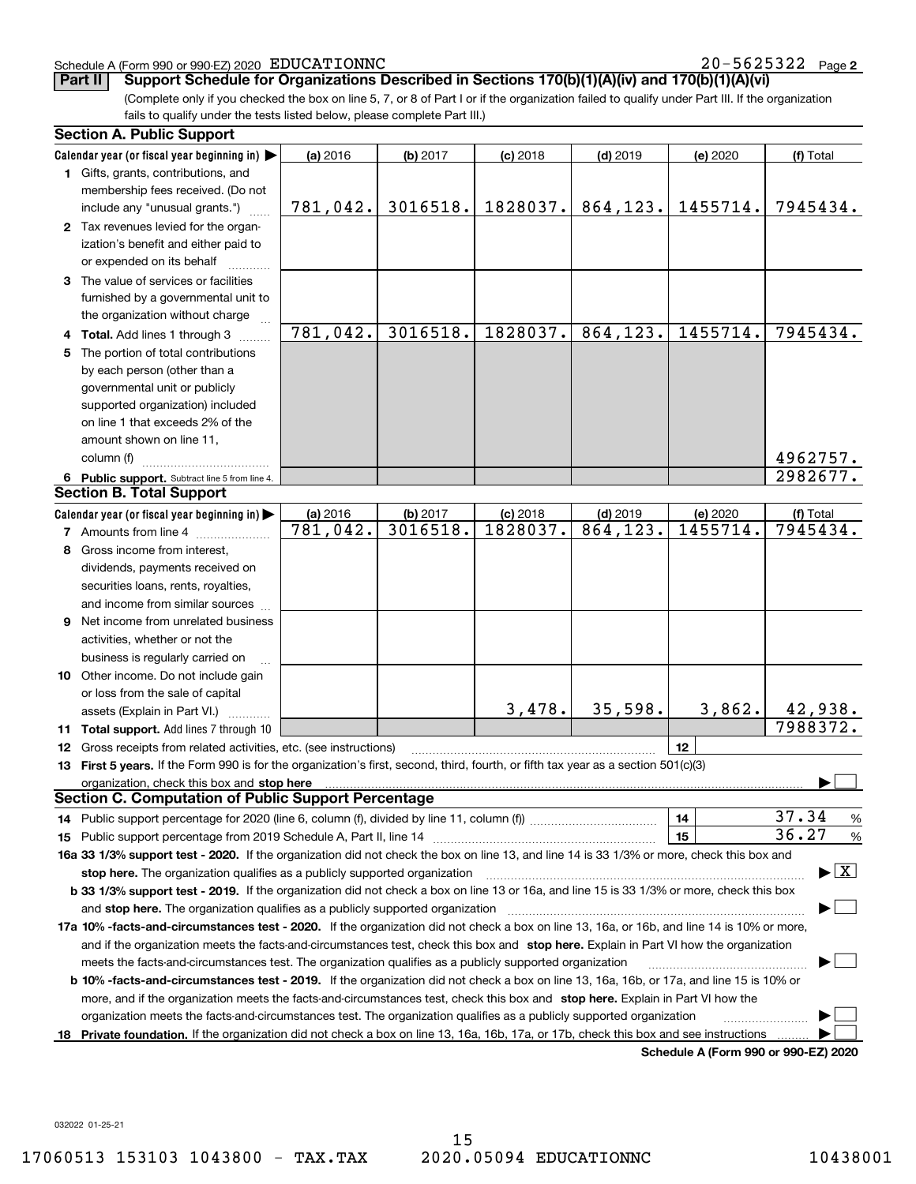Schedule A (Form 990 or 990-EZ) 2020 EDUCATIONNC 20-5625322 Page 2

**Part II** **Support Schedule for Organizations Described in Sections 170(b)(1)(A)(iv) and 170(b)(1)(A)(vi)**

(Complete only if you checked the box on line 5, 7, or 8 of Part I or if the organization failed to qualify under Part III. If the organization fails to qualify under the tests listed below, please complete Part III.)

**Section A. Public Support**

| Calendar year (or fiscal year beginning in) | (a) 2016 | (b) 2017 | (c) 2018 | (d) 2019 | (e) 2020 | (f) Total |
|---|---|---|---|---|---|---|
| **1** Gifts, grants, contributions, and membership fees received. (Do not include any "unusual grants.") | 781,042. | 3016518. | 1828037. | 864,123. | 1455714. | 7945434. |
| **2** Tax revenues levied for the organization's benefit and either paid to or expended on its behalf | | | | | | |
| **3** The value of services or facilities furnished by a governmental unit to the organization without charge | | | | | | |
| **4 Total.** Add lines 1 through 3 | 781,042. | 3016518. | 1828037. | 864,123. | 1455714. | 7945434. |
| **5** The portion of total contributions by each person (other than a governmental unit or publicly supported organization) included on line 1 that exceeds 2% of the amount shown on line 11, column (f) | | | | | | 4962757. |
| **6 Public support.** Subtract line 5 from line 4. | | | | | | 2982677. |

**Section B. Total Support**

| Calendar year (or fiscal year beginning in) | (a) 2016 | (b) 2017 | (c) 2018 | (d) 2019 | (e) 2020 | (f) Total |
|---|---|---|---|---|---|---|
| **7** Amounts from line 4 | 781,042. | 3016518. | 1828037. | 864,123. | 1455714. | 7945434. |
| **8** Gross income from interest, dividends, payments received on securities loans, rents, royalties, and income from similar sources | | | | | | |
| **9** Net income from unrelated business activities, whether or not the business is regularly carried on | | | | | | |
| **10** Other income. Do not include gain or loss from the sale of capital assets (Explain in Part VI.) | | | 3,478. | 35,598. | 3,862. | 42,938. |
| **11 Total support.** Add lines 7 through 10 | | | | | | 7988372. |

**12** Gross receipts from related activities, etc. (see instructions) | **12** |

**13 First 5 years.** If the Form 990 is for the organization's first, second, third, fourth, or fifth tax year as a section 501(c)(3) organization, check this box and **stop here** ☐

**Section C. Computation of Public Support Percentage**

**14** Public support percentage for 2020 (line 6, column (f), divided by line 11, column (f)) | **14** | 37.34 %

**15** Public support percentage from 2019 Schedule A, Part II, line 14 | **15** | 36.27 %

**16a 33 1/3% support test - 2020.** If the organization did not check the box on line 13, and line 14 is 33 1/3% or more, check this box and **stop here.** The organization qualifies as a publicly supported organization ☒

**b 33 1/3% support test - 2019.** If the organization did not check a box on line 13 or 16a, and line 15 is 33 1/3% or more, check this box and **stop here.** The organization qualifies as a publicly supported organization ☐

**17a 10% -facts-and-circumstances test - 2020.** If the organization did not check a box on line 13, 16a, or 16b, and line 14 is 10% or more, and if the organization meets the facts-and-circumstances test, check this box and **stop here.** Explain in Part VI how the organization meets the facts-and-circumstances test. The organization qualifies as a publicly supported organization ☐

**b 10% -facts-and-circumstances test - 2019.** If the organization did not check a box on line 13, 16a, 16b, or 17a, and line 15 is 10% or more, and if the organization meets the facts-and-circumstances test, check this box and **stop here.** Explain in Part VI how the organization meets the facts-and-circumstances test. The organization qualifies as a publicly supported organization ☐

**18 Private foundation.** If the organization did not check a box on line 13, 16a, 16b, 17a, or 17b, check this box and see instructions ☐

**Schedule A (Form 990 or 990-EZ) 2020**

032022 01-25-21

17060513 153103 1043800 - TAX.TAX 2020.05094 EDUCATIONNC 10438001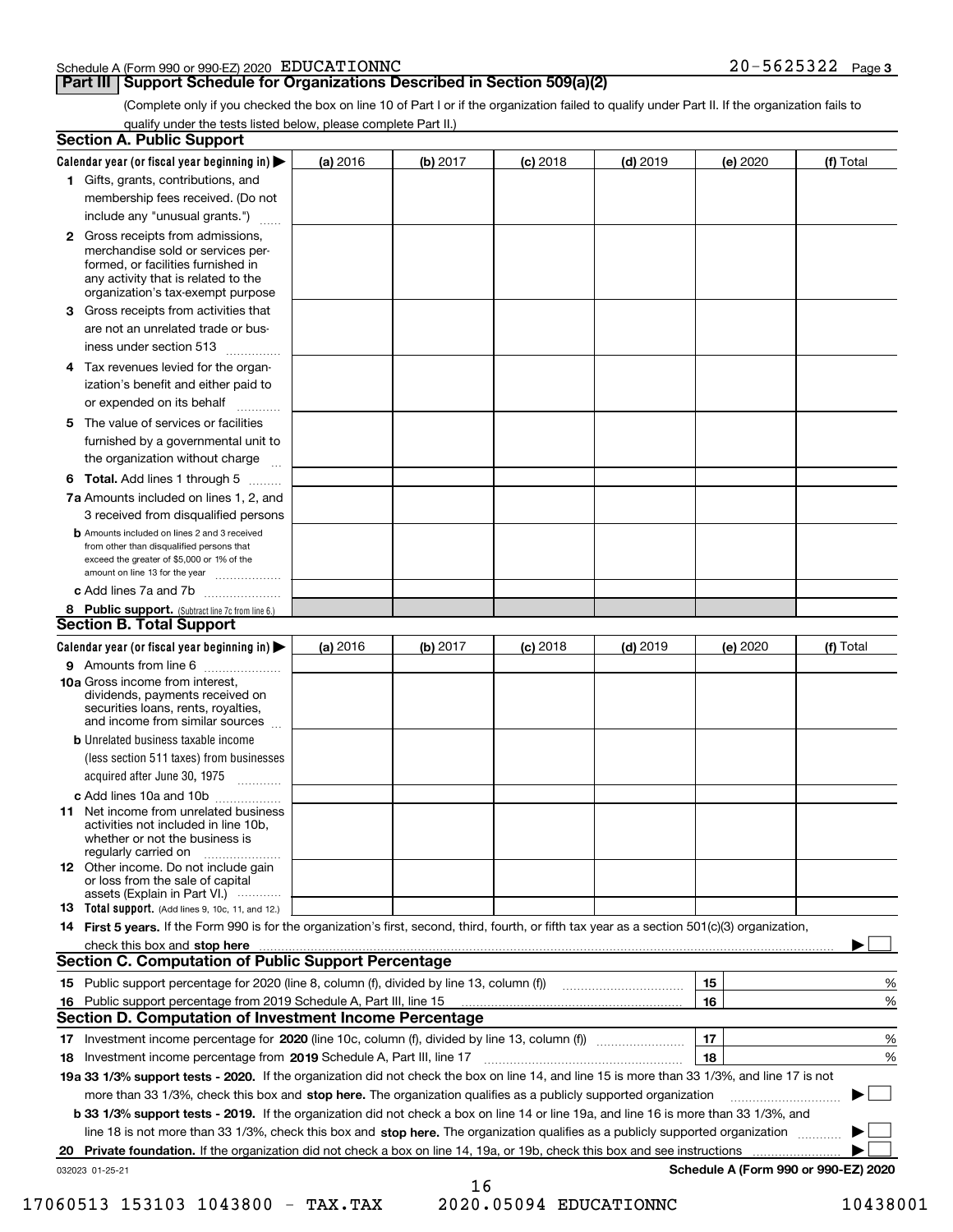Schedule A (Form 990 or 990-EZ) 2020 EDUCATIONNC 20-5625322 Page 3

## Part III Support Schedule for Organizations Described in Section 509(a)(2)

(Complete only if you checked the box on line 10 of Part I or if the organization failed to qualify under Part II. If the organization fails to qualify under the tests listed below, please complete Part II.)

### Section A. Public Support

| Calendar year (or fiscal year beginning in) ▶ | (a) 2016 | (b) 2017 | (c) 2018 | (d) 2019 | (e) 2020 | (f) Total |
|---|---|---|---|---|---|---|
| 1 Gifts, grants, contributions, and membership fees received. (Do not include any "unusual grants.") | | | | | | |
| 2 Gross receipts from admissions, merchandise sold or services performed, or facilities furnished in any activity that is related to the organization's tax-exempt purpose | | | | | | |
| 3 Gross receipts from activities that are not an unrelated trade or business under section 513 | | | | | | |
| 4 Tax revenues levied for the organization's benefit and either paid to or expended on its behalf | | | | | | |
| 5 The value of services or facilities furnished by a governmental unit to the organization without charge | | | | | | |
| 6 Total. Add lines 1 through 5 | | | | | | |
| 7a Amounts included on lines 1, 2, and 3 received from disqualified persons | | | | | | |
| b Amounts included on lines 2 and 3 received from other than disqualified persons that exceed the greater of $5,000 or 1% of the amount on line 13 for the year | | | | | | |
| c Add lines 7a and 7b | | | | | | |
| 8 Public support. (Subtract line 7c from line 6.) | | | | | | |

### Section B. Total Support

| Calendar year (or fiscal year beginning in) ▶ | (a) 2016 | (b) 2017 | (c) 2018 | (d) 2019 | (e) 2020 | (f) Total |
|---|---|---|---|---|---|---|
| 9 Amounts from line 6 | | | | | | |
| 10a Gross income from interest, dividends, payments received on securities loans, rents, royalties, and income from similar sources | | | | | | |
| b Unrelated business taxable income (less section 511 taxes) from businesses acquired after June 30, 1975 | | | | | | |
| c Add lines 10a and 10b | | | | | | |
| 11 Net income from unrelated business activities not included in line 10b, whether or not the business is regularly carried on | | | | | | |
| 12 Other income. Do not include gain or loss from the sale of capital assets (Explain in Part VI.) | | | | | | |
| 13 Total support. (Add lines 9, 10c, 11, and 12.) | | | | | | |

14 **First 5 years.** If the Form 990 is for the organization's first, second, third, fourth, or fifth tax year as a section 501(c)(3) organization, check this box and **stop here** ▶ ☐

### Section C. Computation of Public Support Percentage

| | | | |
|---|---|---|---|
| 15 | Public support percentage for 2020 (line 8, column (f), divided by line 13, column (f)) | 15 | % |
| 16 | Public support percentage from 2019 Schedule A, Part III, line 15 | 16 | % |

### Section D. Computation of Investment Income Percentage

| | | | |
|---|---|---|---|
| 17 | Investment income percentage for **2020** (line 10c, column (f), divided by line 13, column (f)) | 17 | % |
| 18 | Investment income percentage from **2019** Schedule A, Part III, line 17 | 18 | % |

**19a 33 1/3% support tests - 2020.** If the organization did not check the box on line 14, and line 15 is more than 33 1/3%, and line 17 is not more than 33 1/3%, check this box and **stop here.** The organization qualifies as a publicly supported organization ▶ ☐

**b 33 1/3% support tests - 2019.** If the organization did not check a box on line 14 or line 19a, and line 16 is more than 33 1/3%, and line 18 is not more than 33 1/3%, check this box and **stop here.** The organization qualifies as a publicly supported organization ▶ ☐

**20 Private foundation.** If the organization did not check a box on line 14, 19a, or 19b, check this box and see instructions ▶ ☐

032023 01-25-21 **Schedule A (Form 990 or 990-EZ) 2020**

17060513 153103 1043800 - TAX.TAX 2020.05094 EDUCATIONNC 10438001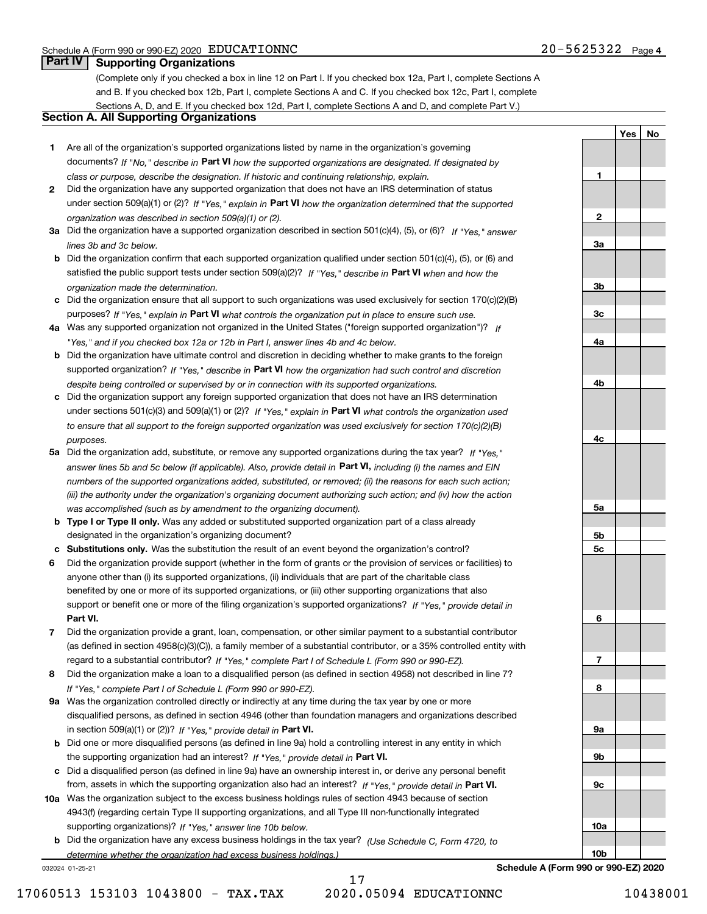Schedule A (Form 990 or 990-EZ) 2020 EDUCATIONNC 20-5625322 Page 4

## Part IV Supporting Organizations

(Complete only if you checked a box in line 12 on Part I. If you checked box 12a, Part I, complete Sections A and B. If you checked box 12b, Part I, complete Sections A and C. If you checked box 12c, Part I, complete Sections A, D, and E. If you checked box 12d, Part I, complete Sections A and D, and complete Part V.)

### Section A. All Supporting Organizations

| | | | Yes | No |
|---|---|---|---|---|
| **1** | Are all of the organization's supported organizations listed by name in the organization's governing documents? *If "No," describe in* **Part VI** *how the supported organizations are designated. If designated by class or purpose, describe the designation. If historic and continuing relationship, explain.* | 1 | | |
| **2** | Did the organization have any supported organization that does not have an IRS determination of status under section 509(a)(1) or (2)? *If "Yes," explain in* **Part VI** *how the organization determined that the supported organization was described in section 509(a)(1) or (2).* | 2 | | |
| **3a** | Did the organization have a supported organization described in section 501(c)(4), (5), or (6)? *If "Yes," answer lines 3b and 3c below.* | 3a | | |
| **b** | Did the organization confirm that each supported organization qualified under section 501(c)(4), (5), or (6) and satisfied the public support tests under section 509(a)(2)? *If "Yes," describe in* **Part VI** *when and how the organization made the determination.* | 3b | | |
| **c** | Did the organization ensure that all support to such organizations was used exclusively for section 170(c)(2)(B) purposes? *If "Yes," explain in* **Part VI** *what controls the organization put in place to ensure such use.* | 3c | | |
| **4a** | Was any supported organization not organized in the United States ("foreign supported organization")? *If "Yes," and if you checked box 12a or 12b in Part I, answer lines 4b and 4c below.* | 4a | | |
| **b** | Did the organization have ultimate control and discretion in deciding whether to make grants to the foreign supported organization? *If "Yes," describe in* **Part VI** *how the organization had such control and discretion despite being controlled or supervised by or in connection with its supported organizations.* | 4b | | |
| **c** | Did the organization support any foreign supported organization that does not have an IRS determination under sections 501(c)(3) and 509(a)(1) or (2)? *If "Yes," explain in* **Part VI** *what controls the organization used to ensure that all support to the foreign supported organization was used exclusively for section 170(c)(2)(B) purposes.* | 4c | | |
| **5a** | Did the organization add, substitute, or remove any supported organizations during the tax year? *If "Yes," answer lines 5b and 5c below (if applicable). Also, provide detail in* **Part VI,** *including (i) the names and EIN numbers of the supported organizations added, substituted, or removed; (ii) the reasons for each such action; (iii) the authority under the organization's organizing document authorizing such action; and (iv) how the action was accomplished (such as by amendment to the organizing document).* | 5a | | |
| **b** | **Type I or Type II only.** Was any added or substituted supported organization part of a class already designated in the organization's organizing document? | 5b | | |
| **c** | **Substitutions only.** Was the substitution the result of an event beyond the organization's control? | 5c | | |
| **6** | Did the organization provide support (whether in the form of grants or the provision of services or facilities) to anyone other than (i) its supported organizations, (ii) individuals that are part of the charitable class benefited by one or more of its supported organizations, or (iii) other supporting organizations that also support or benefit one or more of the filing organization's supported organizations? *If "Yes," provide detail in* **Part VI.** | 6 | | |
| **7** | Did the organization provide a grant, loan, compensation, or other similar payment to a substantial contributor (as defined in section 4958(c)(3)(C)), a family member of a substantial contributor, or a 35% controlled entity with regard to a substantial contributor? *If "Yes," complete Part I of Schedule L (Form 990 or 990-EZ).* | 7 | | |
| **8** | Did the organization make a loan to a disqualified person (as defined in section 4958) not described in line 7? *If "Yes," complete Part I of Schedule L (Form 990 or 990-EZ).* | 8 | | |
| **9a** | Was the organization controlled directly or indirectly at any time during the tax year by one or more disqualified persons, as defined in section 4946 (other than foundation managers and organizations described in section 509(a)(1) or (2))? *If "Yes," provide detail in* **Part VI.** | 9a | | |
| **b** | Did one or more disqualified persons (as defined in line 9a) hold a controlling interest in any entity in which the supporting organization had an interest? *If "Yes," provide detail in* **Part VI.** | 9b | | |
| **c** | Did a disqualified person (as defined in line 9a) have an ownership interest in, or derive any personal benefit from, assets in which the supporting organization also had an interest? *If "Yes," provide detail in* **Part VI.** | 9c | | |
| **10a** | Was the organization subject to the excess business holdings rules of section 4943 because of section 4943(f) (regarding certain Type II supporting organizations, and all Type III non-functionally integrated supporting organizations)? *If "Yes," answer line 10b below.* | 10a | | |
| **b** | Did the organization have any excess business holdings in the tax year? *(Use Schedule C, Form 4720, to determine whether the organization had excess business holdings.)* | 10b | | |

032024 01-25-21 **Schedule A (Form 990 or 990-EZ) 2020**

17060513 153103 1043800 - TAX.TAX 2020.05094 EDUCATIONNC 10438001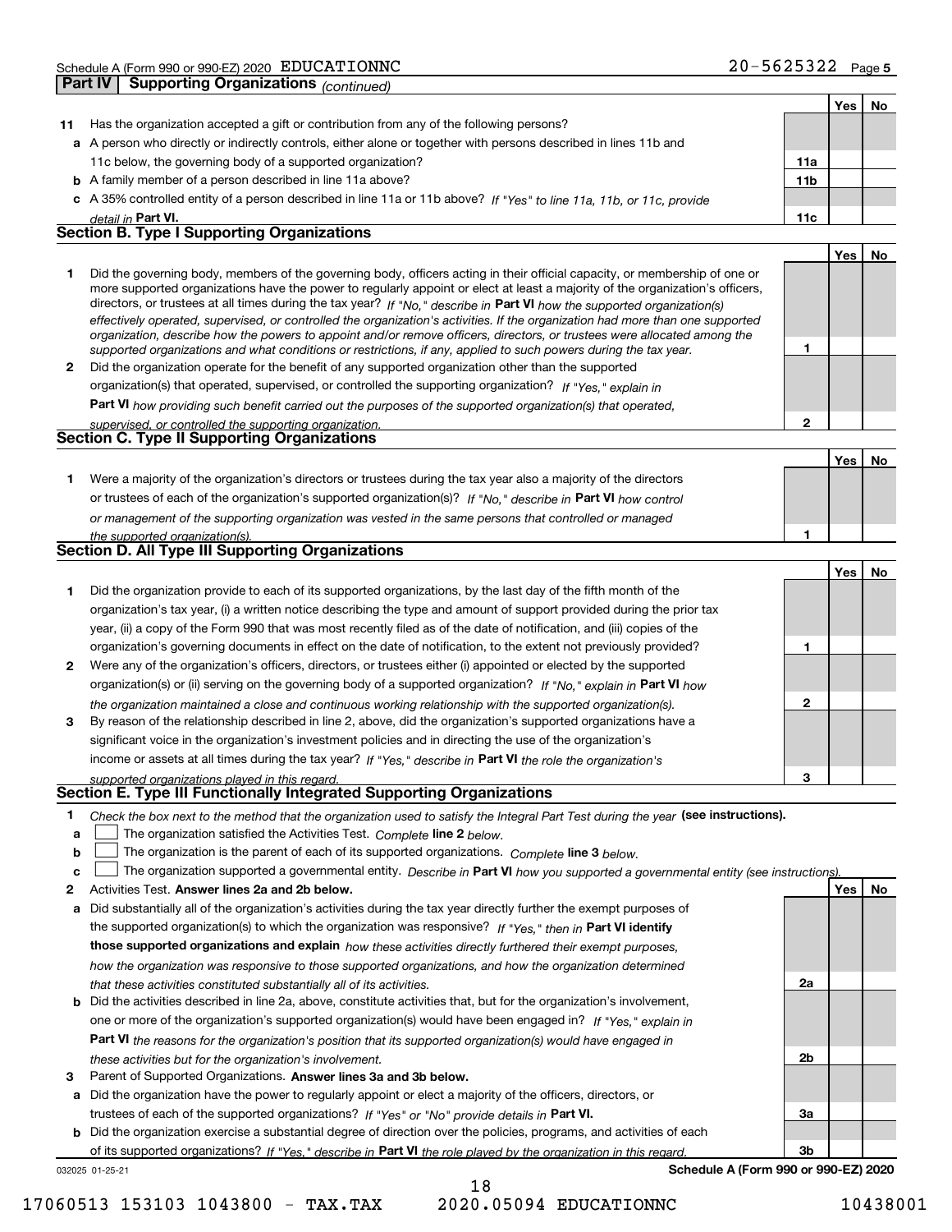Schedule A (Form 990 or 990-EZ) 2020 EDUCATIONNC 20-5625322 Page 5

## Part IV Supporting Organizations *(continued)*

| | | | Yes | No |
|---|---|---|---|---|
| **11** | Has the organization accepted a gift or contribution from any of the following persons? | | | |
| **a** | A person who directly or indirectly controls, either alone or together with persons described in lines 11b and 11c below, the governing body of a supported organization? | **11a** | | |
| **b** | A family member of a person described in line 11a above? | **11b** | | |
| **c** | A 35% controlled entity of a person described in line 11a or 11b above? *If "Yes" to line 11a, 11b, or 11c, provide detail in* **Part VI.** | **11c** | | |

### Section B. Type I Supporting Organizations

| | | | Yes | No |
|---|---|---|---|---|
| **1** | Did the governing body, members of the governing body, officers acting in their official capacity, or membership of one or more supported organizations have the power to regularly appoint or elect at least a majority of the organization's officers, directors, or trustees at all times during the tax year? *If "No," describe in* **Part VI** *how the supported organization(s) effectively operated, supervised, or controlled the organization's activities. If the organization had more than one supported organization, describe how the powers to appoint and/or remove officers, directors, or trustees were allocated among the supported organizations and what conditions or restrictions, if any, applied to such powers during the tax year.* | **1** | | |
| **2** | Did the organization operate for the benefit of any supported organization other than the supported organization(s) that operated, supervised, or controlled the supporting organization? *If "Yes," explain in* **Part VI** *how providing such benefit carried out the purposes of the supported organization(s) that operated, supervised, or controlled the supporting organization.* | **2** | | |

### Section C. Type II Supporting Organizations

| | | | Yes | No |
|---|---|---|---|---|
| **1** | Were a majority of the organization's directors or trustees during the tax year also a majority of the directors or trustees of each of the organization's supported organization(s)? *If "No," describe in* **Part VI** *how control or management of the supporting organization was vested in the same persons that controlled or managed the supported organization(s).* | **1** | | |

### Section D. All Type III Supporting Organizations

| | | | Yes | No |
|---|---|---|---|---|
| **1** | Did the organization provide to each of its supported organizations, by the last day of the fifth month of the organization's tax year, (i) a written notice describing the type and amount of support provided during the prior tax year, (ii) a copy of the Form 990 that was most recently filed as of the date of notification, and (iii) copies of the organization's governing documents in effect on the date of notification, to the extent not previously provided? | **1** | | |
| **2** | Were any of the organization's officers, directors, or trustees either (i) appointed or elected by the supported organization(s) or (ii) serving on the governing body of a supported organization? *If "No," explain in* **Part VI** *how the organization maintained a close and continuous working relationship with the supported organization(s).* | **2** | | |
| **3** | By reason of the relationship described in line 2, above, did the organization's supported organizations have a significant voice in the organization's investment policies and in directing the use of the organization's income or assets at all times during the tax year? *If "Yes," describe in* **Part VI** *the role the organization's supported organizations played in this regard.* | **3** | | |

### Section E. Type III Functionally Integrated Supporting Organizations

**1** *Check the box next to the method that the organization used to satisfy the Integral Part Test during the year* **(see instructions).**

- **a** ☐ The organization satisfied the Activities Test. *Complete* **line 2** *below.*
- **b** ☐ The organization is the parent of each of its supported organizations. *Complete* **line 3** *below.*
- **c** ☐ The organization supported a governmental entity. *Describe in* **Part VI** *how you supported a governmental entity (see instructions).*

| | | | Yes | No |
|---|---|---|---|---|
| **2** | Activities Test. **Answer lines 2a and 2b below.** | | | |
| **a** | Did substantially all of the organization's activities during the tax year directly further the exempt purposes of the supported organization(s) to which the organization was responsive? *If "Yes," then in* **Part VI identify those supported organizations and explain** *how these activities directly furthered their exempt purposes, how the organization was responsive to those supported organizations, and how the organization determined that these activities constituted substantially all of its activities.* | **2a** | | |
| **b** | Did the activities described in line 2a, above, constitute activities that, but for the organization's involvement, one or more of the organization's supported organization(s) would have been engaged in? *If "Yes," explain in* **Part VI** *the reasons for the organization's position that its supported organization(s) would have engaged in these activities but for the organization's involvement.* | **2b** | | |
| **3** | Parent of Supported Organizations. **Answer lines 3a and 3b below.** | | | |
| **a** | Did the organization have the power to regularly appoint or elect a majority of the officers, directors, or trustees of each of the supported organizations? *If "Yes" or "No" provide details in* **Part VI.** | **3a** | | |
| **b** | Did the organization exercise a substantial degree of direction over the policies, programs, and activities of each of its supported organizations? *If "Yes," describe in* **Part VI** *the role played by the organization in this regard.* | **3b** | | |

032025 01-25-21 **Schedule A (Form 990 or 990-EZ) 2020**

17060513 153103 1043800 - TAX.TAX 2020.05094 EDUCATIONNC 10438001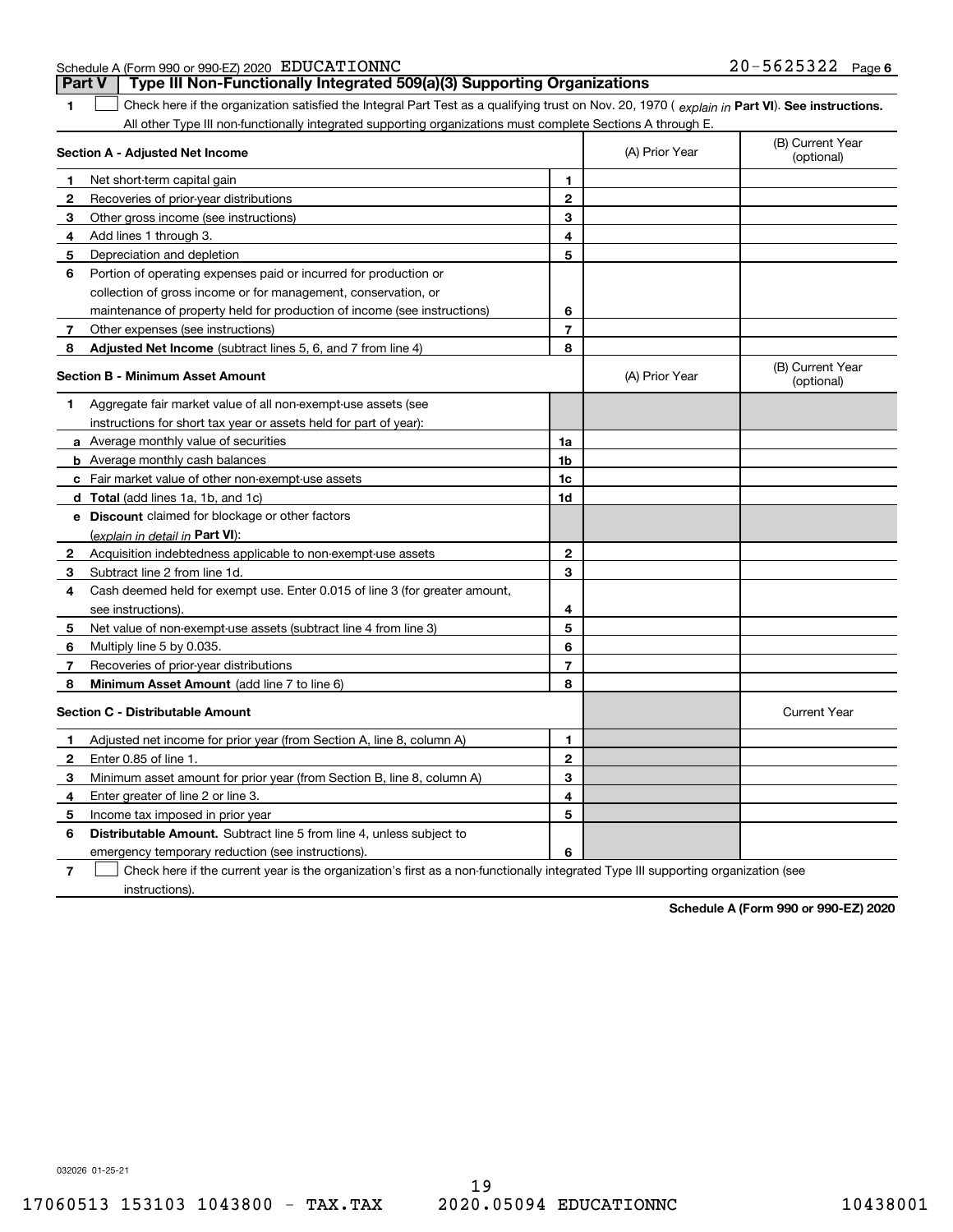Schedule A (Form 990 or 990-EZ) 2020 EDUCATIONNC 20-5625322 Page 6

## Part V Type III Non-Functionally Integrated 509(a)(3) Supporting Organizations

1 ☐ Check here if the organization satisfied the Integral Part Test as a qualifying trust on Nov. 20, 1970 ( *explain in* **Part VI**). **See instructions.** All other Type III non-functionally integrated supporting organizations must complete Sections A through E.

| **Section A - Adjusted Net Income** | | (A) Prior Year | (B) Current Year (optional) |
|---|---|---|---|
| 1 Net short-term capital gain | 1 | | |
| 2 Recoveries of prior-year distributions | 2 | | |
| 3 Other gross income (see instructions) | 3 | | |
| 4 Add lines 1 through 3. | 4 | | |
| 5 Depreciation and depletion | 5 | | |
| 6 Portion of operating expenses paid or incurred for production or collection of gross income or for management, conservation, or maintenance of property held for production of income (see instructions) | 6 | | |
| 7 Other expenses (see instructions) | 7 | | |
| 8 **Adjusted Net Income** (subtract lines 5, 6, and 7 from line 4) | 8 | | |

| **Section B - Minimum Asset Amount** | | (A) Prior Year | (B) Current Year (optional) |
|---|---|---|---|
| 1 Aggregate fair market value of all non-exempt-use assets (see instructions for short tax year or assets held for part of year): | | | |
| a Average monthly value of securities | 1a | | |
| b Average monthly cash balances | 1b | | |
| c Fair market value of other non-exempt-use assets | 1c | | |
| d **Total** (add lines 1a, 1b, and 1c) | 1d | | |
| e **Discount** claimed for blockage or other factors (*explain in detail in* **Part VI**): | | | |
| 2 Acquisition indebtedness applicable to non-exempt-use assets | 2 | | |
| 3 Subtract line 2 from line 1d. | 3 | | |
| 4 Cash deemed held for exempt use. Enter 0.015 of line 3 (for greater amount, see instructions). | 4 | | |
| 5 Net value of non-exempt-use assets (subtract line 4 from line 3) | 5 | | |
| 6 Multiply line 5 by 0.035. | 6 | | |
| 7 Recoveries of prior-year distributions | 7 | | |
| 8 **Minimum Asset Amount** (add line 7 to line 6) | 8 | | |

| **Section C - Distributable Amount** | | | Current Year |
|---|---|---|---|
| 1 Adjusted net income for prior year (from Section A, line 8, column A) | 1 | | |
| 2 Enter 0.85 of line 1. | 2 | | |
| 3 Minimum asset amount for prior year (from Section B, line 8, column A) | 3 | | |
| 4 Enter greater of line 2 or line 3. | 4 | | |
| 5 Income tax imposed in prior year | 5 | | |
| 6 **Distributable Amount.** Subtract line 5 from line 4, unless subject to emergency temporary reduction (see instructions). | 6 | | |

7 ☐ Check here if the current year is the organization's first as a non-functionally integrated Type III supporting organization (see instructions).

**Schedule A (Form 990 or 990-EZ) 2020**

032026 01-25-21

17060513 153103 1043800 - TAX.TAX 2020.05094 EDUCATIONNC 10438001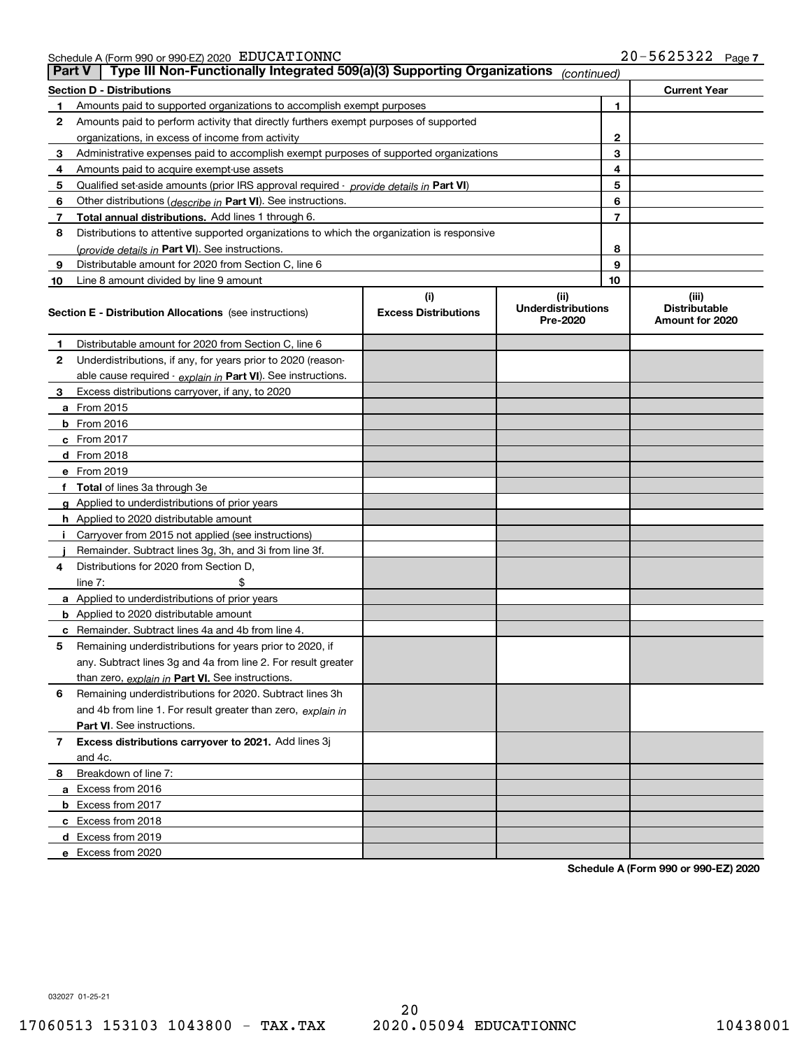Schedule A (Form 990 or 990-EZ) 2020 EDUCATIONNC 20-5625322 Page 7

## Part V | Type III Non-Functionally Integrated 509(a)(3) Supporting Organizations *(continued)*

| Section D - Distributions | | | Current Year |
|---|---|---|---|
| 1 | Amounts paid to supported organizations to accomplish exempt purposes | 1 | |
| 2 | Amounts paid to perform activity that directly furthers exempt purposes of supported organizations, in excess of income from activity | 2 | |
| 3 | Administrative expenses paid to accomplish exempt purposes of supported organizations | 3 | |
| 4 | Amounts paid to acquire exempt-use assets | 4 | |
| 5 | Qualified set-aside amounts (prior IRS approval required - *provide details in* **Part VI**) | 5 | |
| 6 | Other distributions (*describe in* **Part VI**). See instructions. | 6 | |
| 7 | **Total annual distributions.** Add lines 1 through 6. | 7 | |
| 8 | Distributions to attentive supported organizations to which the organization is responsive (*provide details in* **Part VI**). See instructions. | 8 | |
| 9 | Distributable amount for 2020 from Section C, line 6 | 9 | |
| 10 | Line 8 amount divided by line 9 amount | 10 | |

| **Section E - Distribution Allocations** (see instructions) | (i) Excess Distributions | (ii) Underdistributions Pre-2020 | (iii) Distributable Amount for 2020 |
|---|---|---|---|
| **1** Distributable amount for 2020 from Section C, line 6 | | | |
| **2** Underdistributions, if any, for years prior to 2020 (reasonable cause required - *explain in* **Part VI**). See instructions. | | | |
| **3** Excess distributions carryover, if any, to 2020 | | | |
| **a** From 2015 | | | |
| **b** From 2016 | | | |
| **c** From 2017 | | | |
| **d** From 2018 | | | |
| **e** From 2019 | | | |
| **f** **Total** of lines 3a through 3e | | | |
| **g** Applied to underdistributions of prior years | | | |
| **h** Applied to 2020 distributable amount | | | |
| **i** Carryover from 2015 not applied (see instructions) | | | |
| **j** Remainder. Subtract lines 3g, 3h, and 3i from line 3f. | | | |
| **4** Distributions for 2020 from Section D, line 7: $ | | | |
| **a** Applied to underdistributions of prior years | | | |
| **b** Applied to 2020 distributable amount | | | |
| **c** Remainder. Subtract lines 4a and 4b from line 4. | | | |
| **5** Remaining underdistributions for years prior to 2020, if any. Subtract lines 3g and 4a from line 2. For result greater than zero, *explain in* **Part VI.** See instructions. | | | |
| **6** Remaining underdistributions for 2020. Subtract lines 3h and 4b from line 1. For result greater than zero, *explain in* **Part VI**. See instructions. | | | |
| **7** **Excess distributions carryover to 2021.** Add lines 3j and 4c. | | | |
| **8** Breakdown of line 7: | | | |
| **a** Excess from 2016 | | | |
| **b** Excess from 2017 | | | |
| **c** Excess from 2018 | | | |
| **d** Excess from 2019 | | | |
| **e** Excess from 2020 | | | |

**Schedule A (Form 990 or 990-EZ) 2020**

032027 01-25-21

17060513 153103 1043800 - TAX.TAX 2020.05094 EDUCATIONNC 10438001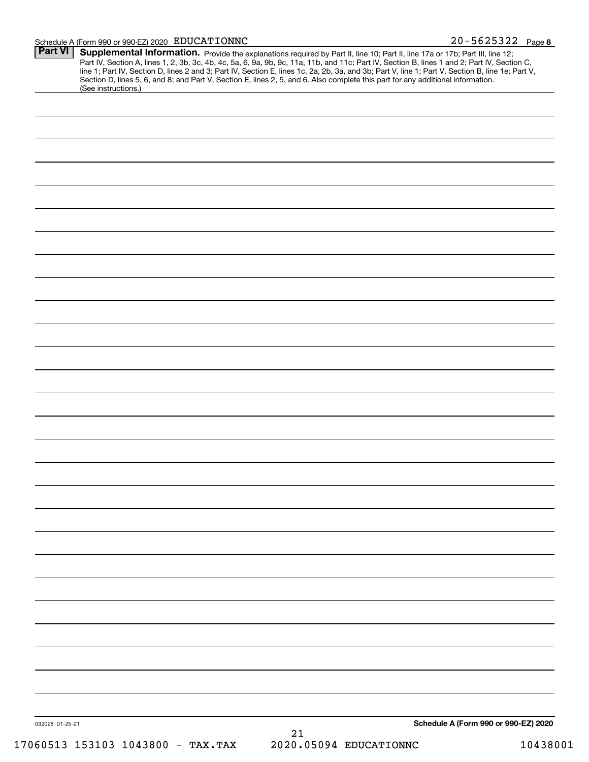Schedule A (Form 990 or 990-EZ) 2020 EDUCATIONNC 20-5625322 Page 8

## Part VI Supplemental Information.

Provide the explanations required by Part II, line 10; Part II, line 17a or 17b; Part III, line 12; Part IV, Section A, lines 1, 2, 3b, 3c, 4b, 4c, 5a, 6, 9a, 9b, 9c, 11a, 11b, and 11c; Part IV, Section B, lines 1 and 2; Part IV, Section C, line 1; Part IV, Section D, lines 2 and 3; Part IV, Section E, lines 1c, 2a, 2b, 3a, and 3b; Part V, line 1; Part V, Section B, line 1e; Part V, Section D, lines 5, 6, and 8; and Part V, Section E, lines 2, 5, and 6. Also complete this part for any additional information. (See instructions.)

032028 01-25-21

**Schedule A (Form 990 or 990-EZ) 2020**

17060513 153103 1043800 - TAX.TAX 2020.05094 EDUCATIONNC 10438001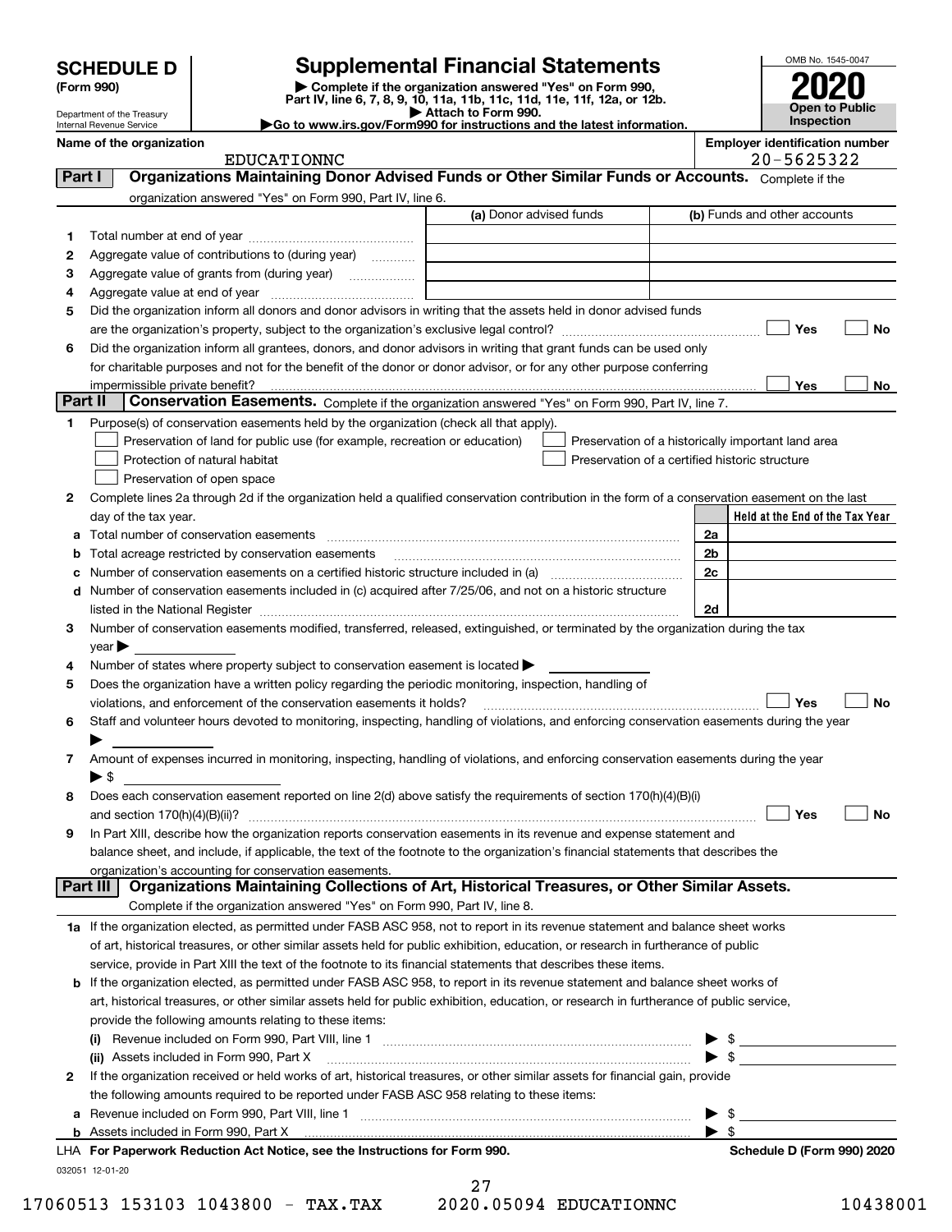# SCHEDULE D (Form 990)

Department of the Treasury
Internal Revenue Service

# Supplemental Financial Statements

▶ Complete if the organization answered "Yes" on Form 990, Part IV, line 6, 7, 8, 9, 10, 11a, 11b, 11c, 11d, 11e, 11f, 12a, or 12b.
▶ Attach to Form 990.
▶Go to www.irs.gov/Form990 for instructions and the latest information.

OMB No. 1545-0047

**2020**

**Open to Public Inspection**

**Name of the organization** EDUCATIONNC

**Employer identification number** 20-5625322

## Part I Organizations Maintaining Donor Advised Funds or Other Similar Funds or Accounts.

Complete if the organization answered "Yes" on Form 990, Part IV, line 6.

| | | (a) Donor advised funds | (b) Funds and other accounts |
|---|---|---|---|
| 1 | Total number at end of year | | |
| 2 | Aggregate value of contributions to (during year) | | |
| 3 | Aggregate value of grants from (during year) | | |
| 4 | Aggregate value at end of year | | |

5 Did the organization inform all donors and donor advisors in writing that the assets held in donor advised funds are the organization's property, subject to the organization's exclusive legal control? ☐ Yes ☐ No

6 Did the organization inform all grantees, donors, and donor advisors in writing that grant funds can be used only for charitable purposes and not for the benefit of the donor or donor advisor, or for any other purpose conferring impermissible private benefit? ☐ Yes ☐ No

## Part II Conservation Easements.

Complete if the organization answered "Yes" on Form 990, Part IV, line 7.

1 Purpose(s) of conservation easements held by the organization (check all that apply).

- ☐ Preservation of land for public use (for example, recreation or education)
- ☐ Protection of natural habitat
- ☐ Preservation of open space
- ☐ Preservation of a historically important land area
- ☐ Preservation of a certified historic structure

2 Complete lines 2a through 2d if the organization held a qualified conservation contribution in the form of a conservation easement on the last day of the tax year.

| | | | Held at the End of the Tax Year |
|---|---|---|---|
| a | Total number of conservation easements | 2a | |
| b | Total acreage restricted by conservation easements | 2b | |
| c | Number of conservation easements on a certified historic structure included in (a) | 2c | |
| d | Number of conservation easements included in (c) acquired after 7/25/06, and not on a historic structure listed in the National Register | 2d | |

3 Number of conservation easements modified, transferred, released, extinguished, or terminated by the organization during the tax year ▶

4 Number of states where property subject to conservation easement is located ▶

5 Does the organization have a written policy regarding the periodic monitoring, inspection, handling of violations, and enforcement of the conservation easements it holds? ☐ Yes ☐ No

6 Staff and volunteer hours devoted to monitoring, inspecting, handling of violations, and enforcing conservation easements during the year ▶

7 Amount of expenses incurred in monitoring, inspecting, handling of violations, and enforcing conservation easements during the year ▶ $

8 Does each conservation easement reported on line 2(d) above satisfy the requirements of section 170(h)(4)(B)(i) and section 170(h)(4)(B)(ii)? ☐ Yes ☐ No

9 In Part XIII, describe how the organization reports conservation easements in its revenue and expense statement and balance sheet, and include, if applicable, the text of the footnote to the organization's financial statements that describes the organization's accounting for conservation easements.

## Part III Organizations Maintaining Collections of Art, Historical Treasures, or Other Similar Assets.

Complete if the organization answered "Yes" on Form 990, Part IV, line 8.

1a If the organization elected, as permitted under FASB ASC 958, not to report in its revenue statement and balance sheet works of art, historical treasures, or other similar assets held for public exhibition, education, or research in furtherance of public service, provide in Part XIII the text of the footnote to its financial statements that describes these items.

b If the organization elected, as permitted under FASB ASC 958, to report in its revenue statement and balance sheet works of art, historical treasures, or other similar assets held for public exhibition, education, or research in furtherance of public service, provide the following amounts relating to these items:

(i) Revenue included on Form 990, Part VIII, line 1 ▶ $

(ii) Assets included in Form 990, Part X ▶ $

2 If the organization received or held works of art, historical treasures, or other similar assets for financial gain, provide the following amounts required to be reported under FASB ASC 958 relating to these items:

a Revenue included on Form 990, Part VIII, line 1 ▶ $

b Assets included in Form 990, Part X ▶ $

LHA For Paperwork Reduction Act Notice, see the Instructions for Form 990. Schedule D (Form 990) 2020

032051 12-01-20

17060513 153103 1043800 - TAX.TAX 2020.05094 EDUCATIONNC 10438001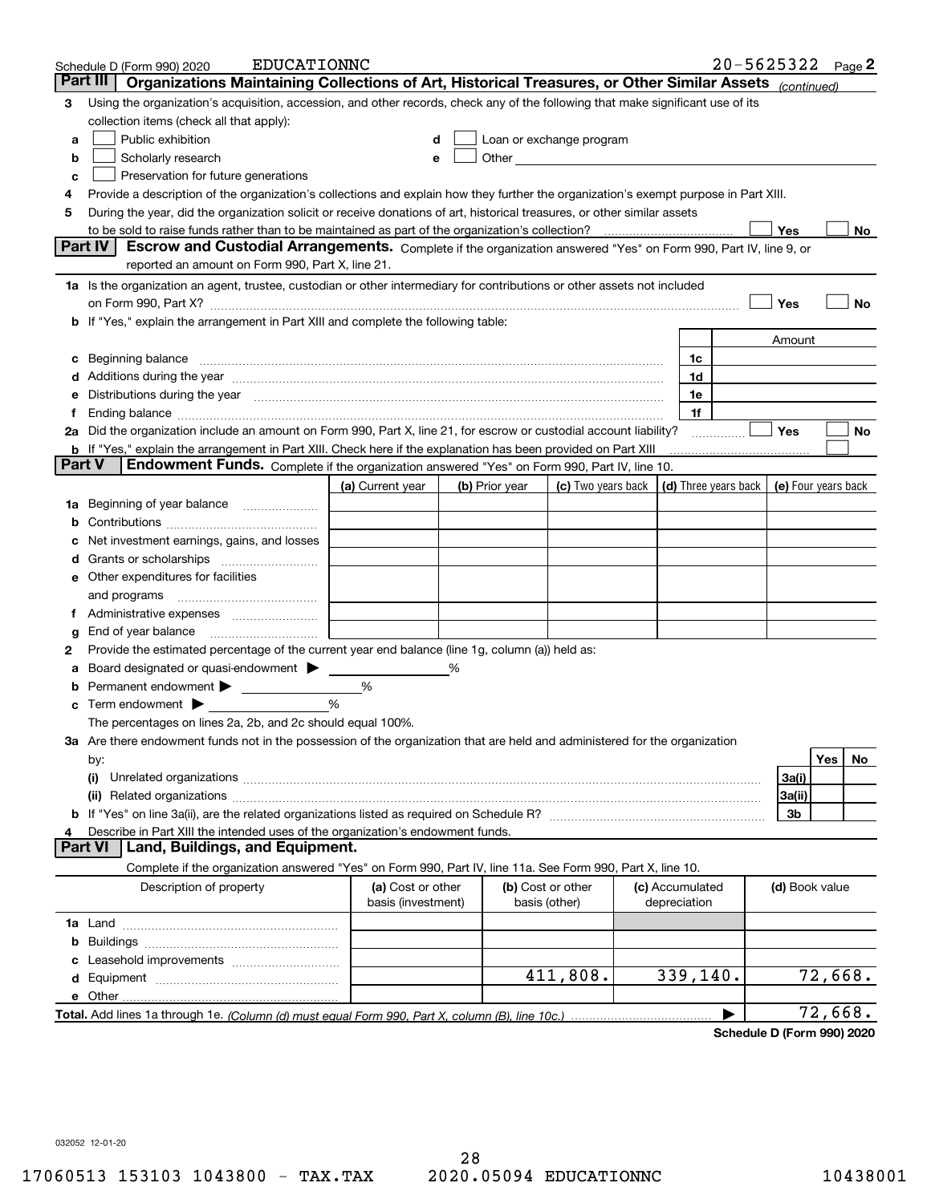Schedule D (Form 990) 2020 EDUCATIONNC 20-5625322 Page 2

## Part III Organizations Maintaining Collections of Art, Historical Treasures, or Other Similar Assets *(continued)*

**3** Using the organization's acquisition, accession, and other records, check any of the following that make significant use of its collection items (check all that apply):

- **a** ☐ Public exhibition
- **b** ☐ Scholarly research
- **c** ☐ Preservation for future generations
- **d** ☐ Loan or exchange program
- **e** ☐ Other

**4** Provide a description of the organization's collections and explain how they further the organization's exempt purpose in Part XIII.

**5** During the year, did the organization solicit or receive donations of art, historical treasures, or other similar assets to be sold to raise funds rather than to be maintained as part of the organization's collection? ☐ Yes ☐ No

## Part IV Escrow and Custodial Arrangements.

Complete if the organization answered "Yes" on Form 990, Part IV, line 9, or reported an amount on Form 990, Part X, line 21.

**1a** Is the organization an agent, trustee, custodian or other intermediary for contributions or other assets not included on Form 990, Part X? ☐ Yes ☐ No

**b** If "Yes," explain the arrangement in Part XIII and complete the following table:

| | | Amount |
|---|---|---|
| **c** Beginning balance | 1c | |
| **d** Additions during the year | 1d | |
| **e** Distributions during the year | 1e | |
| **f** Ending balance | 1f | |

**2a** Did the organization include an amount on Form 990, Part X, line 21, for escrow or custodial account liability? ☐ Yes ☐ No

**b** If "Yes," explain the arrangement in Part XIII. Check here if the explanation has been provided on Part XIII ☐

## Part V Endowment Funds.

Complete if the organization answered "Yes" on Form 990, Part IV, line 10.

| | (a) Current year | (b) Prior year | (c) Two years back | (d) Three years back | (e) Four years back |
|---|---|---|---|---|---|
| **1a** Beginning of year balance | | | | | |
| **b** Contributions | | | | | |
| **c** Net investment earnings, gains, and losses | | | | | |
| **d** Grants or scholarships | | | | | |
| **e** Other expenditures for facilities and programs | | | | | |
| **f** Administrative expenses | | | | | |
| **g** End of year balance | | | | | |

**2** Provide the estimated percentage of the current year end balance (line 1g, column (a)) held as:

- **a** Board designated or quasi-endowment ▶ ______ %
- **b** Permanent endowment ▶ ______ %
- **c** Term endowment ▶ ______ %

The percentages on lines 2a, 2b, and 2c should equal 100%.

**3a** Are there endowment funds not in the possession of the organization that are held and administered for the organization by:

| | | Yes | No |
|---|---|---|---|
| **(i)** Unrelated organizations | 3a(i) | | |
| **(ii)** Related organizations | 3a(ii) | | |
| **b** If "Yes" on line 3a(ii), are the related organizations listed as required on Schedule R? | 3b | | |

**4** Describe in Part XIII the intended uses of the organization's endowment funds.

## Part VI Land, Buildings, and Equipment.

Complete if the organization answered "Yes" on Form 990, Part IV, line 11a. See Form 990, Part X, line 10.

| Description of property | (a) Cost or other basis (investment) | (b) Cost or other basis (other) | (c) Accumulated depreciation | (d) Book value |
|---|---|---|---|---|
| **1a** Land | | | | |
| **b** Buildings | | | | |
| **c** Leasehold improvements | | | | |
| **d** Equipment | | 411,808. | 339,140. | 72,668. |
| **e** Other | | | | |
| **Total.** Add lines 1a through 1e. *(Column (d) must equal Form 990, Part X, column (B), line 10c.)* | | | ▶ | 72,668. |

**Schedule D (Form 990) 2020**

032052 12-01-20

17060513 153103 1043800 - TAX.TAX 2020.05094 EDUCATIONNC 10438001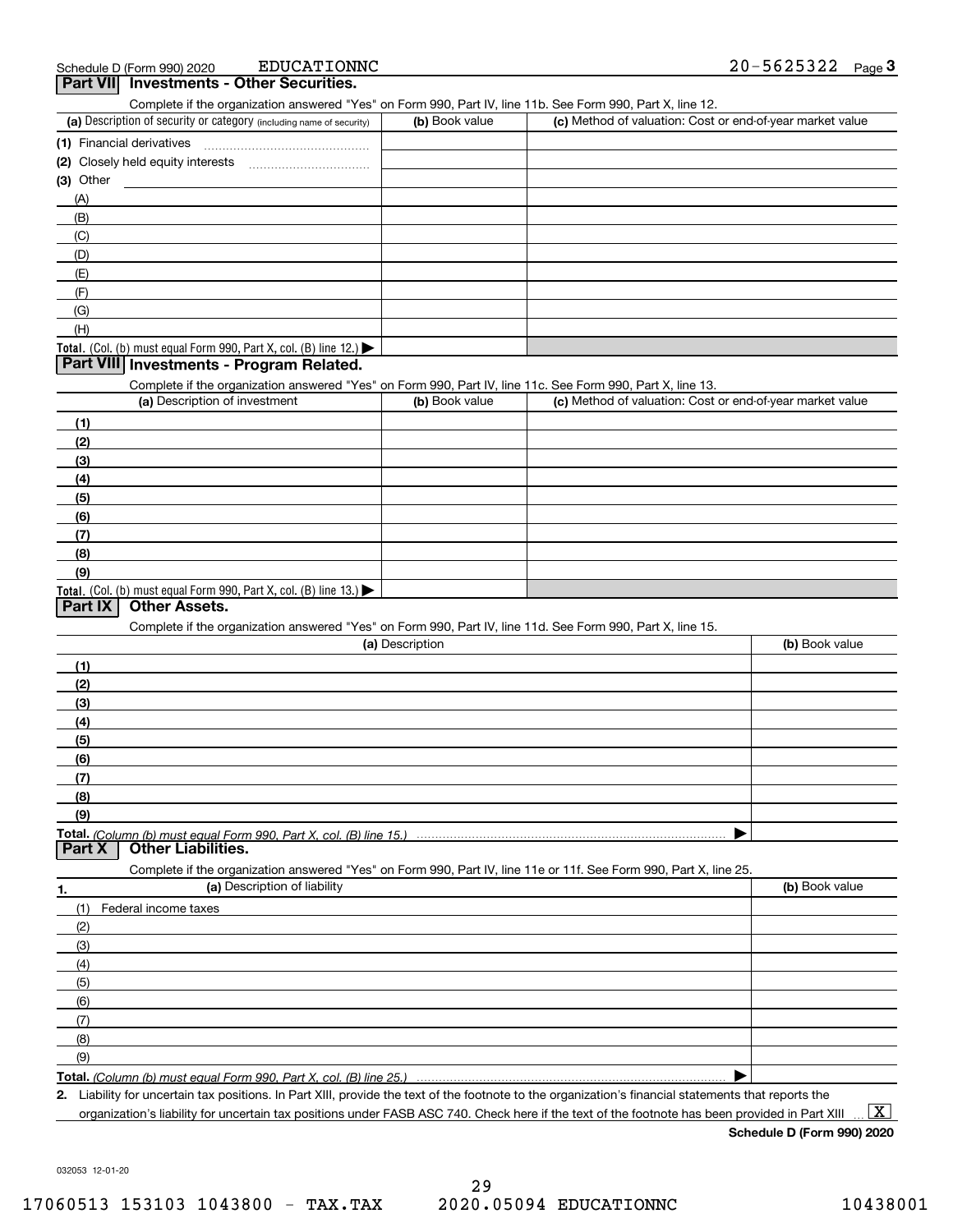Schedule D (Form 990) 2020 EDUCATIONNC 20-5625322 Page 3

## Part VII Investments - Other Securities.

Complete if the organization answered "Yes" on Form 990, Part IV, line 11b. See Form 990, Part X, line 12.

| (a) Description of security or category (including name of security) | (b) Book value | (c) Method of valuation: Cost or end-of-year market value |
|---|---|---|
| (1) Financial derivatives | | |
| (2) Closely held equity interests | | |
| (3) Other | | |
| (A) | | |
| (B) | | |
| (C) | | |
| (D) | | |
| (E) | | |
| (F) | | |
| (G) | | |
| (H) | | |
| Total. (Col. (b) must equal Form 990, Part X, col. (B) line 12.) ▶ | | |

## Part VIII Investments - Program Related.

Complete if the organization answered "Yes" on Form 990, Part IV, line 11c. See Form 990, Part X, line 13.

| (a) Description of investment | (b) Book value | (c) Method of valuation: Cost or end-of-year market value |
|---|---|---|
| (1) | | |
| (2) | | |
| (3) | | |
| (4) | | |
| (5) | | |
| (6) | | |
| (7) | | |
| (8) | | |
| (9) | | |
| Total. (Col. (b) must equal Form 990, Part X, col. (B) line 13.) ▶ | | |

## Part IX Other Assets.

Complete if the organization answered "Yes" on Form 990, Part IV, line 11d. See Form 990, Part X, line 15.

| (a) Description | (b) Book value |
|---|---|
| (1) | |
| (2) | |
| (3) | |
| (4) | |
| (5) | |
| (6) | |
| (7) | |
| (8) | |
| (9) | |
| Total. *(Column (b) must equal Form 990, Part X, col. (B) line 15.)* ▶ | |

## Part X Other Liabilities.

Complete if the organization answered "Yes" on Form 990, Part IV, line 11e or 11f. See Form 990, Part X, line 25.

| 1. (a) Description of liability | (b) Book value |
|---|---|
| (1) Federal income taxes | |
| (2) | |
| (3) | |
| (4) | |
| (5) | |
| (6) | |
| (7) | |
| (8) | |
| (9) | |
| Total. *(Column (b) must equal Form 990, Part X, col. (B) line 25.)* ▶ | |

2. Liability for uncertain tax positions. In Part XIII, provide the text of the footnote to the organization's financial statements that reports the organization's liability for uncertain tax positions under FASB ASC 740. Check here if the text of the footnote has been provided in Part XIII ... [X]

Schedule D (Form 990) 2020

032053 12-01-20

17060513 153103 1043800 - TAX.TAX 2020.05094 EDUCATIONNC 10438001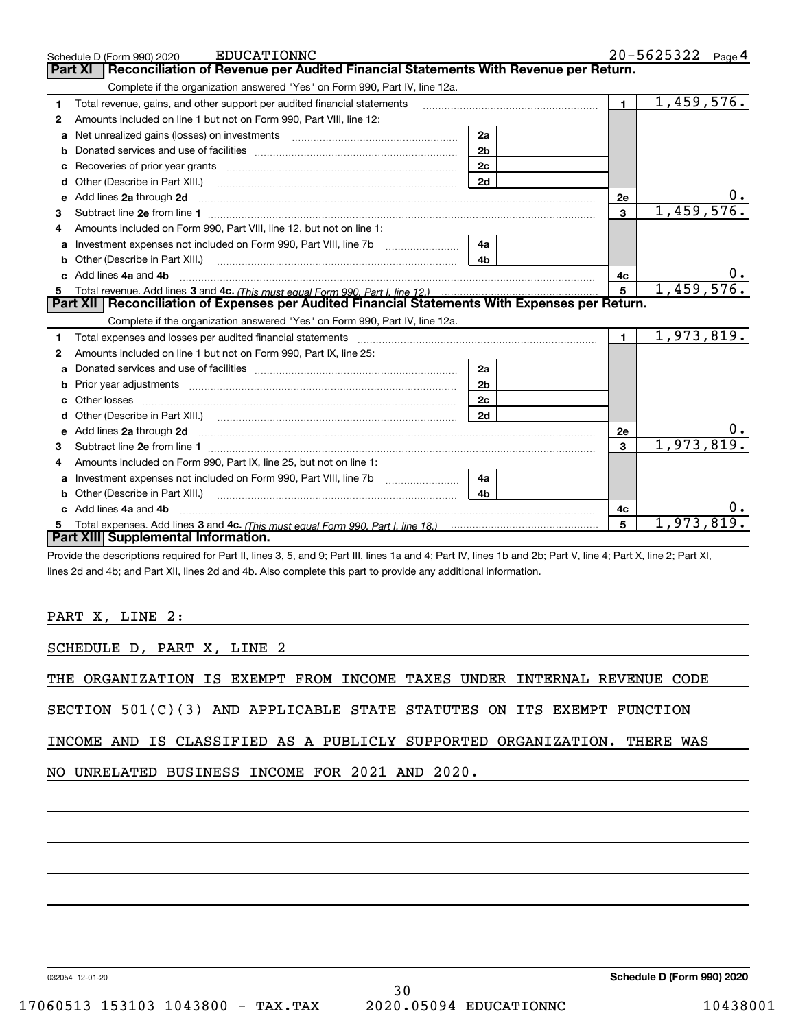Schedule D (Form 990) 2020 EDUCATIONNC 20-5625322 Page **4**

## Part XI Reconciliation of Revenue per Audited Financial Statements With Revenue per Return.

Complete if the organization answered "Yes" on Form 990, Part IV, line 12a.

| | | | | | |
|---|---|---|---|---|---|
| **1** | Total revenue, gains, and other support per audited financial statements | | | **1** | 1,459,576. |
| **2** | Amounts included on line 1 but not on Form 990, Part VIII, line 12: | | | | |
| **a** | Net unrealized gains (losses) on investments | **2a** | | | |
| **b** | Donated services and use of facilities | **2b** | | | |
| **c** | Recoveries of prior year grants | **2c** | | | |
| **d** | Other (Describe in Part XIII.) | **2d** | | | |
| **e** | Add lines **2a** through **2d** | | | **2e** | 0. |
| **3** | Subtract line **2e** from line **1** | | | **3** | 1,459,576. |
| **4** | Amounts included on Form 990, Part VIII, line 12, but not on line 1: | | | | |
| **a** | Investment expenses not included on Form 990, Part VIII, line 7b | **4a** | | | |
| **b** | Other (Describe in Part XIII.) | **4b** | | | |
| **c** | Add lines **4a** and **4b** | | | **4c** | 0. |
| **5** | Total revenue. Add lines **3** and **4c.** *(This must equal Form 990, Part I, line 12.)* | | | **5** | 1,459,576. |

## Part XII Reconciliation of Expenses per Audited Financial Statements With Expenses per Return.

Complete if the organization answered "Yes" on Form 990, Part IV, line 12a.

| | | | | | |
|---|---|---|---|---|---|
| **1** | Total expenses and losses per audited financial statements | | | **1** | 1,973,819. |
| **2** | Amounts included on line 1 but not on Form 990, Part IX, line 25: | | | | |
| **a** | Donated services and use of facilities | **2a** | | | |
| **b** | Prior year adjustments | **2b** | | | |
| **c** | Other losses | **2c** | | | |
| **d** | Other (Describe in Part XIII.) | **2d** | | | |
| **e** | Add lines **2a** through **2d** | | | **2e** | 0. |
| **3** | Subtract line **2e** from line **1** | | | **3** | 1,973,819. |
| **4** | Amounts included on Form 990, Part IX, line 25, but not on line 1: | | | | |
| **a** | Investment expenses not included on Form 990, Part VIII, line 7b | **4a** | | | |
| **b** | Other (Describe in Part XIII.) | **4b** | | | |
| **c** | Add lines **4a** and **4b** | | | **4c** | 0. |
| **5** | Total expenses. Add lines **3** and **4c.** *(This must equal Form 990, Part I, line 18.)* | | | **5** | 1,973,819. |

## Part XIII Supplemental Information.

Provide the descriptions required for Part II, lines 3, 5, and 9; Part III, lines 1a and 4; Part IV, lines 1b and 2b; Part V, line 4; Part X, line 2; Part XI, lines 2d and 4b; and Part XII, lines 2d and 4b. Also complete this part to provide any additional information.

PART X, LINE 2:

SCHEDULE D, PART X, LINE 2

THE ORGANIZATION IS EXEMPT FROM INCOME TAXES UNDER INTERNAL REVENUE CODE SECTION 501(C)(3) AND APPLICABLE STATE STATUTES ON ITS EXEMPT FUNCTION INCOME AND IS CLASSIFIED AS A PUBLICLY SUPPORTED ORGANIZATION. THERE WAS NO UNRELATED BUSINESS INCOME FOR 2021 AND 2020.

032054 12-01-20 **Schedule D (Form 990) 2020**

17060513 153103 1043800 - TAX.TAX 2020.05094 EDUCATIONNC 10438001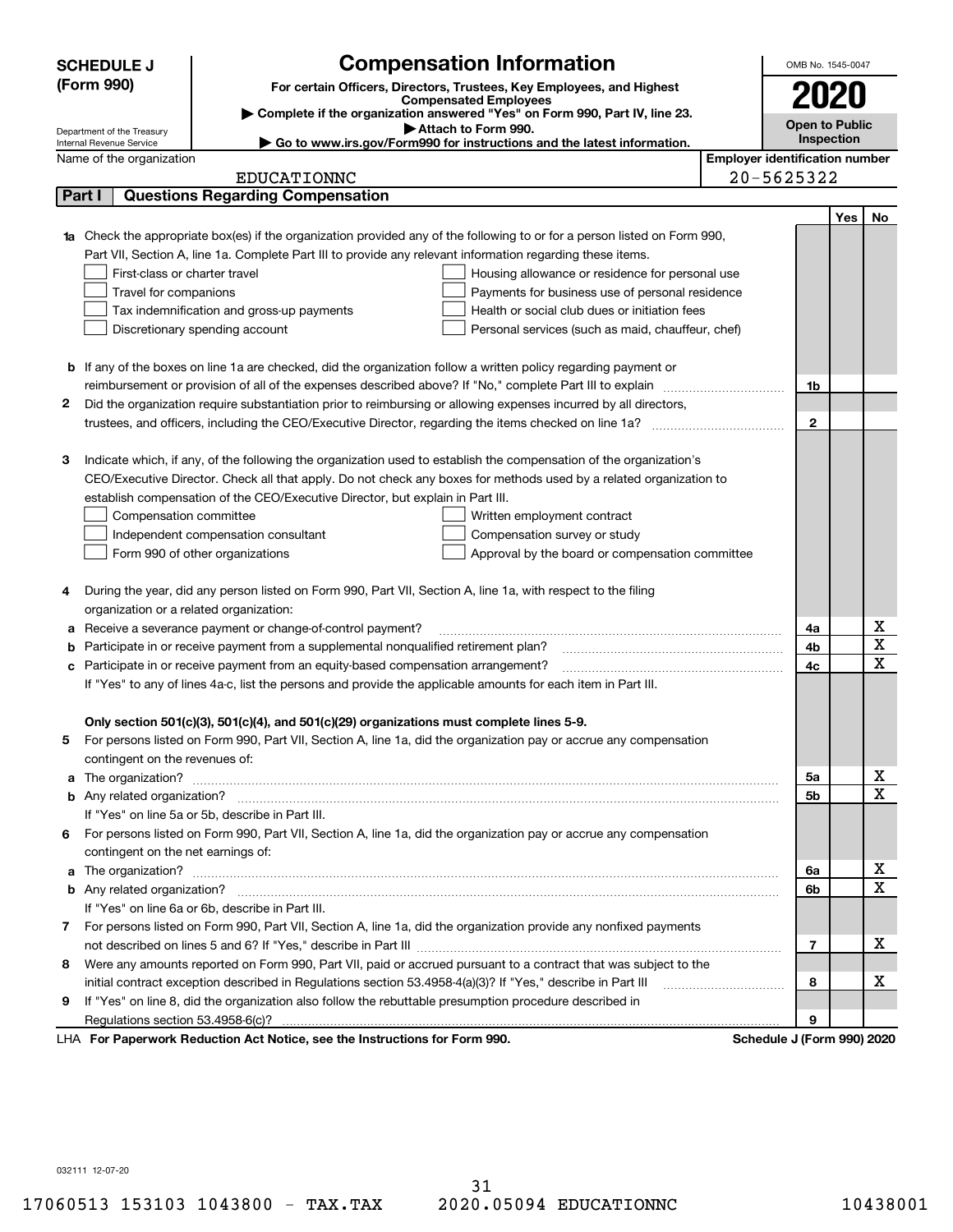**SCHEDULE J (Form 990)**

Department of the Treasury
Internal Revenue Service

# Compensation Information

**For certain Officers, Directors, Trustees, Key Employees, and Highest Compensated Employees**

▶ Complete if the organization answered "Yes" on Form 990, Part IV, line 23.

▶ Attach to Form 990.

▶ Go to www.irs.gov/Form990 for instructions and the latest information.

OMB No. 1545-0047

**2020**

**Open to Public Inspection**

Name of the organization: EDUCATIONNC

Employer identification number: 20-5625322

## Part I — Questions Regarding Compensation

| | | | Yes | No |
|---|---|---|---|---|
| **1a** | Check the appropriate box(es) if the organization provided any of the following to or for a person listed on Form 990, Part VII, Section A, line 1a. Complete Part III to provide any relevant information regarding these items.<br>☐ First-class or charter travel ☐ Housing allowance or residence for personal use<br>☐ Travel for companions ☐ Payments for business use of personal residence<br>☐ Tax indemnification and gross-up payments ☐ Health or social club dues or initiation fees<br>☐ Discretionary spending account ☐ Personal services (such as maid, chauffeur, chef) | | | |
| **b** | If any of the boxes on line 1a are checked, did the organization follow a written policy regarding payment or reimbursement or provision of all of the expenses described above? If "No," complete Part III to explain | 1b | | |
| **2** | Did the organization require substantiation prior to reimbursing or allowing expenses incurred by all directors, trustees, and officers, including the CEO/Executive Director, regarding the items checked on line 1a? | 2 | | |
| **3** | Indicate which, if any, of the following the organization used to establish the compensation of the organization's CEO/Executive Director. Check all that apply. Do not check any boxes for methods used by a related organization to establish compensation of the CEO/Executive Director, but explain in Part III.<br>☐ Compensation committee ☐ Written employment contract<br>☐ Independent compensation consultant ☐ Compensation survey or study<br>☐ Form 990 of other organizations ☐ Approval by the board or compensation committee | | | |
| **4** | During the year, did any person listed on Form 990, Part VII, Section A, line 1a, with respect to the filing organization or a related organization: | | | |
| **a** | Receive a severance payment or change-of-control payment? | 4a | | X |
| **b** | Participate in or receive payment from a supplemental nonqualified retirement plan? | 4b | | X |
| **c** | Participate in or receive payment from an equity-based compensation arrangement? | 4c | | X |
| | If "Yes" to any of lines 4a-c, list the persons and provide the applicable amounts for each item in Part III. | | | |
| | **Only section 501(c)(3), 501(c)(4), and 501(c)(29) organizations must complete lines 5-9.** | | | |
| **5** | For persons listed on Form 990, Part VII, Section A, line 1a, did the organization pay or accrue any compensation contingent on the revenues of: | | | |
| **a** | The organization? | 5a | | X |
| **b** | Any related organization? | 5b | | X |
| | If "Yes" on line 5a or 5b, describe in Part III. | | | |
| **6** | For persons listed on Form 990, Part VII, Section A, line 1a, did the organization pay or accrue any compensation contingent on the net earnings of: | | | |
| **a** | The organization? | 6a | | X |
| **b** | Any related organization? | 6b | | X |
| | If "Yes" on line 6a or 6b, describe in Part III. | | | |
| **7** | For persons listed on Form 990, Part VII, Section A, line 1a, did the organization provide any nonfixed payments not described on lines 5 and 6? If "Yes," describe in Part III | 7 | | X |
| **8** | Were any amounts reported on Form 990, Part VII, paid or accrued pursuant to a contract that was subject to the initial contract exception described in Regulations section 53.4958-4(a)(3)? If "Yes," describe in Part III | 8 | | X |
| **9** | If "Yes" on line 8, did the organization also follow the rebuttable presumption procedure described in Regulations section 53.4958-6(c)? | 9 | | |

LHA **For Paperwork Reduction Act Notice, see the Instructions for Form 990.** **Schedule J (Form 990) 2020**

032111 12-07-20

17060513 153103 1043800 - TAX.TAX 2020.05094 EDUCATIONNC 10438001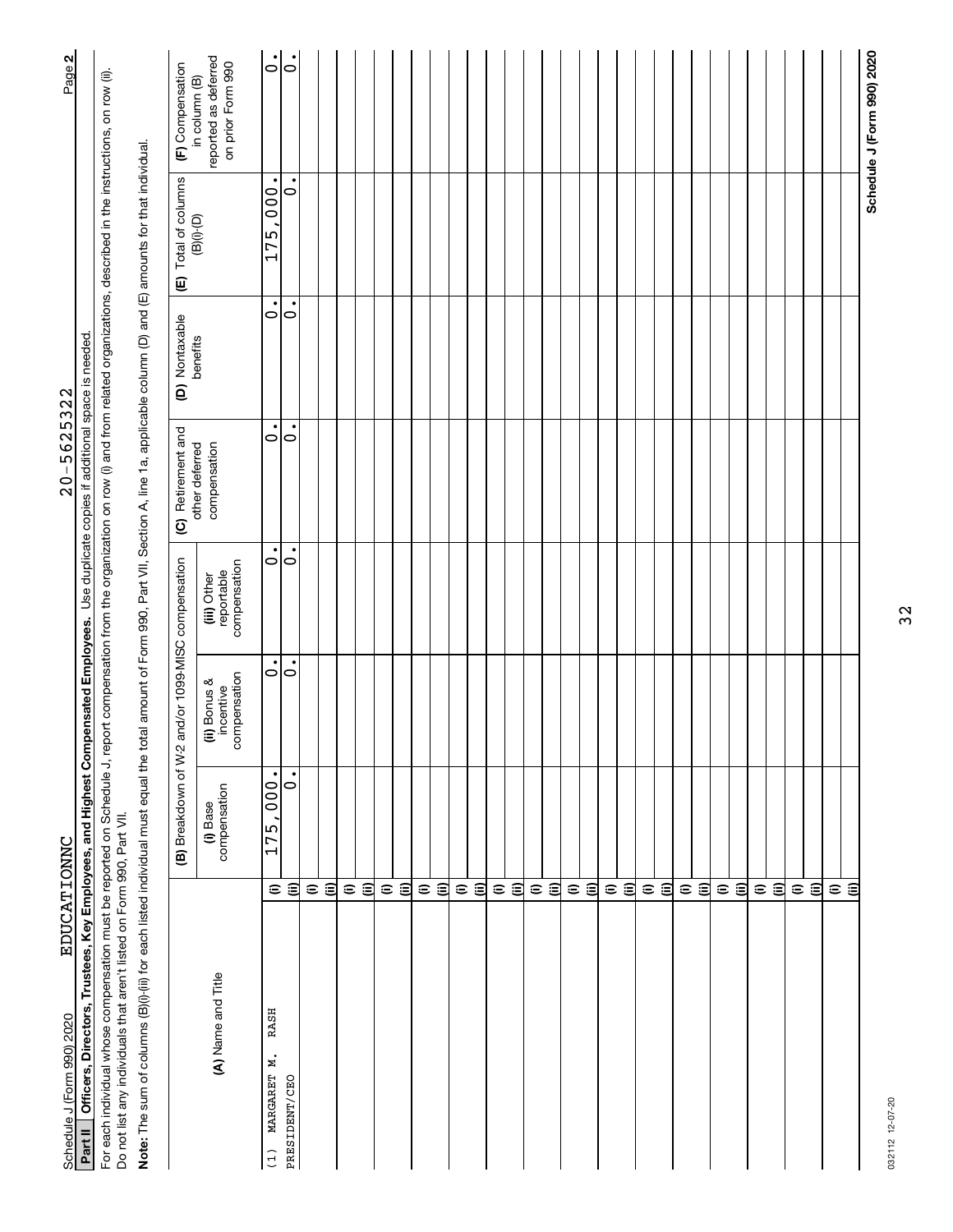Schedule J (Form 990) 2020 EDUCATIONNC 20-5625322

**Part II** **Officers, Directors, Trustees, Key Employees, and Highest Compensated Employees.** Use duplicate copies if additional space is needed.

For each individual whose compensation must be reported on Schedule J, report compensation from the organization on row (i) and from related organizations, described in the instructions, on row (ii). Do not list any individuals that aren't listed on Form 990, Part VII.

**Note:** The sum of columns (B)(i)-(iii) for each listed individual must equal the total amount of Form 990, Part VII, Section A, line 1a, applicable column (D) and (E) amounts for that individual.

| (A) Name and Title | | (B) Breakdown of W-2 and/or 1099-MISC compensation | | | (C) Retirement and other deferred compensation | (D) Nontaxable benefits | (E) Total of columns (B)(i)-(D) | (F) Compensation in column (B) reported as deferred on prior Form 990 |
|---|---|---|---|---|---|---|---|---|
| | | (i) Base compensation | (ii) Bonus & incentive compensation | (iii) Other reportable compensation | | | | |
| (1) MARGARET M. RASH | (i) | 175,000. | 0. | 0. | 0. | 0. | 175,000. | 0. |
| PRESIDENT/CEO | (ii) | 0. | 0. | 0. | 0. | 0. | 0. | 0. |
| | (i) | | | | | | | |
| | (ii) | | | | | | | |
| | (i) | | | | | | | |
| | (ii) | | | | | | | |
| | (i) | | | | | | | |
| | (ii) | | | | | | | |
| | (i) | | | | | | | |
| | (ii) | | | | | | | |
| | (i) | | | | | | | |
| | (ii) | | | | | | | |
| | (i) | | | | | | | |
| | (ii) | | | | | | | |
| | (i) | | | | | | | |
| | (ii) | | | | | | | |
| | (i) | | | | | | | |
| | (ii) | | | | | | | |
| | (i) | | | | | | | |
| | (ii) | | | | | | | |
| | (i) | | | | | | | |
| | (ii) | | | | | | | |
| | (i) | | | | | | | |
| | (ii) | | | | | | | |
| | (i) | | | | | | | |
| | (ii) | | | | | | | |
| | (i) | | | | | | | |
| | (ii) | | | | | | | |
| | (i) | | | | | | | |
| | (ii) | | | | | | | |
| | (i) | | | | | | | |
| | (ii) | | | | | | | |

032112 12-07-20

**Schedule J (Form 990) 2020**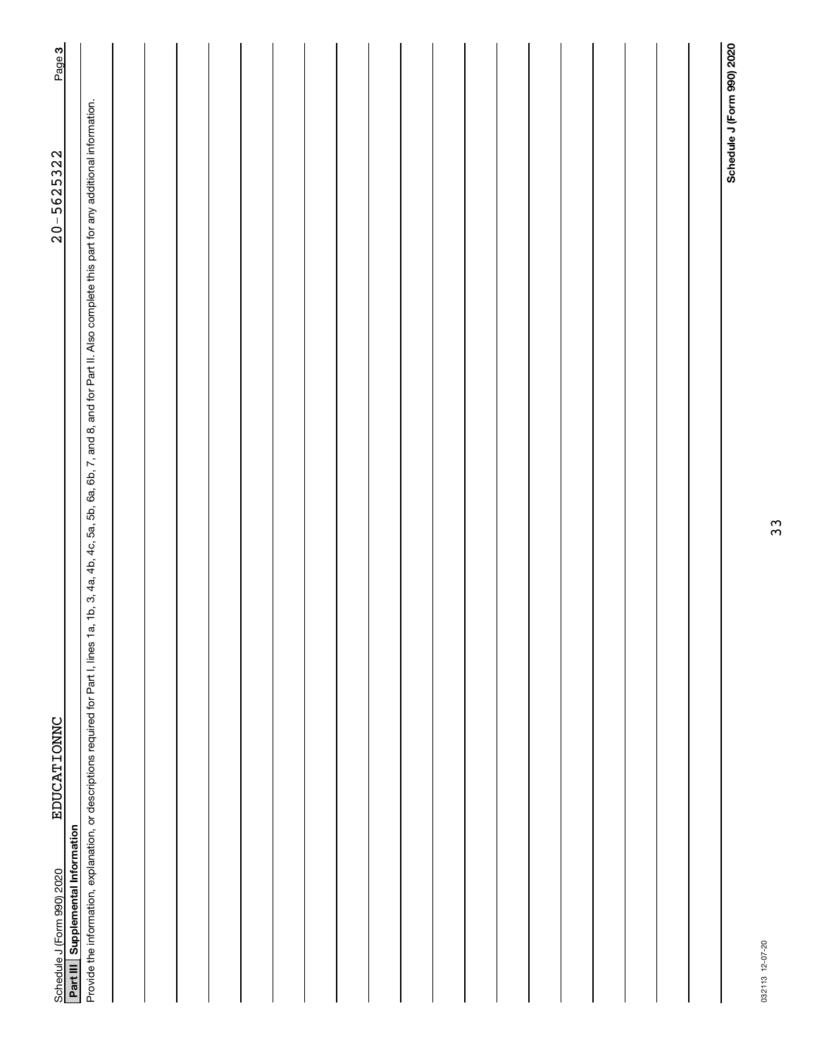Schedule J (Form 990) 2020 EDUCATIONNC 20-5625322 Page 3

**Part III** **Supplemental Information**

Provide the information, explanation, or descriptions required for Part I, lines 1a, 1b, 3, 4a, 4b, 4c, 5a, 5b, 6a, 6b, 7, and 8, and for Part II. Also complete this part for any additional information.

**Schedule J (Form 990) 2020**

032113 12-07-20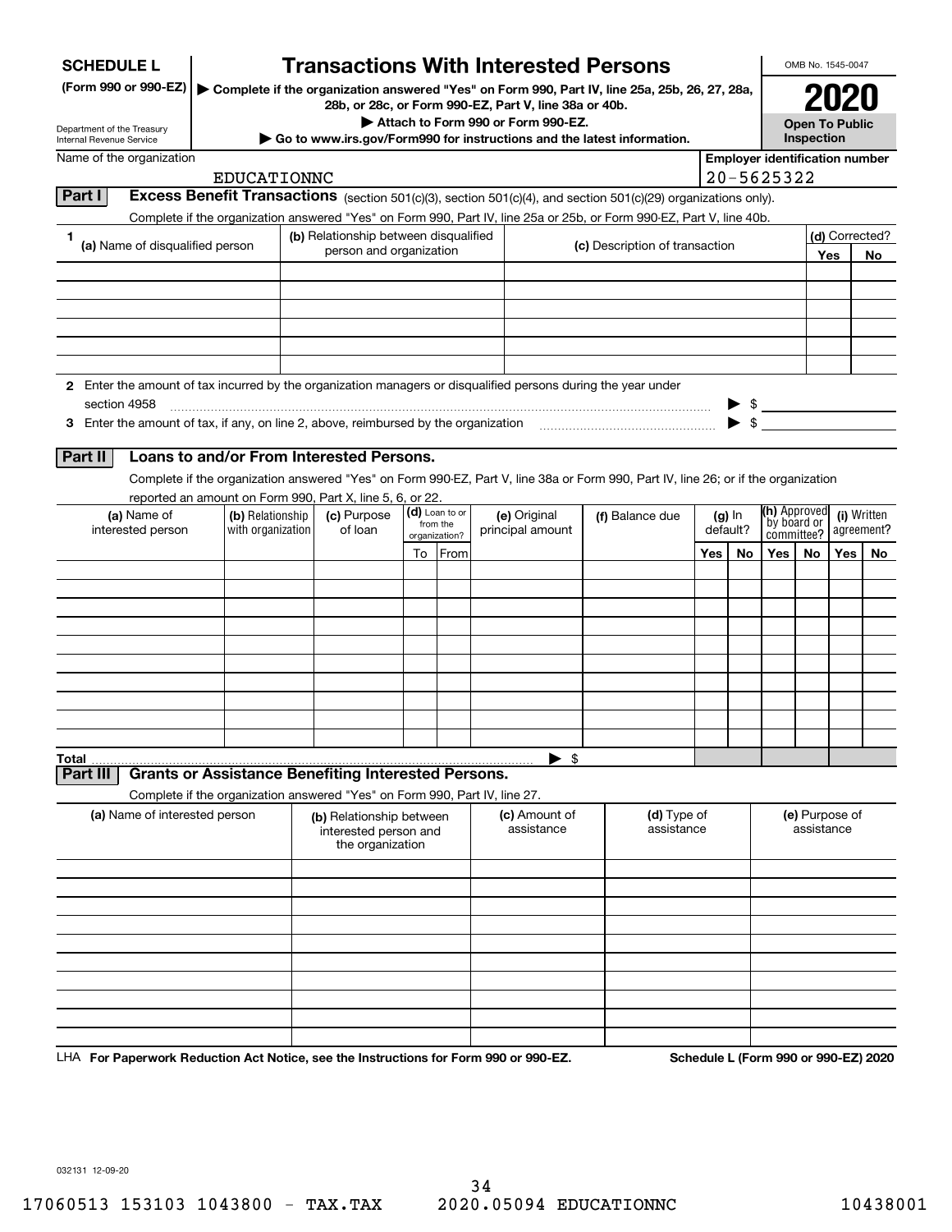**SCHEDULE L**
**(Form 990 or 990-EZ)**

Department of the Treasury
Internal Revenue Service

# Transactions With Interested Persons

▶ **Complete if the organization answered "Yes" on Form 990, Part IV, line 25a, 25b, 26, 27, 28a, 28b, or 28c, or Form 990-EZ, Part V, line 38a or 40b.**
▶ **Attach to Form 990 or Form 990-EZ.**
▶ **Go to www.irs.gov/Form990 for instructions and the latest information.**

OMB No. 1545-0047

**2020**

**Open To Public Inspection**

| Name of the organization | Employer identification number |
|---|---|
| EDUCATIONNC | 20-5625322 |

**Part I** **Excess Benefit Transactions** (section 501(c)(3), section 501(c)(4), and section 501(c)(29) organizations only).

Complete if the organization answered "Yes" on Form 990, Part IV, line 25a or 25b, or Form 990-EZ, Part V, line 40b.

| 1 (a) Name of disqualified person | (b) Relationship between disqualified person and organization | (c) Description of transaction | (d) Corrected? Yes | No |
|---|---|---|---|---|
| | | | | |
| | | | | |
| | | | | |
| | | | | |
| | | | | |
| | | | | |

**2** Enter the amount of tax incurred by the organization managers or disqualified persons during the year under section 4958 ▶ $

**3** Enter the amount of tax, if any, on line 2, above, reimbursed by the organization ▶ $

**Part II** **Loans to and/or From Interested Persons.**

Complete if the organization answered "Yes" on Form 990-EZ, Part V, line 38a or Form 990, Part IV, line 26; or if the organization reported an amount on Form 990, Part X, line 5, 6, or 22.

| (a) Name of interested person | (b) Relationship with organization | (c) Purpose of loan | (d) Loan to or from the organization? To | From | (e) Original principal amount | (f) Balance due | (g) In default? Yes | No | (h) Approved by board or committee? Yes | No | (i) Written agreement? Yes | No |
|---|---|---|---|---|---|---|---|---|---|---|---|---|
| | | | | | | | | | | | | |
| | | | | | | | | | | | | |
| | | | | | | | | | | | | |
| | | | | | | | | | | | | |
| | | | | | | | | | | | | |
| | | | | | | | | | | | | |
| | | | | | | | | | | | | |
| | | | | | | | | | | | | |
| | | | | | | | | | | | | |
| | | | | | | | | | | | | |
| **Total** | | | | | ▶ $ | | | | | | | |

**Part III** **Grants or Assistance Benefiting Interested Persons.**

Complete if the organization answered "Yes" on Form 990, Part IV, line 27.

| (a) Name of interested person | (b) Relationship between interested person and the organization | (c) Amount of assistance | (d) Type of assistance | (e) Purpose of assistance |
|---|---|---|---|---|
| | | | | |
| | | | | |
| | | | | |
| | | | | |
| | | | | |
| | | | | |
| | | | | |
| | | | | |
| | | | | |
| | | | | |

LHA **For Paperwork Reduction Act Notice, see the Instructions for Form 990 or 990-EZ.** **Schedule L (Form 990 or 990-EZ) 2020**

032131 12-09-20

17060513 153103 1043800 - TAX.TAX 2020.05094 EDUCATIONNC 10438001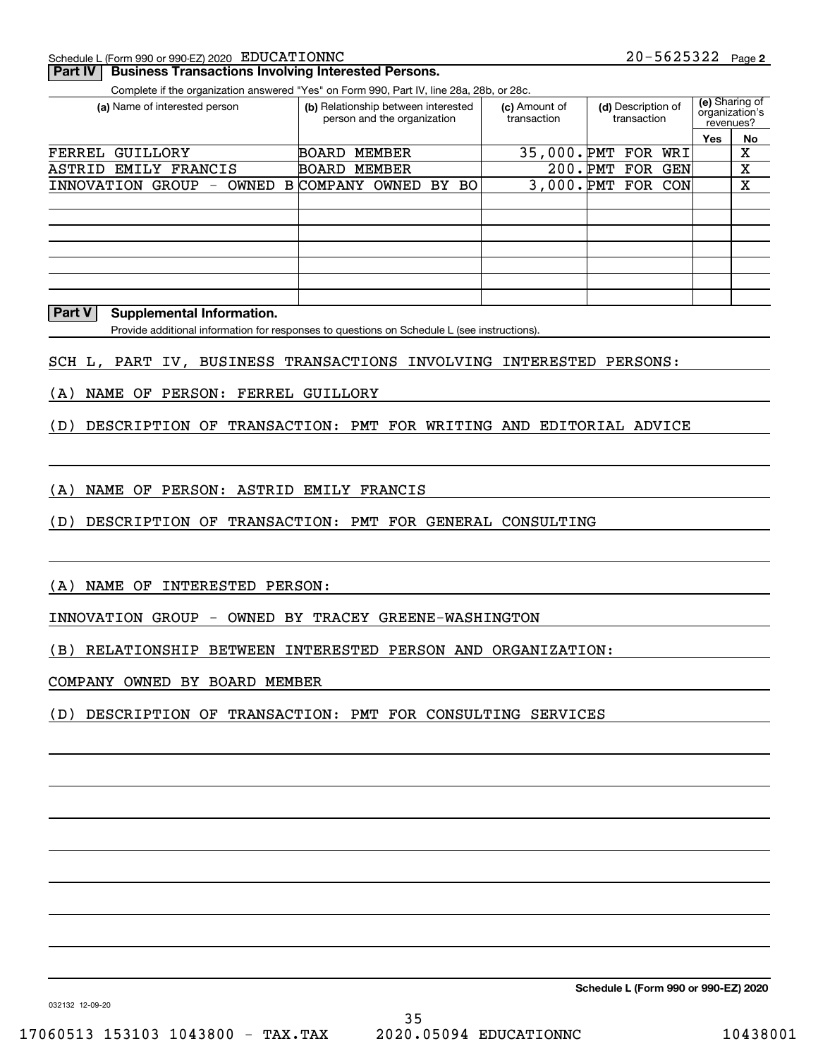Schedule L (Form 990 or 990-EZ) 2020 EDUCATIONNC 20-5625322 Page **2**

## Part IV Business Transactions Involving Interested Persons.

Complete if the organization answered "Yes" on Form 990, Part IV, line 28a, 28b, or 28c.

| (a) Name of interested person | (b) Relationship between interested person and the organization | (c) Amount of transaction | (d) Description of transaction | (e) Sharing of organization's revenues? | |
|---|---|---|---|---|---|
| | | | | Yes | No |
| FERREL GUILLORY | BOARD MEMBER | 35,000. | PMT FOR WRI | | X |
| ASTRID EMILY FRANCIS | BOARD MEMBER | 200. | PMT FOR GEN | | X |
| INNOVATION GROUP - OWNED B | COMPANY OWNED BY BO | 3,000. | PMT FOR CON | | X |
| | | | | | |
| | | | | | |
| | | | | | |
| | | | | | |
| | | | | | |
| | | | | | |
| | | | | | |

## Part V Supplemental Information.

Provide additional information for responses to questions on Schedule L (see instructions).

SCH L, PART IV, BUSINESS TRANSACTIONS INVOLVING INTERESTED PERSONS:

(A) NAME OF PERSON: FERREL GUILLORY

(D) DESCRIPTION OF TRANSACTION: PMT FOR WRITING AND EDITORIAL ADVICE

(A) NAME OF PERSON: ASTRID EMILY FRANCIS

(D) DESCRIPTION OF TRANSACTION: PMT FOR GENERAL CONSULTING

(A) NAME OF INTERESTED PERSON:

INNOVATION GROUP - OWNED BY TRACEY GREENE-WASHINGTON

(B) RELATIONSHIP BETWEEN INTERESTED PERSON AND ORGANIZATION:

COMPANY OWNED BY BOARD MEMBER

(D) DESCRIPTION OF TRANSACTION: PMT FOR CONSULTING SERVICES

**Schedule L (Form 990 or 990-EZ) 2020**

032132 12-09-20

17060513 153103 1043800 - TAX.TAX 2020.05094 EDUCATIONNC 10438001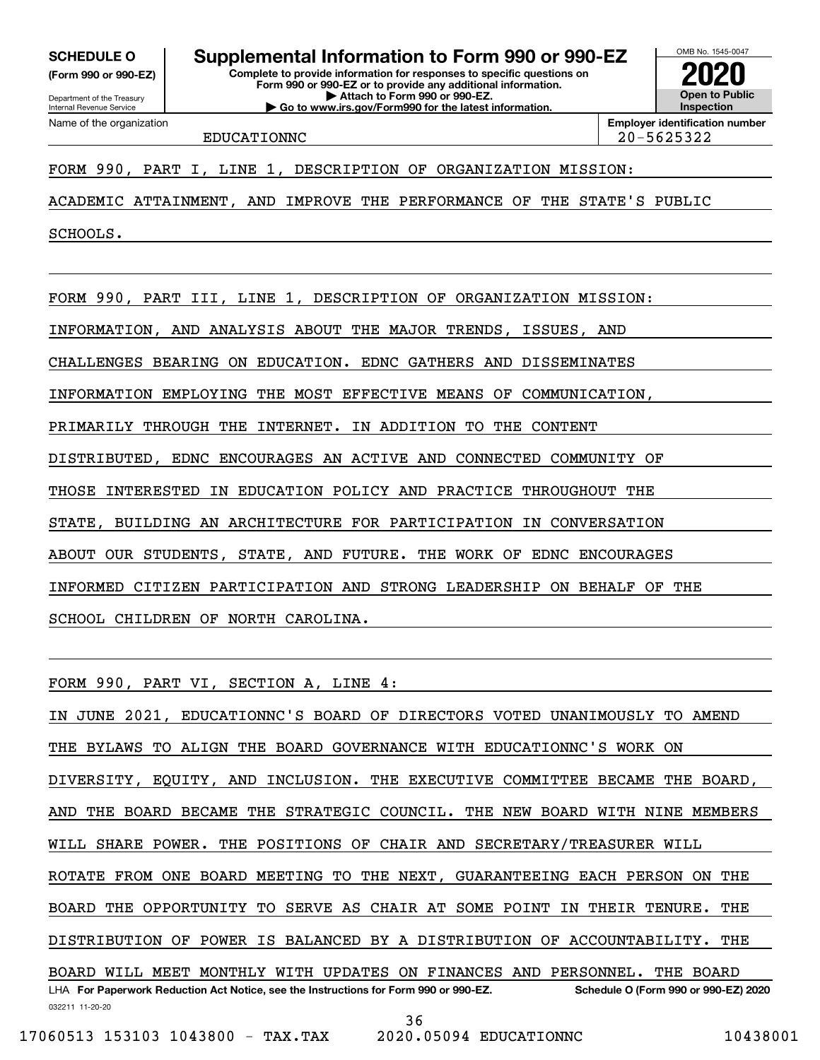**SCHEDULE O**
**(Form 990 or 990-EZ)**

Department of the Treasury
Internal Revenue Service

# Supplemental Information to Form 990 or 990-EZ

**Complete to provide information for responses to specific questions on Form 990 or 990-EZ or to provide any additional information.**
**▶ Attach to Form 990 or 990-EZ.**
**▶ Go to www.irs.gov/Form990 for the latest information.**

OMB No. 1545-0047

**2020**

**Open to Public Inspection**

| Name of the organization | Employer identification number |
|---|---|
| EDUCATIONNC | 20-5625322 |

FORM 990, PART I, LINE 1, DESCRIPTION OF ORGANIZATION MISSION:

ACADEMIC ATTAINMENT, AND IMPROVE THE PERFORMANCE OF THE STATE'S PUBLIC SCHOOLS.

FORM 990, PART III, LINE 1, DESCRIPTION OF ORGANIZATION MISSION:

INFORMATION, AND ANALYSIS ABOUT THE MAJOR TRENDS, ISSUES, AND CHALLENGES BEARING ON EDUCATION. EDNC GATHERS AND DISSEMINATES INFORMATION EMPLOYING THE MOST EFFECTIVE MEANS OF COMMUNICATION, PRIMARILY THROUGH THE INTERNET. IN ADDITION TO THE CONTENT DISTRIBUTED, EDNC ENCOURAGES AN ACTIVE AND CONNECTED COMMUNITY OF THOSE INTERESTED IN EDUCATION POLICY AND PRACTICE THROUGHOUT THE STATE, BUILDING AN ARCHITECTURE FOR PARTICIPATION IN CONVERSATION ABOUT OUR STUDENTS, STATE, AND FUTURE. THE WORK OF EDNC ENCOURAGES INFORMED CITIZEN PARTICIPATION AND STRONG LEADERSHIP ON BEHALF OF THE SCHOOL CHILDREN OF NORTH CAROLINA.

FORM 990, PART VI, SECTION A, LINE 4:

IN JUNE 2021, EDUCATIONNC'S BOARD OF DIRECTORS VOTED UNANIMOUSLY TO AMEND THE BYLAWS TO ALIGN THE BOARD GOVERNANCE WITH EDUCATIONNC'S WORK ON DIVERSITY, EQUITY, AND INCLUSION. THE EXECUTIVE COMMITTEE BECAME THE BOARD, AND THE BOARD BECAME THE STRATEGIC COUNCIL. THE NEW BOARD WITH NINE MEMBERS WILL SHARE POWER. THE POSITIONS OF CHAIR AND SECRETARY/TREASURER WILL ROTATE FROM ONE BOARD MEETING TO THE NEXT, GUARANTEEING EACH PERSON ON THE BOARD THE OPPORTUNITY TO SERVE AS CHAIR AT SOME POINT IN THEIR TENURE. THE DISTRIBUTION OF POWER IS BALANCED BY A DISTRIBUTION OF ACCOUNTABILITY. THE BOARD WILL MEET MONTHLY WITH UPDATES ON FINANCES AND PERSONNEL. THE BOARD

LHA **For Paperwork Reduction Act Notice, see the Instructions for Form 990 or 990-EZ.** **Schedule O (Form 990 or 990-EZ) 2020**

032211 11-20-20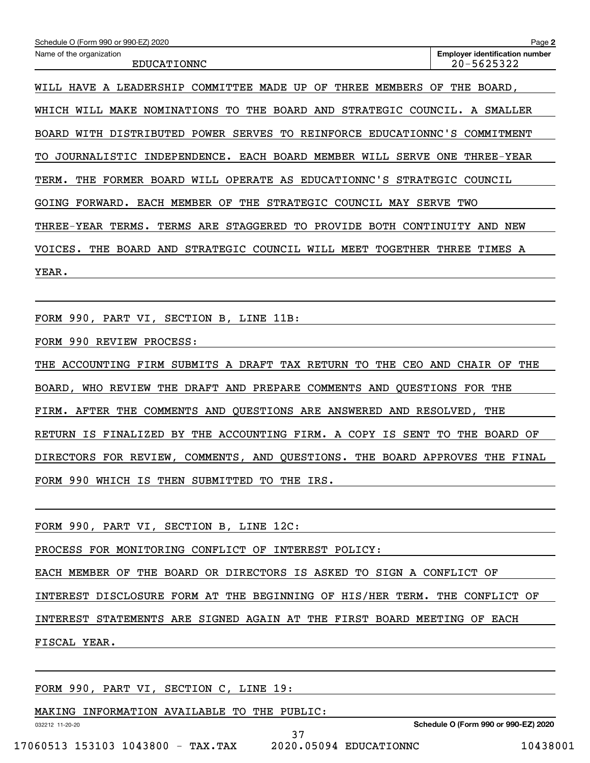Schedule O (Form 990 or 990-EZ) 2020 Page **2**

Name of the organization: EDUCATIONNC

**Employer identification number**: 20-5625322

WILL HAVE A LEADERSHIP COMMITTEE MADE UP OF THREE MEMBERS OF THE BOARD, WHICH WILL MAKE NOMINATIONS TO THE BOARD AND STRATEGIC COUNCIL. A SMALLER BOARD WITH DISTRIBUTED POWER SERVES TO REINFORCE EDUCATIONNC'S COMMITMENT TO JOURNALISTIC INDEPENDENCE. EACH BOARD MEMBER WILL SERVE ONE THREE-YEAR TERM. THE FORMER BOARD WILL OPERATE AS EDUCATIONNC'S STRATEGIC COUNCIL GOING FORWARD. EACH MEMBER OF THE STRATEGIC COUNCIL MAY SERVE TWO THREE-YEAR TERMS. TERMS ARE STAGGERED TO PROVIDE BOTH CONTINUITY AND NEW VOICES. THE BOARD AND STRATEGIC COUNCIL WILL MEET TOGETHER THREE TIMES A YEAR.

FORM 990, PART VI, SECTION B, LINE 11B:

FORM 990 REVIEW PROCESS:

THE ACCOUNTING FIRM SUBMITS A DRAFT TAX RETURN TO THE CEO AND CHAIR OF THE BOARD, WHO REVIEW THE DRAFT AND PREPARE COMMENTS AND QUESTIONS FOR THE FIRM. AFTER THE COMMENTS AND QUESTIONS ARE ANSWERED AND RESOLVED, THE RETURN IS FINALIZED BY THE ACCOUNTING FIRM. A COPY IS SENT TO THE BOARD OF DIRECTORS FOR REVIEW, COMMENTS, AND QUESTIONS. THE BOARD APPROVES THE FINAL FORM 990 WHICH IS THEN SUBMITTED TO THE IRS.

FORM 990, PART VI, SECTION B, LINE 12C:

PROCESS FOR MONITORING CONFLICT OF INTEREST POLICY:

EACH MEMBER OF THE BOARD OR DIRECTORS IS ASKED TO SIGN A CONFLICT OF INTEREST DISCLOSURE FORM AT THE BEGINNING OF HIS/HER TERM. THE CONFLICT OF INTEREST STATEMENTS ARE SIGNED AGAIN AT THE FIRST BOARD MEETING OF EACH FISCAL YEAR.

FORM 990, PART VI, SECTION C, LINE 19:

MAKING INFORMATION AVAILABLE TO THE PUBLIC:

032212 11-20-20 **Schedule O (Form 990 or 990-EZ) 2020**

17060513 153103 1043800 - TAX.TAX 2020.05094 EDUCATIONNC 10438001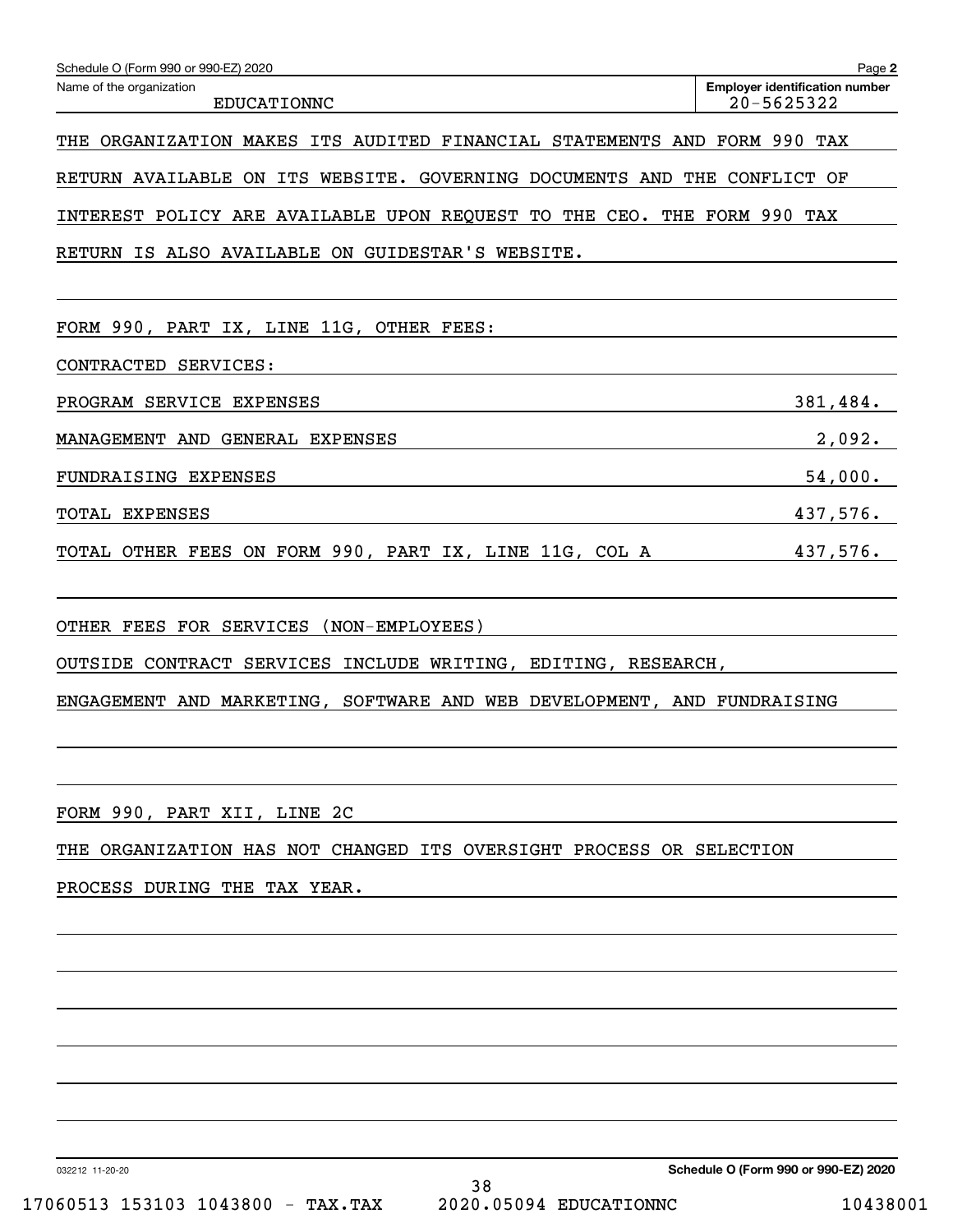Schedule O (Form 990 or 990-EZ) 2020 Page **2**

| Name of the organization | Employer identification number |
| --- | --- |
| EDUCATIONNC | 20-5625322 |

THE ORGANIZATION MAKES ITS AUDITED FINANCIAL STATEMENTS AND FORM 990 TAX RETURN AVAILABLE ON ITS WEBSITE. GOVERNING DOCUMENTS AND THE CONFLICT OF INTEREST POLICY ARE AVAILABLE UPON REQUEST TO THE CEO. THE FORM 990 TAX RETURN IS ALSO AVAILABLE ON GUIDESTAR'S WEBSITE.

FORM 990, PART IX, LINE 11G, OTHER FEES:

CONTRACTED SERVICES:

| | |
| --- | --- |
| PROGRAM SERVICE EXPENSES | 381,484. |
| MANAGEMENT AND GENERAL EXPENSES | 2,092. |
| FUNDRAISING EXPENSES | 54,000. |
| TOTAL EXPENSES | 437,576. |
| TOTAL OTHER FEES ON FORM 990, PART IX, LINE 11G, COL A | 437,576. |

OTHER FEES FOR SERVICES (NON-EMPLOYEES)

OUTSIDE CONTRACT SERVICES INCLUDE WRITING, EDITING, RESEARCH, ENGAGEMENT AND MARKETING, SOFTWARE AND WEB DEVELOPMENT, AND FUNDRAISING

FORM 990, PART XII, LINE 2C

THE ORGANIZATION HAS NOT CHANGED ITS OVERSIGHT PROCESS OR SELECTION PROCESS DURING THE TAX YEAR.

032212 11-20-20 **Schedule O (Form 990 or 990-EZ) 2020**

17060513 153103 1043800 - TAX.TAX 2020.05094 EDUCATIONNC 10438001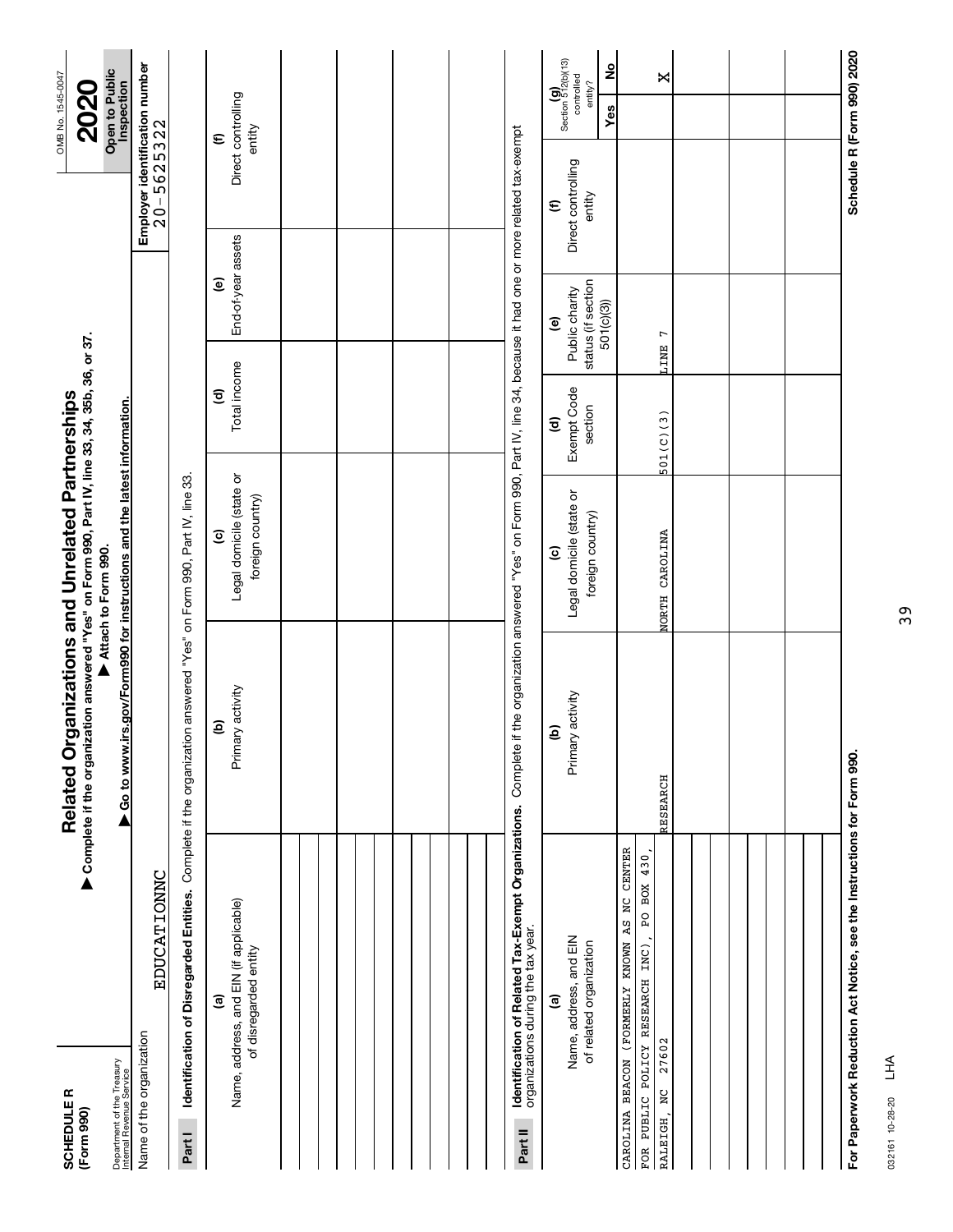**SCHEDULE R**
**(Form 990)**

Department of the Treasury
Internal Revenue Service

# Related Organizations and Unrelated Partnerships

▶ **Complete if the organization answered "Yes" on Form 990, Part IV, line 33, 34, 35b, 36, or 37.**
▶ **Attach to Form 990.**
▶ **Go to www.irs.gov/Form990 for instructions and the latest information.**

OMB No. 1545-0047

**2020**

**Open to Public Inspection**

Name of the organization: EDUCATIONNC

**Employer identification number** 20-5625322

**Part I** **Identification of Disregarded Entities.** Complete if the organization answered "Yes" on Form 990, Part IV, line 33.

| (a) Name, address, and EIN (if applicable) of disregarded entity | (b) Primary activity | (c) Legal domicile (state or foreign country) | (d) Total income | (e) End-of-year assets | (f) Direct controlling entity |
|---|---|---|---|---|---|
| | | | | | |
| | | | | | |
| | | | | | |
| | | | | | |
| | | | | | |
| | | | | | |

**Part II** **Identification of Related Tax-Exempt Organizations.** Complete if the organization answered "Yes" on Form 990, Part IV, line 34, because it had one or more related tax-exempt organizations during the tax year.

| (a) Name, address, and EIN of related organization | (b) Primary activity | (c) Legal domicile (state or foreign country) | (d) Exempt Code section | (e) Public charity status (if section 501(c)(3)) | (f) Direct controlling entity | (g) Section 512(b)(13) controlled entity? Yes | No |
|---|---|---|---|---|---|---|---|
| CAROLINA BEACON (FORMERLY KNOWN AS NC CENTER FOR PUBLIC POLICY RESEARCH INC), PO BOX 430, RALEIGH, NC 27602 | RESEARCH | NORTH CAROLINA | 501(C)(3) | LINE 7 | | | X |
| | | | | | | | |
| | | | | | | | |
| | | | | | | | |
| | | | | | | | |
| | | | | | | | |

**For Paperwork Reduction Act Notice, see the Instructions for Form 990.** **Schedule R (Form 990) 2020**

032161 10-28-20 LHA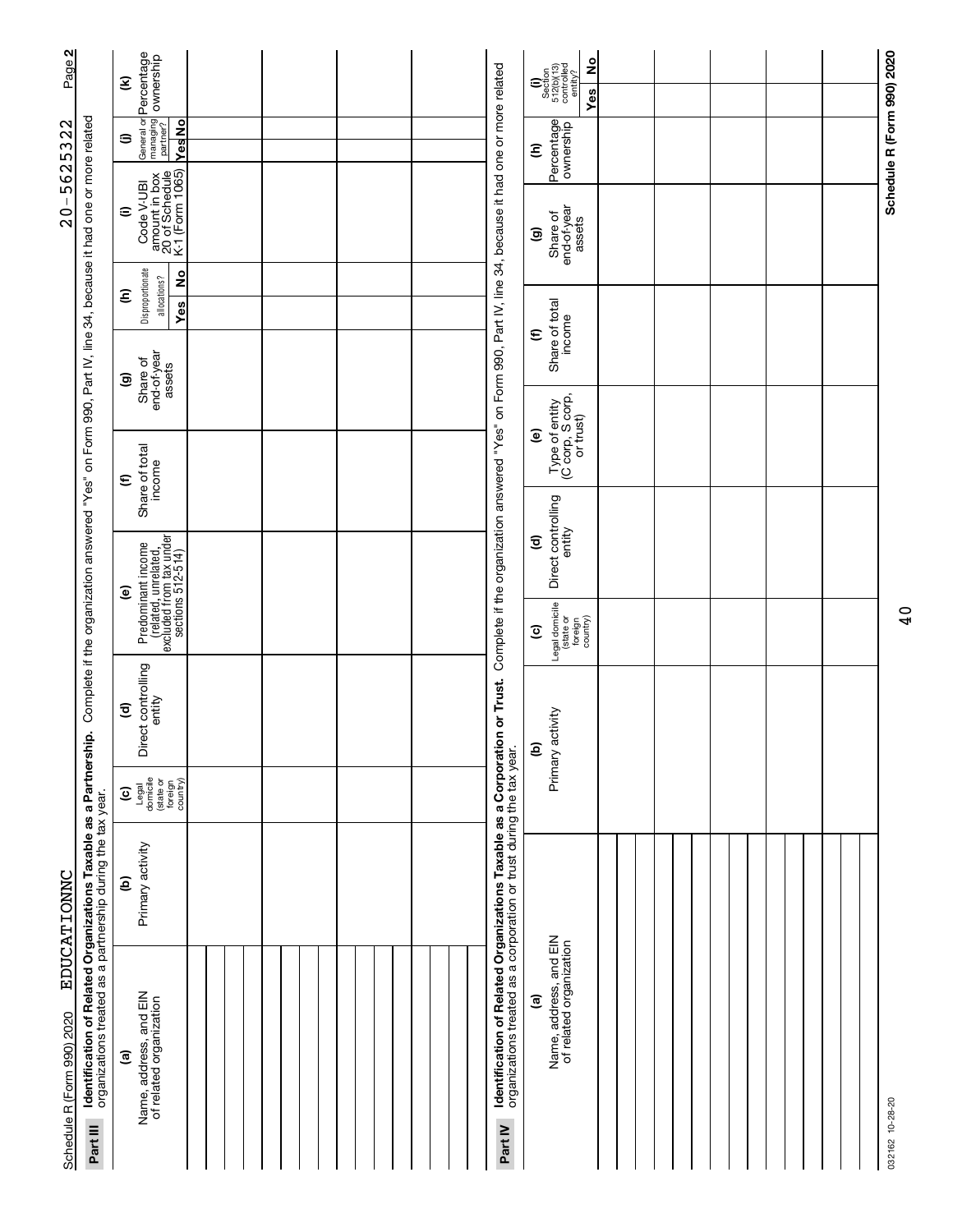Schedule R (Form 990) 2020 EDUCATIONNC 20-5625322 Page **2**

**Part III** **Identification of Related Organizations Taxable as a Partnership.** Complete if the organization answered "Yes" on Form 990, Part IV, line 34, because it had one or more related organizations treated as a partnership during the tax year.

| (a) Name, address, and EIN of related organization | (b) Primary activity | (c) Legal domicile (state or foreign country) | (d) Direct controlling entity | (e) Predominant income (related, unrelated, excluded from tax under sections 512-514) | (f) Share of total income | (g) Share of end-of-year assets | (h) Disproportionate allocations? Yes | No | (i) Code V-UBI amount in box 20 of Schedule K-1 (Form 1065) | (j) General or managing partner? Yes | No | (k) Percentage ownership |
|---|---|---|---|---|---|---|---|---|---|---|---|---|
| | | | | | | | | | | | | |
| | | | | | | | | | | | | |
| | | | | | | | | | | | | |
| | | | | | | | | | | | | |

**Part IV** **Identification of Related Organizations Taxable as a Corporation or Trust.** Complete if the organization answered "Yes" on Form 990, Part IV, line 34, because it had one or more related organizations treated as a corporation or trust during the tax year.

| (a) Name, address, and EIN of related organization | (b) Primary activity | (c) Legal domicile (state or foreign country) | (d) Direct controlling entity | (e) Type of entity (C corp, S corp, or trust) | (f) Share of total income | (g) Share of end-of-year assets | (h) Percentage ownership | (i) Section 512(b)(13) controlled entity? Yes | No |
|---|---|---|---|---|---|---|---|---|---|
| | | | | | | | | | |
| | | | | | | | | | |
| | | | | | | | | | |
| | | | | | | | | | |
| | | | | | | | | | |

032162 10-28-20

**Schedule R (Form 990) 2020**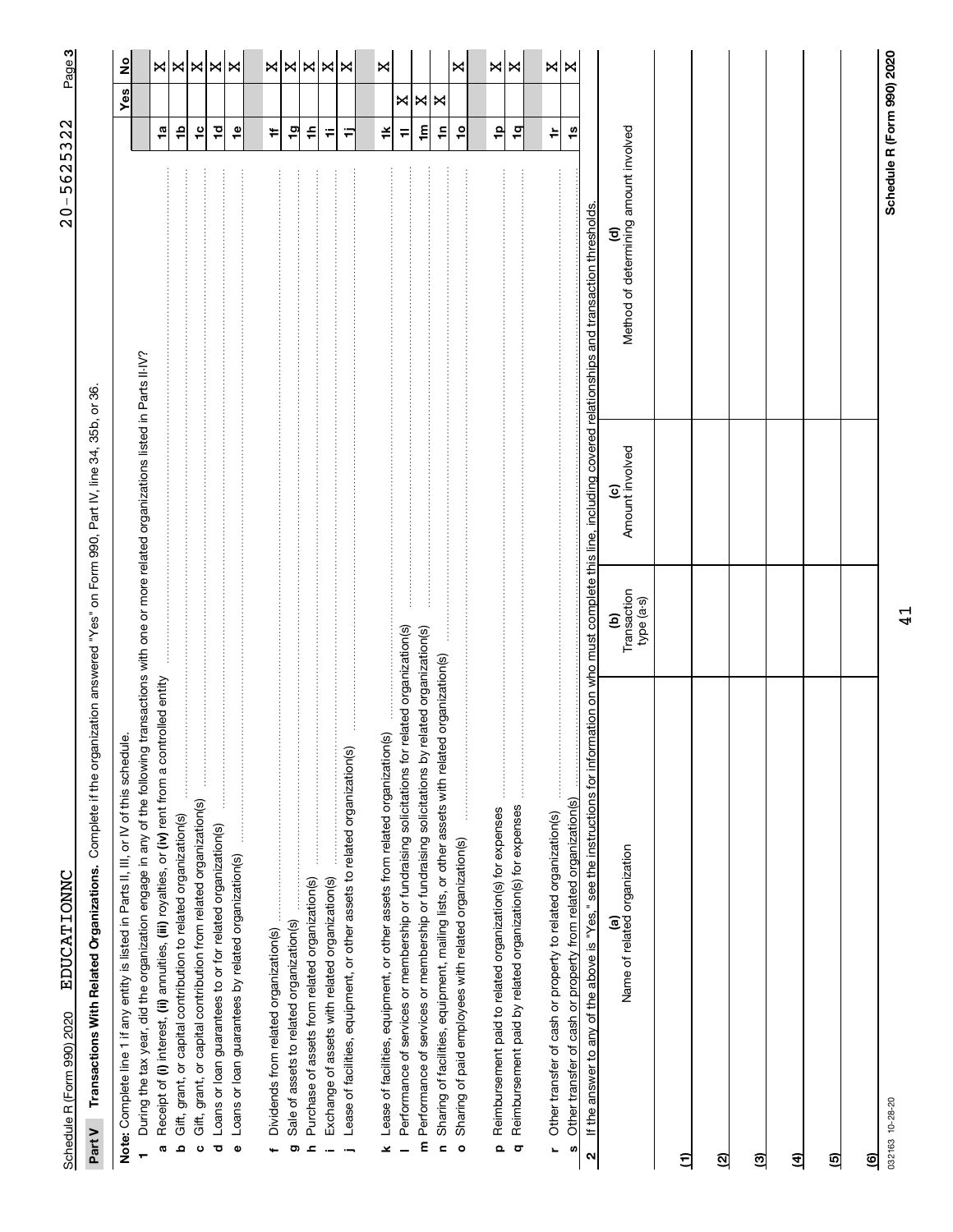Schedule R (Form 990) 2020 EDUCATIONNC 20-5625322 Page 3

## Part V Transactions With Related Organizations.

Complete if the organization answered "Yes" on Form 990, Part IV, line 34, 35b, or 36.

**Note:** Complete line 1 if any entity is listed in Parts II, III, or IV of this schedule.

| | | | Yes | No |
|---|---|---|---|---|
| **1** | During the tax year, did the organization engage in any of the following transactions with one or more related organizations listed in Parts II-IV? | | | |
| **a** | Receipt of **(i)** interest, **(ii)** annuities, **(iii)** royalties, or **(iv)** rent from a controlled entity | 1a | | X |
| **b** | Gift, grant, or capital contribution to related organization(s) | 1b | | X |
| **c** | Gift, grant, or capital contribution from related organization(s) | 1c | | X |
| **d** | Loans or loan guarantees to or for related organization(s) | 1d | | X |
| **e** | Loans or loan guarantees by related organization(s) | 1e | | X |
| **f** | Dividends from related organization(s) | 1f | | X |
| **g** | Sale of assets to related organization(s) | 1g | | X |
| **h** | Purchase of assets from related organization(s) | 1h | | X |
| **i** | Exchange of assets with related organization(s) | 1i | | X |
| **j** | Lease of facilities, equipment, or other assets to related organization(s) | 1j | | X |
| **k** | Lease of facilities, equipment, or other assets from related organization(s) | 1k | | X |
| **l** | Performance of services or membership or fundraising solicitations for related organization(s) | 1l | X | |
| **m** | Performance of services or membership or fundraising solicitations by related organization(s) | 1m | X | |
| **n** | Sharing of facilities, equipment, mailing lists, or other assets with related organization(s) | 1n | X | |
| **o** | Sharing of paid employees with related organization(s) | 1o | | X |
| **p** | Reimbursement paid to related organization(s) for expenses | 1p | | X |
| **q** | Reimbursement paid by related organization(s) for expenses | 1q | | X |
| **r** | Other transfer of cash or property to related organization(s) | 1r | | X |
| **s** | Other transfer of cash or property from related organization(s) | 1s | | X |

**2** If the answer to any of the above is "Yes," see the instructions for information on who must complete this line, including covered relationships and transaction thresholds.

| | (a) Name of related organization | (b) Transaction type (a-s) | (c) Amount involved | (d) Method of determining amount involved |
|---|---|---|---|---|
| (1) | | | | |
| (2) | | | | |
| (3) | | | | |
| (4) | | | | |
| (5) | | | | |
| (6) | | | | |

032163 10-28-20

Schedule R (Form 990) 2020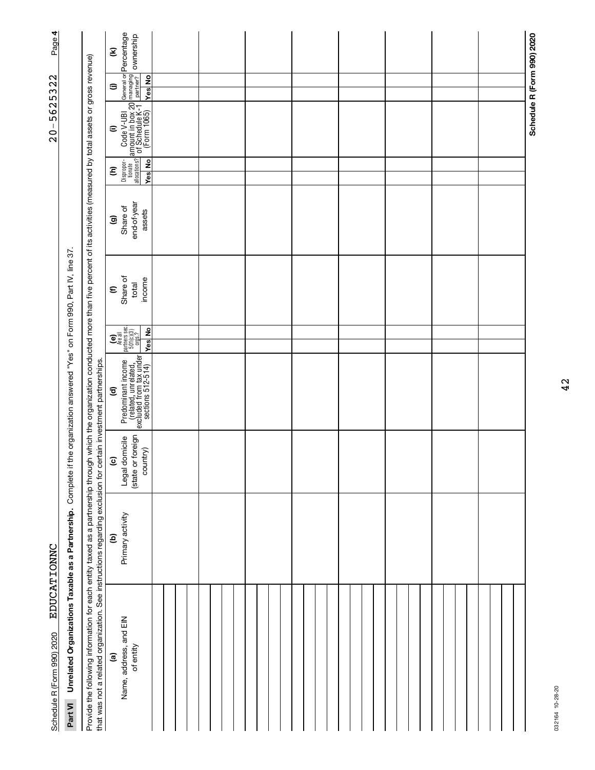Schedule R (Form 990) 2020 EDUCATIONNC 20-5625322

## Part VI Unrelated Organizations Taxable as a Partnership.

Complete if the organization answered "Yes" on Form 990, Part IV, line 37.

Provide the following information for each entity taxed as a partnership through which the organization conducted more than five percent of its activities (measured by total assets or gross revenue) that was not a related organization. See instructions regarding exclusion for certain investment partnerships.

| (a) Name, address, and EIN of entity | (b) Primary activity | (c) Legal domicile (state or foreign country) | (d) Predominant income (related, unrelated, excluded from tax under sections 512-514) | (e) Are all partners sec. 501(c)(3) orgs.? | | (f) Share of total income | (g) Share of end-of-year assets | (h) Disproportionate allocations? | | (i) Code V-UBI amount in box 20 of Schedule K-1 (Form 1065) | (j) General or managing partner? | | (k) Percentage ownership |
|---|---|---|---|---|---|---|---|---|---|---|---|---|---|
| | | | | Yes | No | | | Yes | No | | Yes | No | |
| | | | | | | | | | | | | | |
| | | | | | | | | | | | | | |
| | | | | | | | | | | | | | |
| | | | | | | | | | | | | | |
| | | | | | | | | | | | | | |
| | | | | | | | | | | | | | |
| | | | | | | | | | | | | | |
| | | | | | | | | | | | | | |

Schedule R (Form 990) 2020

032164 10-28-20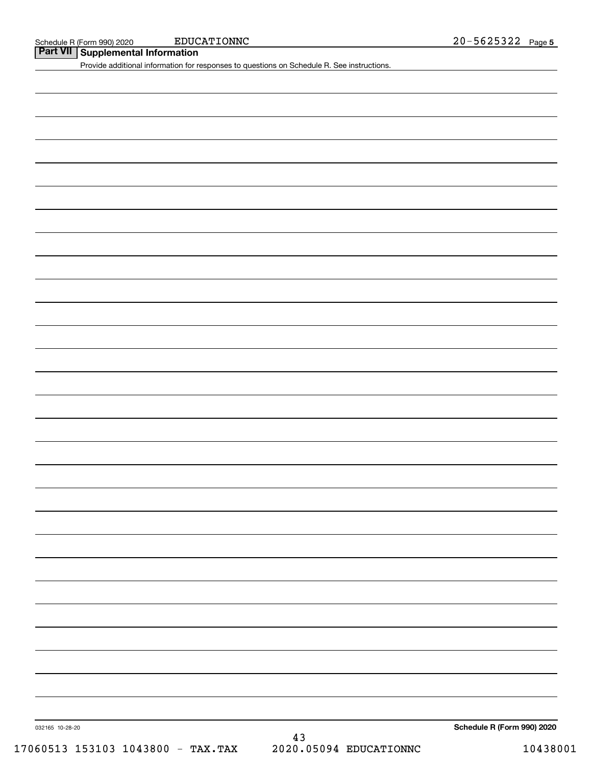## Part VII Supplemental Information

Provide additional information for responses to questions on Schedule R. See instructions.